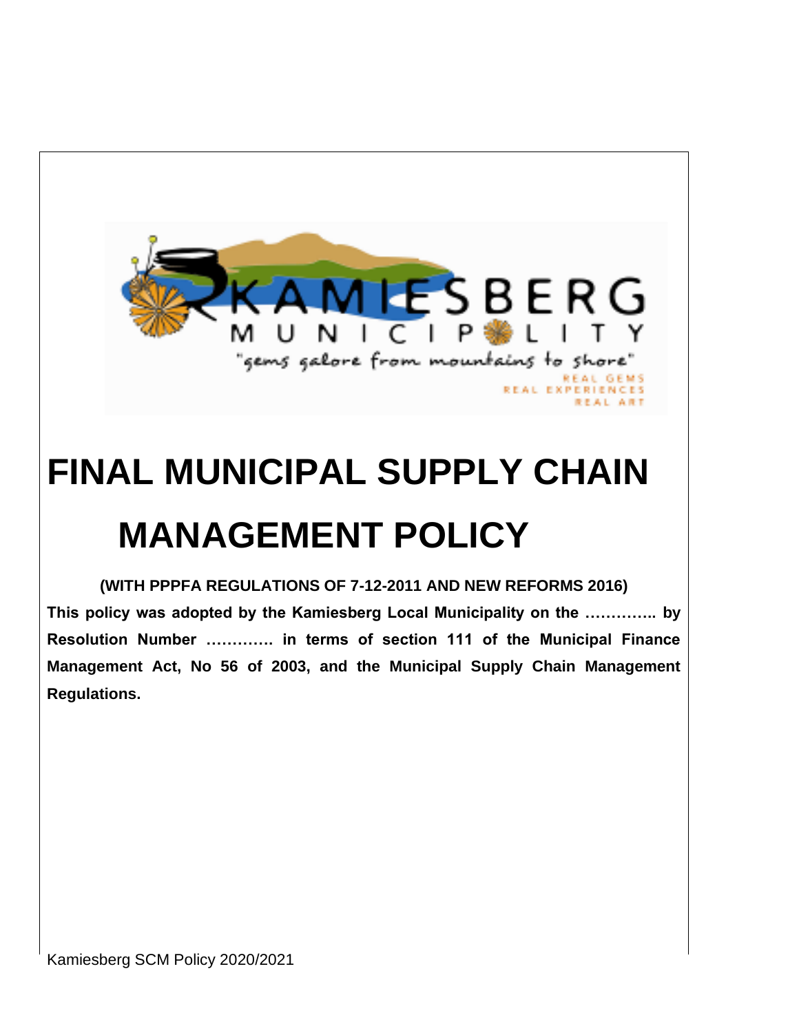# FINAL MUNICIPAL SUPPLY CHAIN MANAGEMENT POLICY

**(WITH PPPFA REGULATIONS OF 7-12-2011 AND NEW REFORMS 2016)**

**This policy was adopted by the Kamiesberg Local Municipality on the ………….. by Resolution Number …………. in terms of section 111 of the Municipal Finance Management Act, No 56 of 2003, and the Municipal Supply Chain Management Regulations.**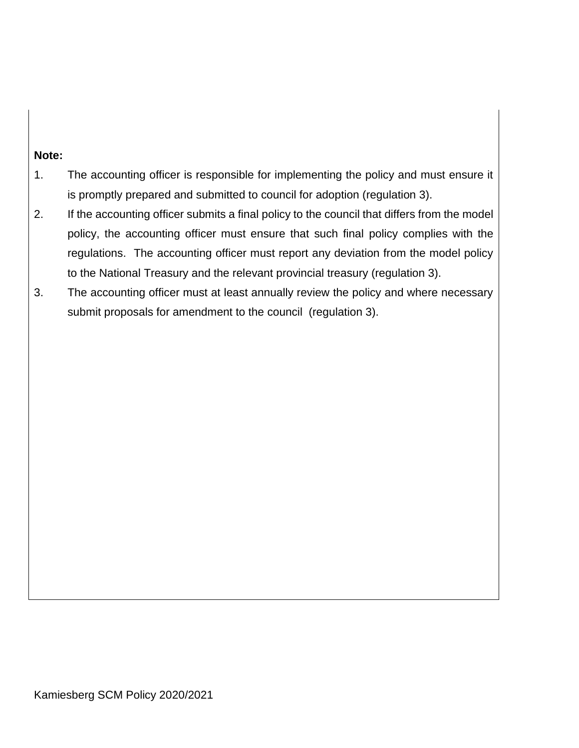**Note:**

1. The accounting officer is responsible for implementing the policy and must ensure it is promptly prepared and submitted to council for adoption (regulation 3).
2. If the accounting officer submits a final policy to the council that differs from the model policy, the accounting officer must ensure that such final policy complies with the regulations. The accounting officer must report any deviation from the model policy to the National Treasury and the relevant provincial treasury (regulation 3).
3. The accounting officer must at least annually review the policy and where necessary submit proposals for amendment to the council (regulation 3).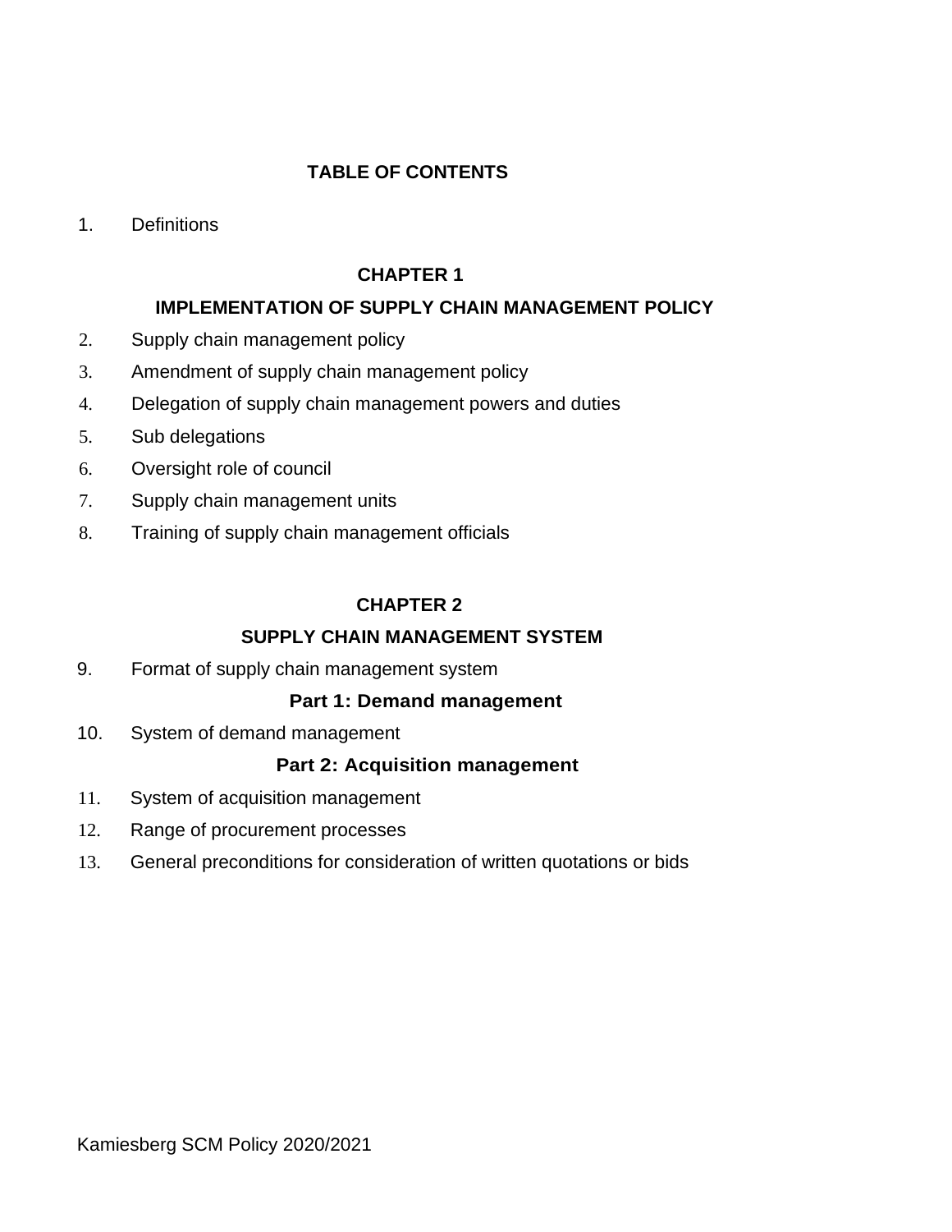## TABLE OF CONTENTS

1. Definitions

### CHAPTER 1

### IMPLEMENTATION OF SUPPLY CHAIN MANAGEMENT POLICY

2. Supply chain management policy
3. Amendment of supply chain management policy
4. Delegation of supply chain management powers and duties
5. Sub delegations
6. Oversight role of council
7. Supply chain management units
8. Training of supply chain management officials

### CHAPTER 2

### SUPPLY CHAIN MANAGEMENT SYSTEM

9. Format of supply chain management system

#### Part 1: Demand management

10. System of demand management

#### Part 2: Acquisition management

11. System of acquisition management
12. Range of procurement processes
13. General preconditions for consideration of written quotations or bids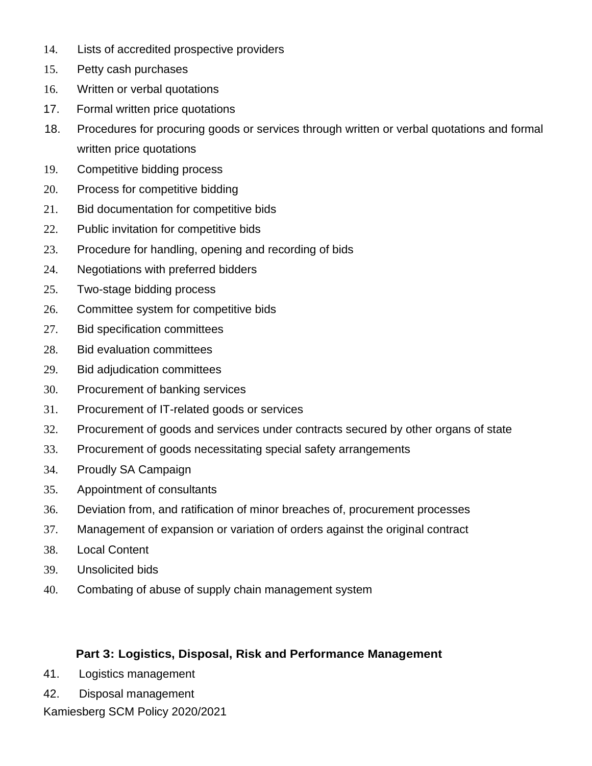14. Lists of accredited prospective providers
15. Petty cash purchases
16. Written or verbal quotations
17. Formal written price quotations
18. Procedures for procuring goods or services through written or verbal quotations and formal written price quotations
19. Competitive bidding process
20. Process for competitive bidding
21. Bid documentation for competitive bids
22. Public invitation for competitive bids
23. Procedure for handling, opening and recording of bids
24. Negotiations with preferred bidders
25. Two-stage bidding process
26. Committee system for competitive bids
27. Bid specification committees
28. Bid evaluation committees
29. Bid adjudication committees
30. Procurement of banking services
31. Procurement of IT-related goods or services
32. Procurement of goods and services under contracts secured by other organs of state
33. Procurement of goods necessitating special safety arrangements
34. Proudly SA Campaign
35. Appointment of consultants
36. Deviation from, and ratification of minor breaches of, procurement processes
37. Management of expansion or variation of orders against the original contract
38. Local Content
39. Unsolicited bids
40. Combating of abuse of supply chain management system

**Part 3: Logistics, Disposal, Risk and Performance Management**

41. Logistics management
42. Disposal management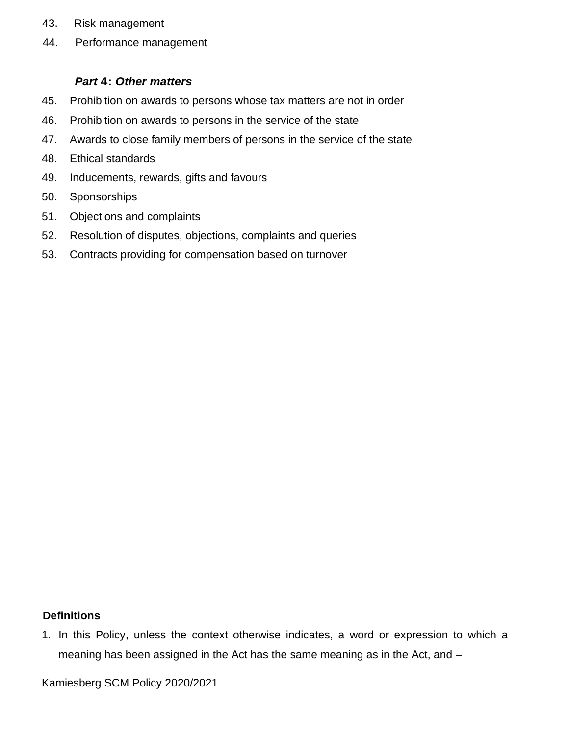43. Risk management
44. Performance management

***Part 4: Other matters***

45. Prohibition on awards to persons whose tax matters are not in order
46. Prohibition on awards to persons in the service of the state
47. Awards to close family members of persons in the service of the state
48. Ethical standards
49. Inducements, rewards, gifts and favours
50. Sponsorships
51. Objections and complaints
52. Resolution of disputes, objections, complaints and queries
53. Contracts providing for compensation based on turnover

**Definitions**

1. In this Policy, unless the context otherwise indicates, a word or expression to which a meaning has been assigned in the Act has the same meaning as in the Act, and –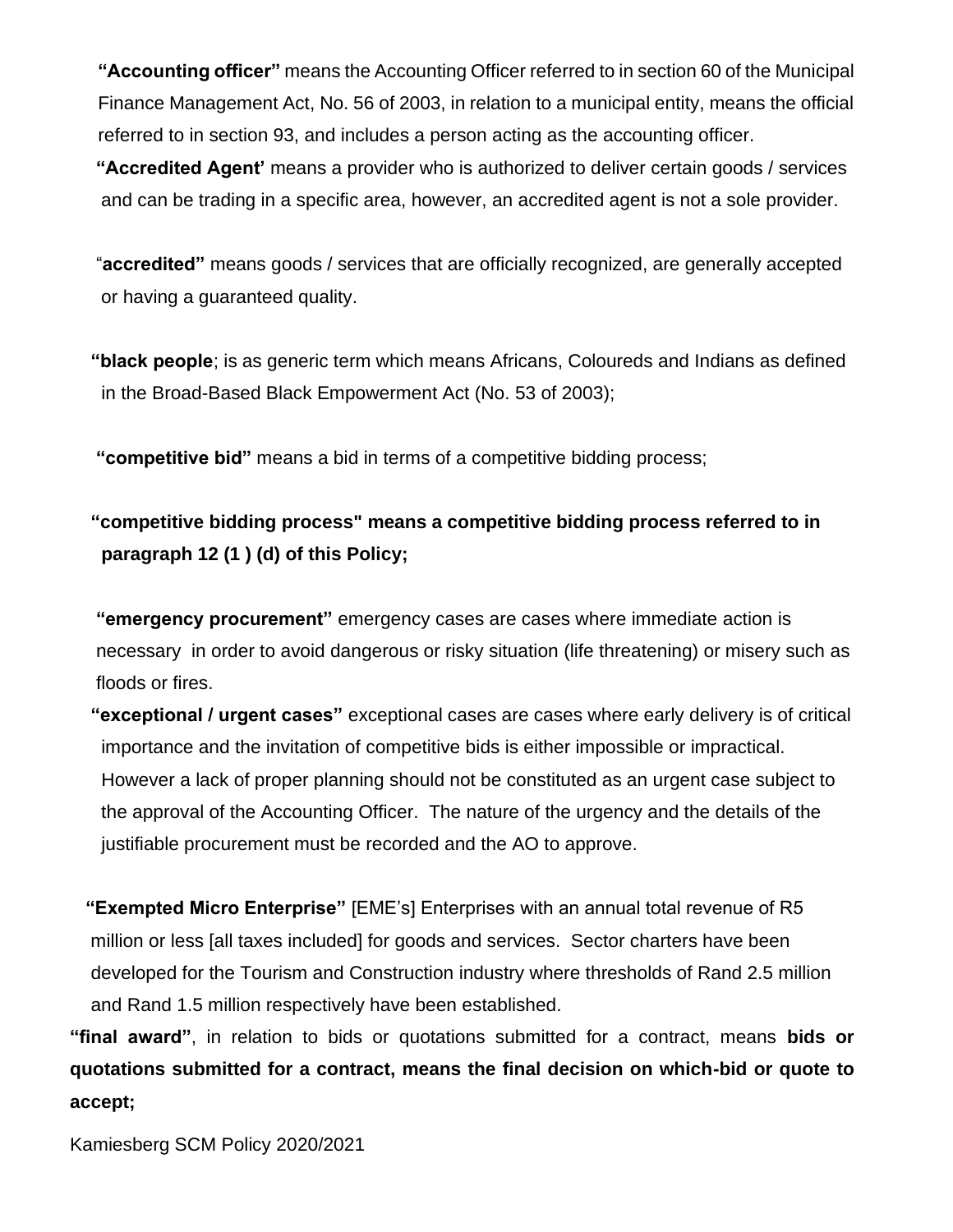**"Accounting officer"** means the Accounting Officer referred to in section 60 of the Municipal Finance Management Act, No. 56 of 2003, in relation to a municipal entity, means the official referred to in section 93, and includes a person acting as the accounting officer.

**"Accredited Agent'** means a provider who is authorized to deliver certain goods / services and can be trading in a specific area, however, an accredited agent is not a sole provider.

"**accredited"** means goods / services that are officially recognized, are generally accepted or having a guaranteed quality.

**"black people**; is as generic term which means Africans, Coloureds and Indians as defined in the Broad-Based Black Empowerment Act (No. 53 of 2003);

**"competitive bid"** means a bid in terms of a competitive bidding process;

**"competitive bidding process" means a competitive bidding process referred to in paragraph 12 (1 ) (d) of this Policy;**

**"emergency procurement"** emergency cases are cases where immediate action is necessary in order to avoid dangerous or risky situation (life threatening) or misery such as floods or fires.

**"exceptional / urgent cases"** exceptional cases are cases where early delivery is of critical importance and the invitation of competitive bids is either impossible or impractical. However a lack of proper planning should not be constituted as an urgent case subject to the approval of the Accounting Officer. The nature of the urgency and the details of the justifiable procurement must be recorded and the AO to approve.

**"Exempted Micro Enterprise"** [EME's] Enterprises with an annual total revenue of R5 million or less [all taxes included] for goods and services. Sector charters have been developed for the Tourism and Construction industry where thresholds of Rand 2.5 million and Rand 1.5 million respectively have been established.

**"final award"**, in relation to bids or quotations submitted for a contract, means **bids or quotations submitted for a contract, means the final decision on which-bid or quote to accept;**

Kamiesberg SCM Policy 2020/2021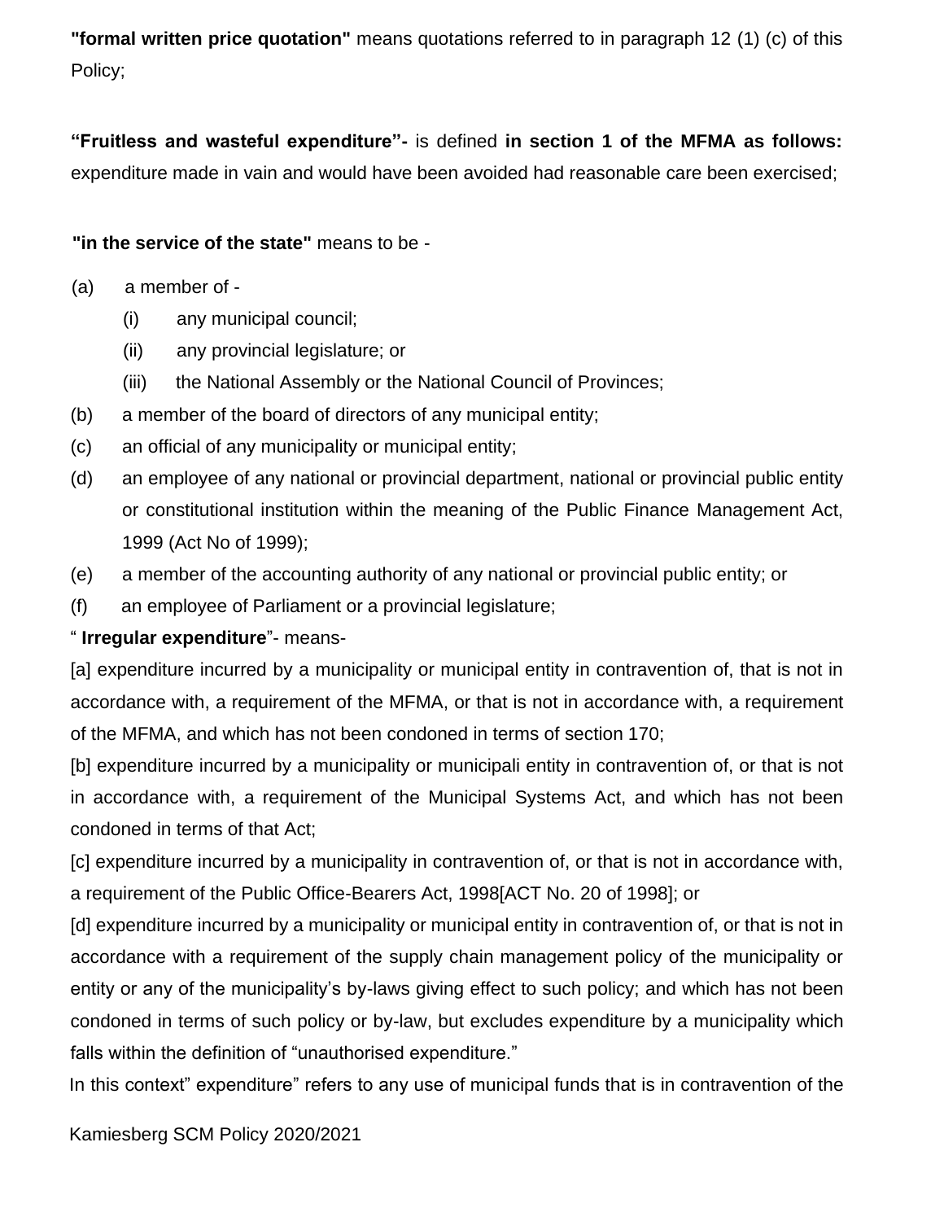**"formal written price quotation"** means quotations referred to in paragraph 12 (1) (c) of this Policy;

**"Fruitless and wasteful expenditure"-** is defined **in section 1 of the MFMA as follows:** expenditure made in vain and would have been avoided had reasonable care been exercised;

**"in the service of the state"** means to be -

(a) a member of -

  (i) any municipal council;

  (ii) any provincial legislature; or

  (iii) the National Assembly or the National Council of Provinces;

(b) a member of the board of directors of any municipal entity;

(c) an official of any municipality or municipal entity;

(d) an employee of any national or provincial department, national or provincial public entity or constitutional institution within the meaning of the Public Finance Management Act, 1999 (Act No of 1999);

(e) a member of the accounting authority of any national or provincial public entity; or

(f) an employee of Parliament or a provincial legislature;

" **Irregular expenditure**"- means-

[a] expenditure incurred by a municipality or municipal entity in contravention of, that is not in accordance with, a requirement of the MFMA, or that is not in accordance with, a requirement of the MFMA, and which has not been condoned in terms of section 170;

[b] expenditure incurred by a municipality or municipali entity in contravention of, or that is not in accordance with, a requirement of the Municipal Systems Act, and which has not been condoned in terms of that Act;

[c] expenditure incurred by a municipality in contravention of, or that is not in accordance with, a requirement of the Public Office-Bearers Act, 1998[ACT No. 20 of 1998]; or

[d] expenditure incurred by a municipality or municipal entity in contravention of, or that is not in accordance with a requirement of the supply chain management policy of the municipality or entity or any of the municipality's by-laws giving effect to such policy; and which has not been condoned in terms of such policy or by-law, but excludes expenditure by a municipality which falls within the definition of "unauthorised expenditure."

In this context" expenditure" refers to any use of municipal funds that is in contravention of the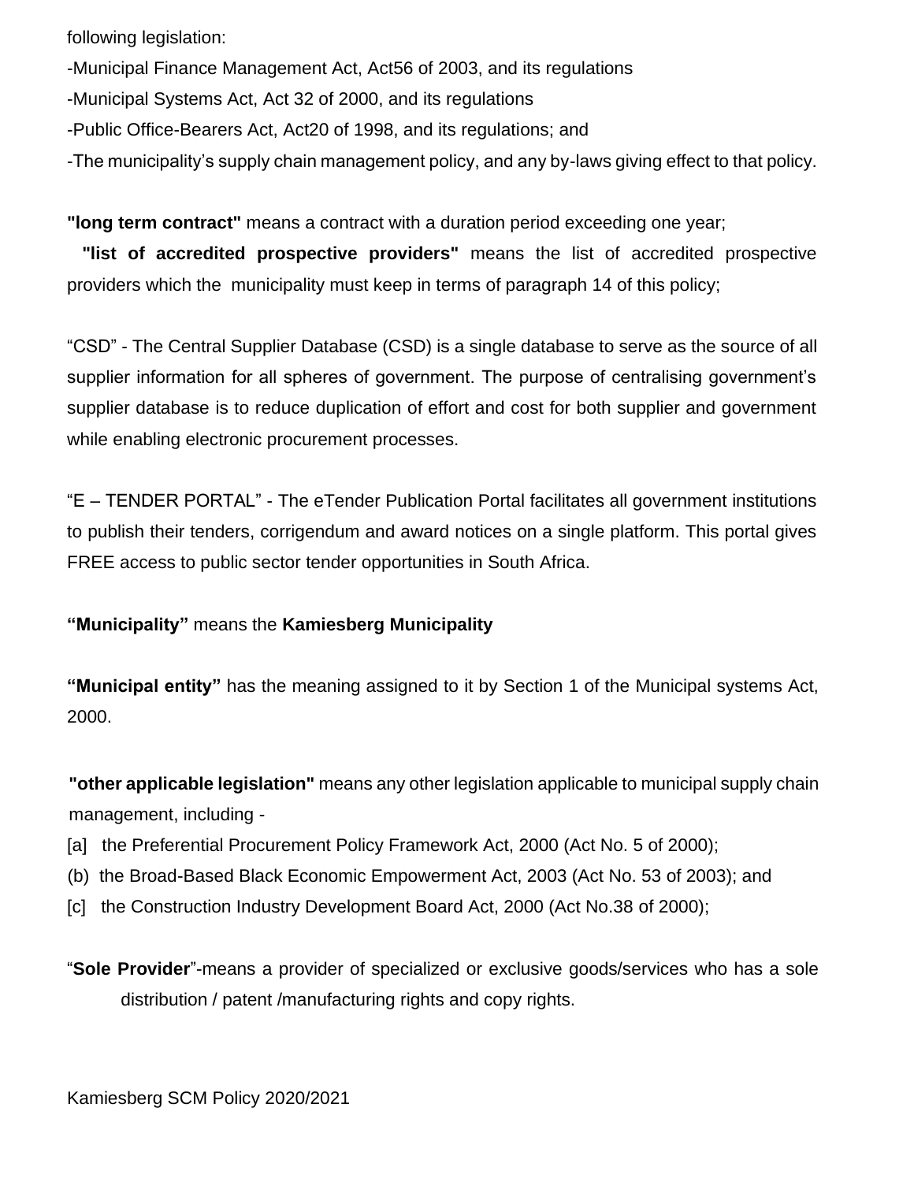following legislation:

-Municipal Finance Management Act, Act56 of 2003, and its regulations

-Municipal Systems Act, Act 32 of 2000, and its regulations

-Public Office-Bearers Act, Act20 of 1998, and its regulations; and

-The municipality's supply chain management policy, and any by-laws giving effect to that policy.

**"long term contract"** means a contract with a duration period exceeding one year;

**"list of accredited prospective providers"** means the list of accredited prospective providers which the municipality must keep in terms of paragraph 14 of this policy;

"CSD" - The Central Supplier Database (CSD) is a single database to serve as the source of all supplier information for all spheres of government. The purpose of centralising government's supplier database is to reduce duplication of effort and cost for both supplier and government while enabling electronic procurement processes.

"E – TENDER PORTAL" - The eTender Publication Portal facilitates all government institutions to publish their tenders, corrigendum and award notices on a single platform. This portal gives FREE access to public sector tender opportunities in South Africa.

**"Municipality"** means the **Kamiesberg Municipality**

**"Municipal entity"** has the meaning assigned to it by Section 1 of the Municipal systems Act, 2000.

**"other applicable legislation"** means any other legislation applicable to municipal supply chain management, including -

[a] the Preferential Procurement Policy Framework Act, 2000 (Act No. 5 of 2000);

(b) the Broad-Based Black Economic Empowerment Act, 2003 (Act No. 53 of 2003); and

[c] the Construction Industry Development Board Act, 2000 (Act No.38 of 2000);

"**Sole Provider**"-means a provider of specialized or exclusive goods/services who has a sole distribution / patent /manufacturing rights and copy rights.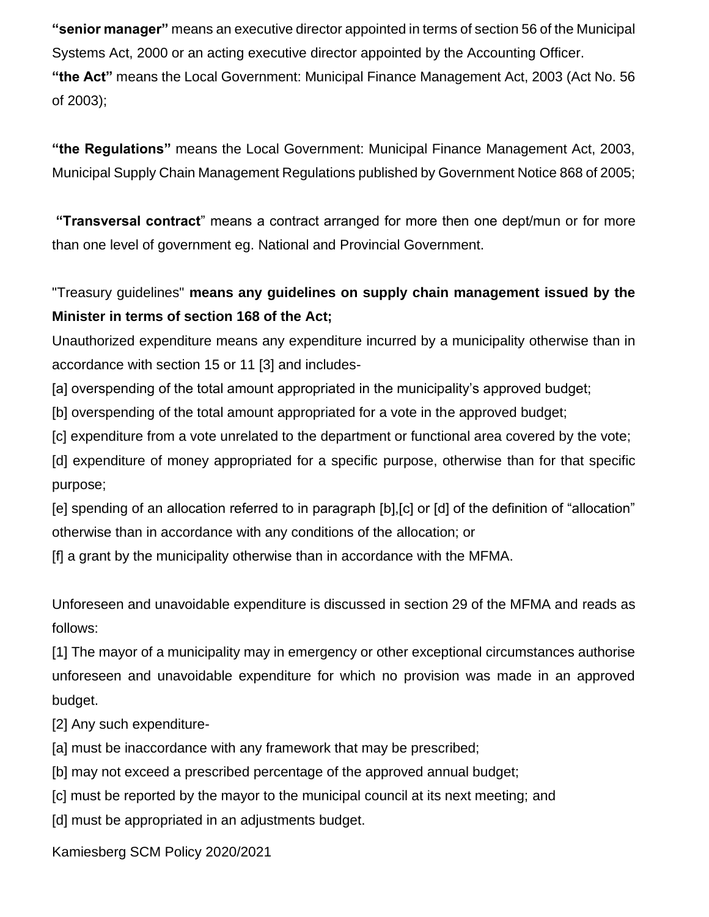**“senior manager”** means an executive director appointed in terms of section 56 of the Municipal Systems Act, 2000 or an acting executive director appointed by the Accounting Officer.

**“the Act”** means the Local Government: Municipal Finance Management Act, 2003 (Act No. 56 of 2003);

**“the Regulations”** means the Local Government: Municipal Finance Management Act, 2003, Municipal Supply Chain Management Regulations published by Government Notice 868 of 2005;

**“Transversal contract**” means a contract arranged for more then one dept/mun or for more than one level of government eg. National and Provincial Government.

"Treasury guidelines" **means any guidelines on supply chain management issued by the Minister in terms of section 168 of the Act;**

Unauthorized expenditure means any expenditure incurred by a municipality otherwise than in accordance with section 15 or 11 [3] and includes-

[a] overspending of the total amount appropriated in the municipality’s approved budget;

[b] overspending of the total amount appropriated for a vote in the approved budget;

[c] expenditure from a vote unrelated to the department or functional area covered by the vote;

[d] expenditure of money appropriated for a specific purpose, otherwise than for that specific purpose;

[e] spending of an allocation referred to in paragraph [b],[c] or [d] of the definition of “allocation” otherwise than in accordance with any conditions of the allocation; or

[f] a grant by the municipality otherwise than in accordance with the MFMA.

Unforeseen and unavoidable expenditure is discussed in section 29 of the MFMA and reads as follows:

[1] The mayor of a municipality may in emergency or other exceptional circumstances authorise unforeseen and unavoidable expenditure for which no provision was made in an approved budget.

[2] Any such expenditure-

[a] must be inaccordance with any framework that may be prescribed;

[b] may not exceed a prescribed percentage of the approved annual budget;

[c] must be reported by the mayor to the municipal council at its next meeting; and

[d] must be appropriated in an adjustments budget.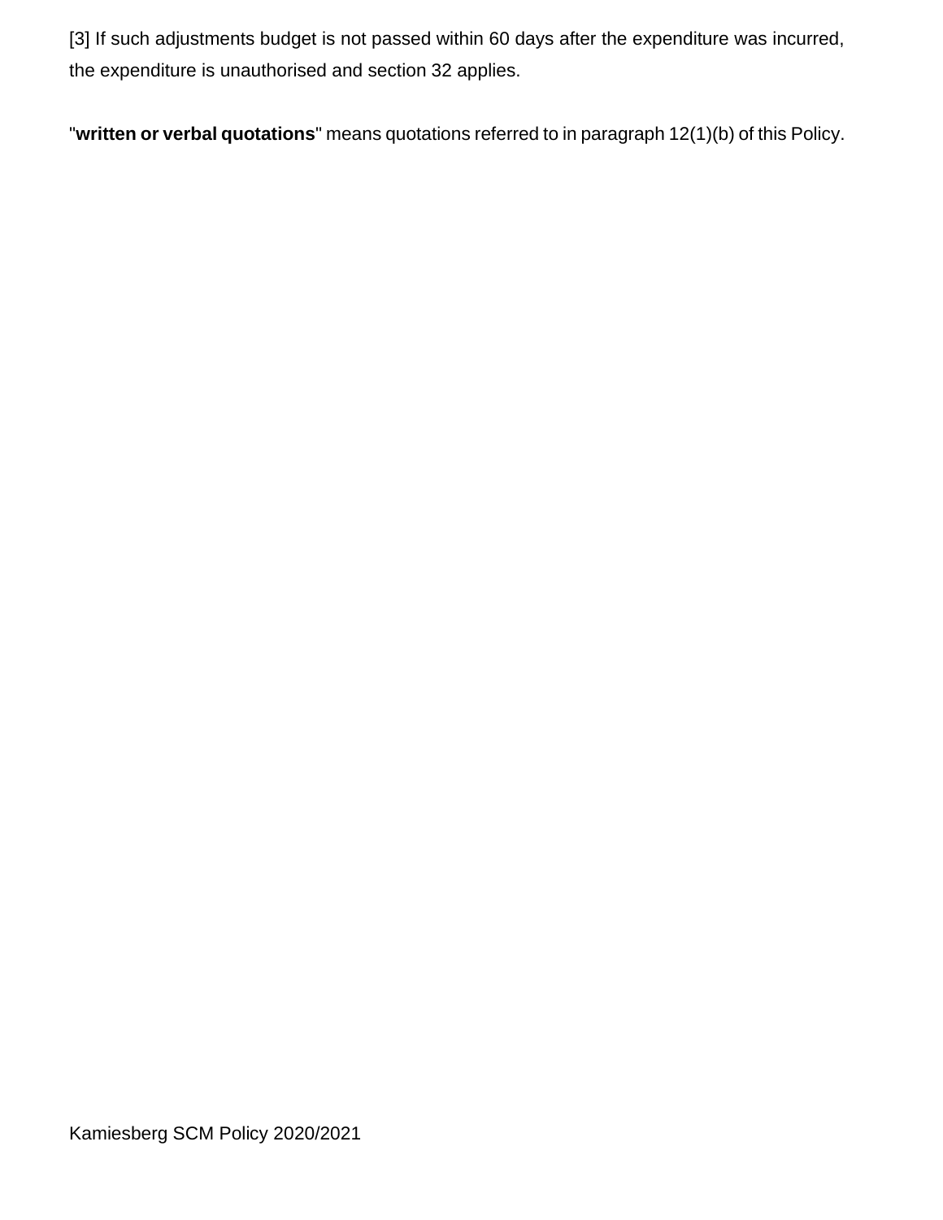[3] If such adjustments budget is not passed within 60 days after the expenditure was incurred, the expenditure is unauthorised and section 32 applies.

"**written or verbal quotations**" means quotations referred to in paragraph 12(1)(b) of this Policy.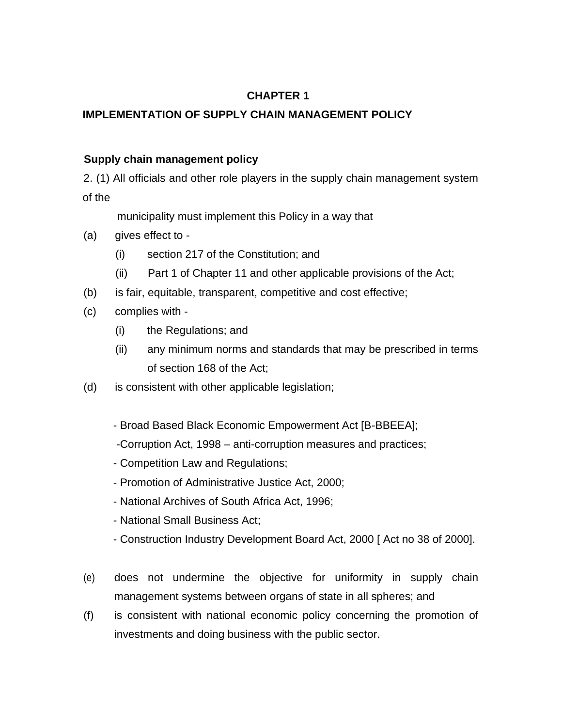# CHAPTER 1

## IMPLEMENTATION OF SUPPLY CHAIN MANAGEMENT POLICY

### Supply chain management policy

2. (1) All officials and other role players in the supply chain management system of the municipality must implement this Policy in a way that

(a) gives effect to -

  (i) section 217 of the Constitution; and

  (ii) Part 1 of Chapter 11 and other applicable provisions of the Act;

(b) is fair, equitable, transparent, competitive and cost effective;

(c) complies with -

  (i) the Regulations; and

  (ii) any minimum norms and standards that may be prescribed in terms of section 168 of the Act;

(d) is consistent with other applicable legislation;

- Broad Based Black Economic Empowerment Act [B-BBEEA];
- Corruption Act, 1998 – anti-corruption measures and practices;
- Competition Law and Regulations;
- Promotion of Administrative Justice Act, 2000;
- National Archives of South Africa Act, 1996;
- National Small Business Act;
- Construction Industry Development Board Act, 2000 [ Act no 38 of 2000].

(e) does not undermine the objective for uniformity in supply chain management systems between organs of state in all spheres; and

(f) is consistent with national economic policy concerning the promotion of investments and doing business with the public sector.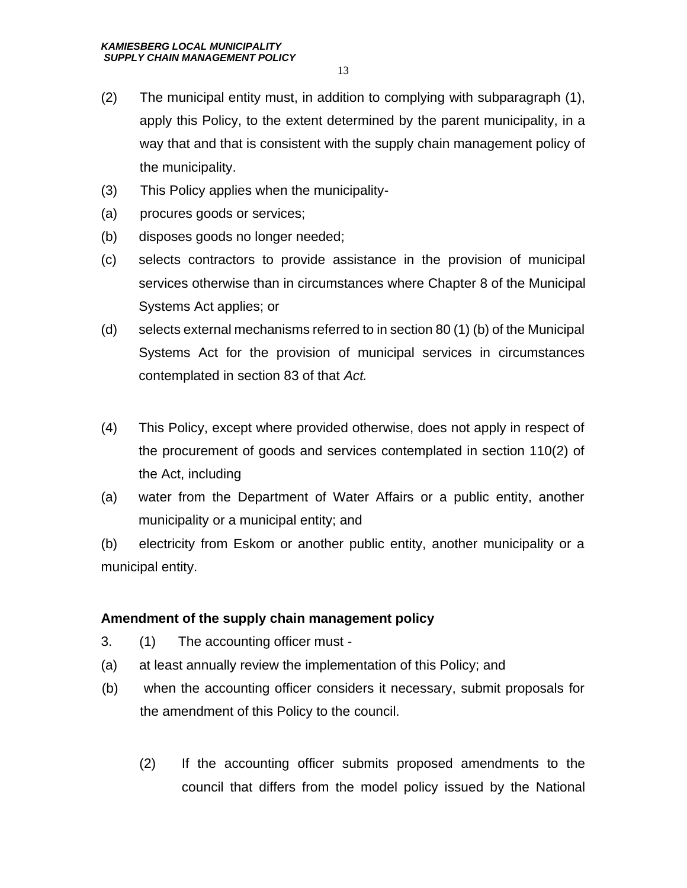(2) The municipal entity must, in addition to complying with subparagraph (1), apply this Policy, to the extent determined by the parent municipality, in a way that and that is consistent with the supply chain management policy of the municipality.

(3) This Policy applies when the municipality-

(a) procures goods or services;

(b) disposes goods no longer needed;

(c) selects contractors to provide assistance in the provision of municipal services otherwise than in circumstances where Chapter 8 of the Municipal Systems Act applies; or

(d) selects external mechanisms referred to in section 80 (1) (b) of the Municipal Systems Act for the provision of municipal services in circumstances contemplated in section 83 of that *Act.*

(4) This Policy, except where provided otherwise, does not apply in respect of the procurement of goods and services contemplated in section 110(2) of the Act, including

(a) water from the Department of Water Affairs or a public entity, another municipality or a municipal entity; and

(b) electricity from Eskom or another public entity, another municipality or a municipal entity.

**Amendment of the supply chain management policy**

3. (1) The accounting officer must -

(a) at least annually review the implementation of this Policy; and

(b) when the accounting officer considers it necessary, submit proposals for the amendment of this Policy to the council.

(2) If the accounting officer submits proposed amendments to the council that differs from the model policy issued by the National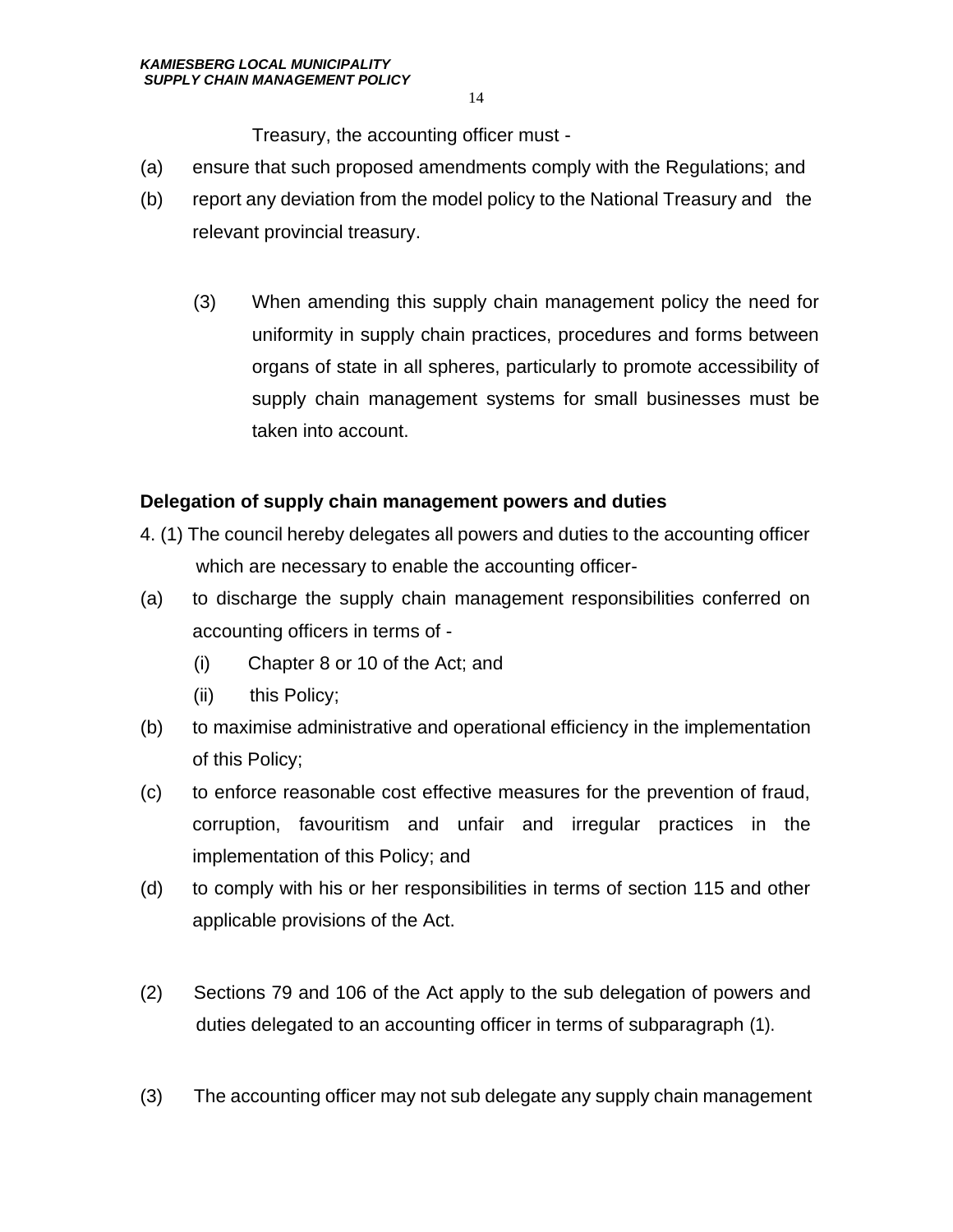Treasury, the accounting officer must -

(a) ensure that such proposed amendments comply with the Regulations; and

(b) report any deviation from the model policy to the National Treasury and the relevant provincial treasury.

(3) When amending this supply chain management policy the need for uniformity in supply chain practices, procedures and forms between organs of state in all spheres, particularly to promote accessibility of supply chain management systems for small businesses must be taken into account.

**Delegation of supply chain management powers and duties**

4. (1) The council hereby delegates all powers and duties to the accounting officer which are necessary to enable the accounting officer-

(a) to discharge the supply chain management responsibilities conferred on accounting officers in terms of -

   (i) Chapter 8 or 10 of the Act; and

   (ii) this Policy;

(b) to maximise administrative and operational efficiency in the implementation of this Policy;

(c) to enforce reasonable cost effective measures for the prevention of fraud, corruption, favouritism and unfair and irregular practices in the implementation of this Policy; and

(d) to comply with his or her responsibilities in terms of section 115 and other applicable provisions of the Act.

(2) Sections 79 and 106 of the Act apply to the sub delegation of powers and duties delegated to an accounting officer in terms of subparagraph (1).

(3) The accounting officer may not sub delegate any supply chain management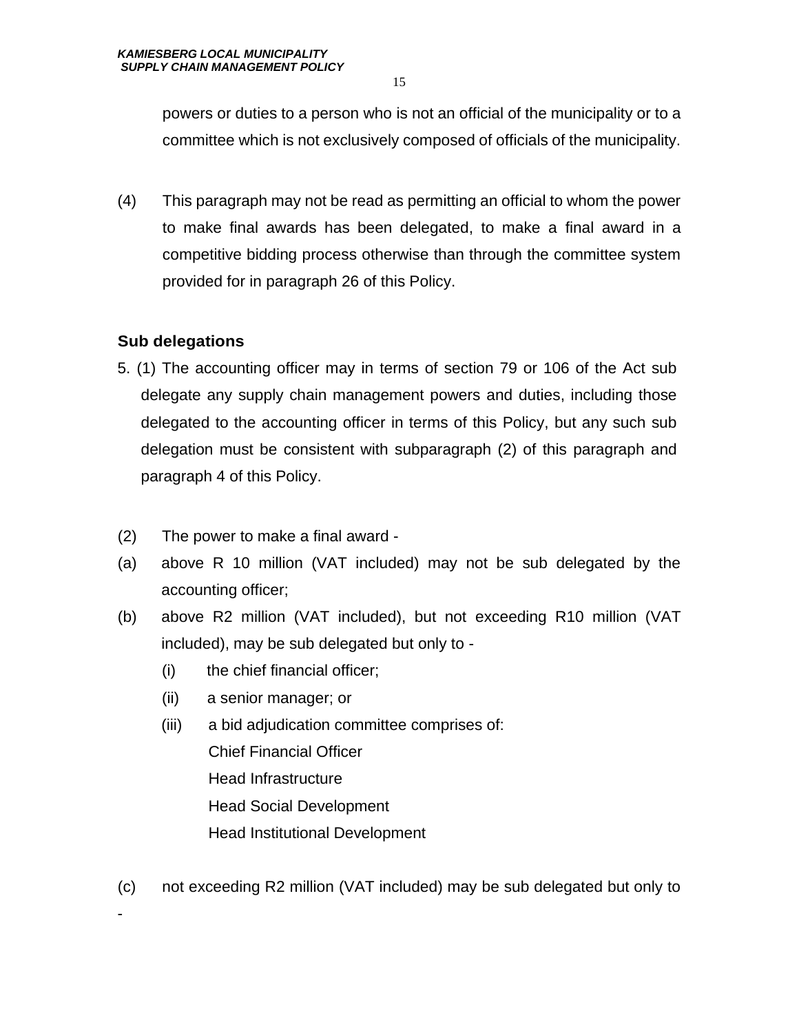powers or duties to a person who is not an official of the municipality or to a committee which is not exclusively composed of officials of the municipality.

(4) This paragraph may not be read as permitting an official to whom the power to make final awards has been delegated, to make a final award in a competitive bidding process otherwise than through the committee system provided for in paragraph 26 of this Policy.

**Sub delegations**

5. (1) The accounting officer may in terms of section 79 or 106 of the Act sub delegate any supply chain management powers and duties, including those delegated to the accounting officer in terms of this Policy, but any such sub delegation must be consistent with subparagraph (2) of this paragraph and paragraph 4 of this Policy.

(2) The power to make a final award -

(a) above R 10 million (VAT included) may not be sub delegated by the accounting officer;

(b) above R2 million (VAT included), but not exceeding R10 million (VAT included), may be sub delegated but only to -

  (i) the chief financial officer;

  (ii) a senior manager; or

  (iii) a bid adjudication committee comprises of:
    Chief Financial Officer
    Head Infrastructure
    Head Social Development
    Head Institutional Development

(c) not exceeding R2 million (VAT included) may be sub delegated but only to -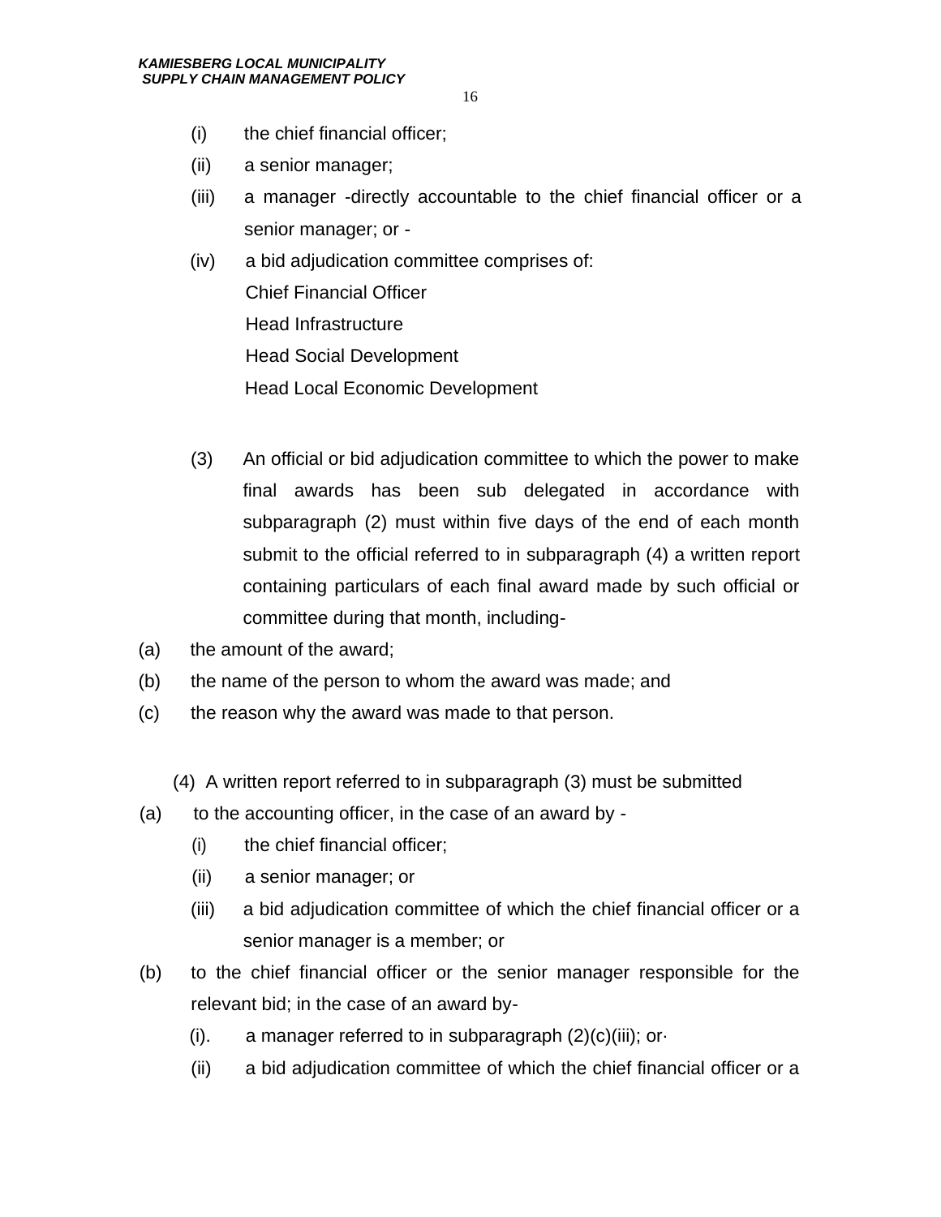(i) the chief financial officer;

(ii) a senior manager;

(iii) a manager -directly accountable to the chief financial officer or a senior manager; or -

(iv) a bid adjudication committee comprises of:
Chief Financial Officer
Head Infrastructure
Head Social Development
Head Local Economic Development

(3) An official or bid adjudication committee to which the power to make final awards has been sub delegated in accordance with subparagraph (2) must within five days of the end of each month submit to the official referred to in subparagraph (4) a written report containing particulars of each final award made by such official or committee during that month, including-

(a) the amount of the award;

(b) the name of the person to whom the award was made; and

(c) the reason why the award was made to that person.

(4) A written report referred to in subparagraph (3) must be submitted

(a) to the accounting officer, in the case of an award by -

(i) the chief financial officer;

(ii) a senior manager; or

(iii) a bid adjudication committee of which the chief financial officer or a senior manager is a member; or

(b) to the chief financial officer or the senior manager responsible for the relevant bid; in the case of an award by-

(i). a manager referred to in subparagraph (2)(c)(iii); or·

(ii) a bid adjudication committee of which the chief financial officer or a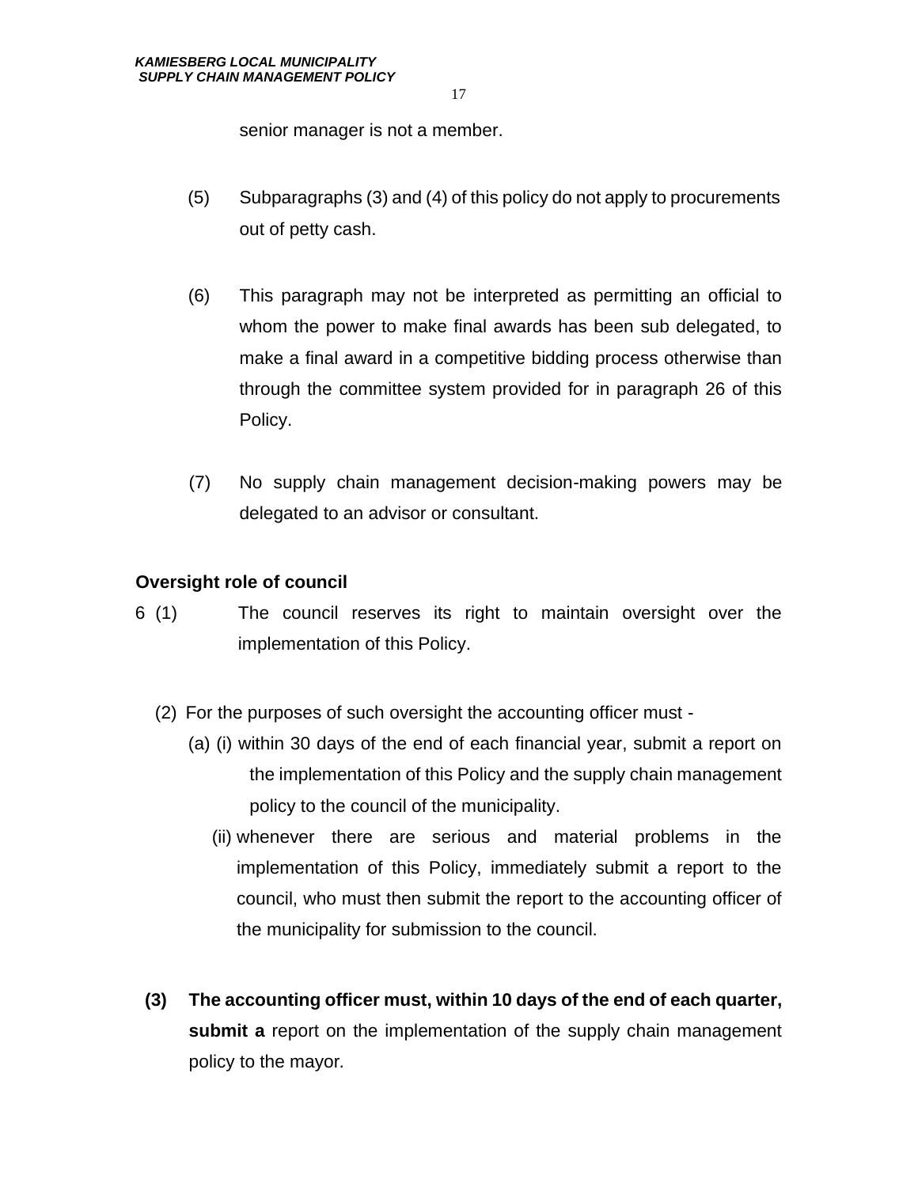senior manager is not a member.

(5) Subparagraphs (3) and (4) of this policy do not apply to procurements out of petty cash.

(6) This paragraph may not be interpreted as permitting an official to whom the power to make final awards has been sub delegated, to make a final award in a competitive bidding process otherwise than through the committee system provided for in paragraph 26 of this Policy.

(7) No supply chain management decision-making powers may be delegated to an advisor or consultant.

**Oversight role of council**

6 (1) The council reserves its right to maintain oversight over the implementation of this Policy.

(2) For the purposes of such oversight the accounting officer must -

(a) (i) within 30 days of the end of each financial year, submit a report on the implementation of this Policy and the supply chain management policy to the council of the municipality.

(ii) whenever there are serious and material problems in the implementation of this Policy, immediately submit a report to the council, who must then submit the report to the accounting officer of the municipality for submission to the council.

**(3) The accounting officer must, within 10 days of the end of each quarter, submit a** report on the implementation of the supply chain management policy to the mayor.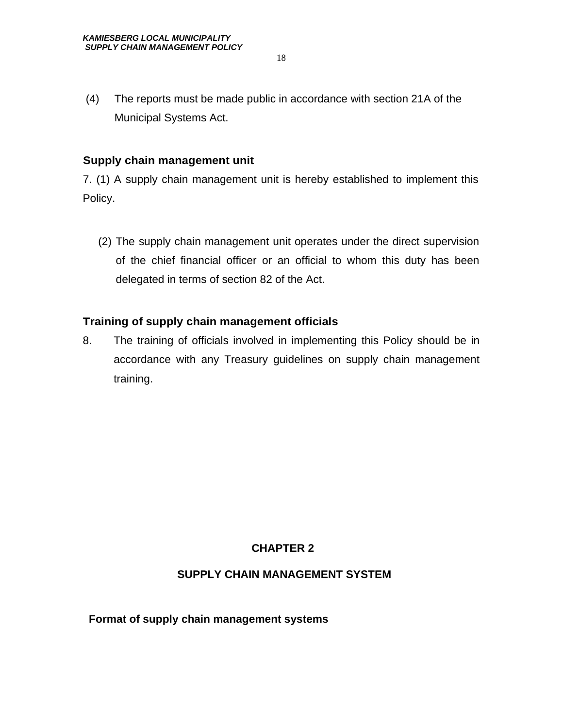(4) The reports must be made public in accordance with section 21A of the Municipal Systems Act.

**Supply chain management unit**

7. (1) A supply chain management unit is hereby established to implement this Policy.

(2) The supply chain management unit operates under the direct supervision of the chief financial officer or an official to whom this duty has been delegated in terms of section 82 of the Act.

**Training of supply chain management officials**

8. The training of officials involved in implementing this Policy should be in accordance with any Treasury guidelines on supply chain management training.

## CHAPTER 2

## SUPPLY CHAIN MANAGEMENT SYSTEM

**Format of supply chain management systems**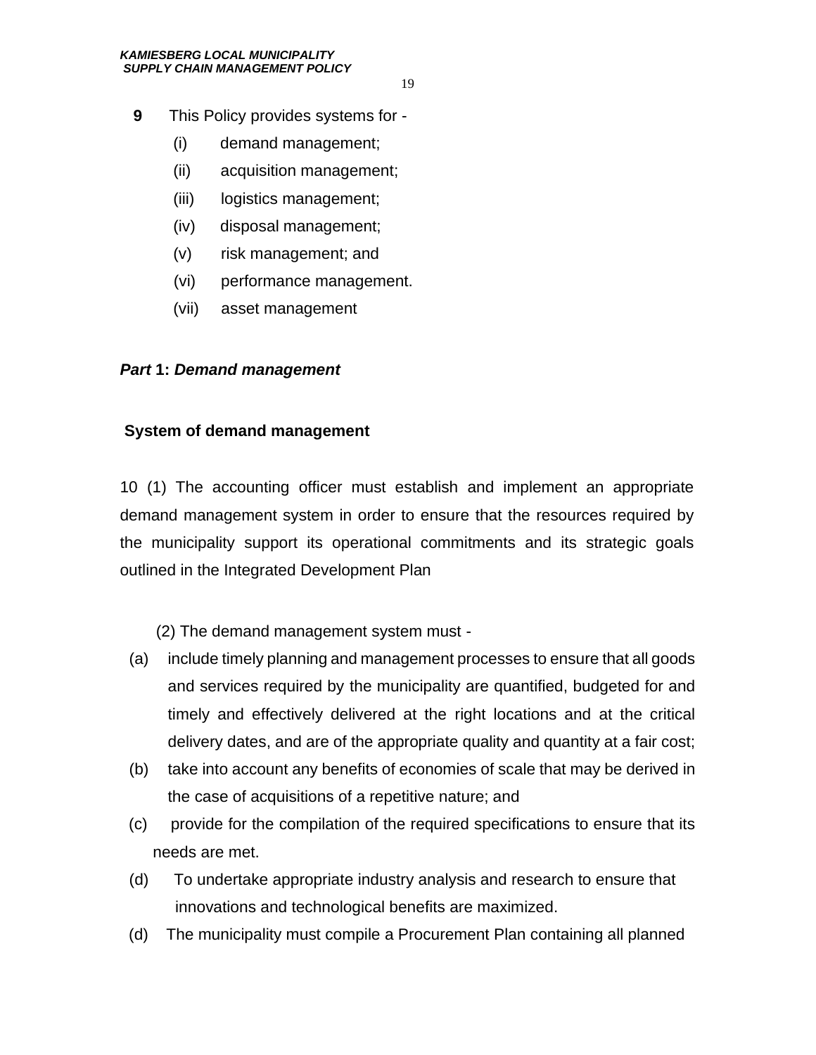**9** This Policy provides systems for -

(i) demand management;

(ii) acquisition management;

(iii) logistics management;

(iv) disposal management;

(v) risk management; and

(vi) performance management.

(vii) asset management

***Part* 1: *Demand management***

**System of demand management**

10 (1) The accounting officer must establish and implement an appropriate demand management system in order to ensure that the resources required by the municipality support its operational commitments and its strategic goals outlined in the Integrated Development Plan

(2) The demand management system must -

(a) include timely planning and management processes to ensure that all goods and services required by the municipality are quantified, budgeted for and timely and effectively delivered at the right locations and at the critical delivery dates, and are of the appropriate quality and quantity at a fair cost;

(b) take into account any benefits of economies of scale that may be derived in the case of acquisitions of a repetitive nature; and

(c) provide for the compilation of the required specifications to ensure that its needs are met.

(d) To undertake appropriate industry analysis and research to ensure that innovations and technological benefits are maximized.

(d) The municipality must compile a Procurement Plan containing all planned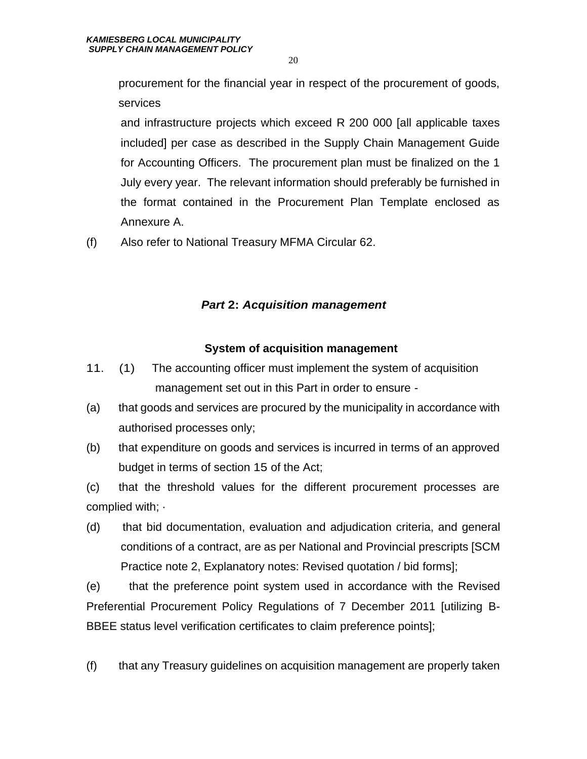procurement for the financial year in respect of the procurement of goods, services

and infrastructure projects which exceed R 200 000 [all applicable taxes included] per case as described in the Supply Chain Management Guide for Accounting Officers. The procurement plan must be finalized on the 1 July every year. The relevant information should preferably be furnished in the format contained in the Procurement Plan Template enclosed as Annexure A.

(f) Also refer to National Treasury MFMA Circular 62.

## *Part* 2: *Acquisition management*

### System of acquisition management

11. (1) The accounting officer must implement the system of acquisition management set out in this Part in order to ensure -

(a) that goods and services are procured by the municipality in accordance with authorised processes only;

(b) that expenditure on goods and services is incurred in terms of an approved budget in terms of section 15 of the Act;

(c) that the threshold values for the different procurement processes are complied with; ·

(d) that bid documentation, evaluation and adjudication criteria, and general conditions of a contract, are as per National and Provincial prescripts [SCM Practice note 2, Explanatory notes: Revised quotation / bid forms];

(e) that the preference point system used in accordance with the Revised Preferential Procurement Policy Regulations of 7 December 2011 [utilizing B-BBEE status level verification certificates to claim preference points];

(f) that any Treasury guidelines on acquisition management are properly taken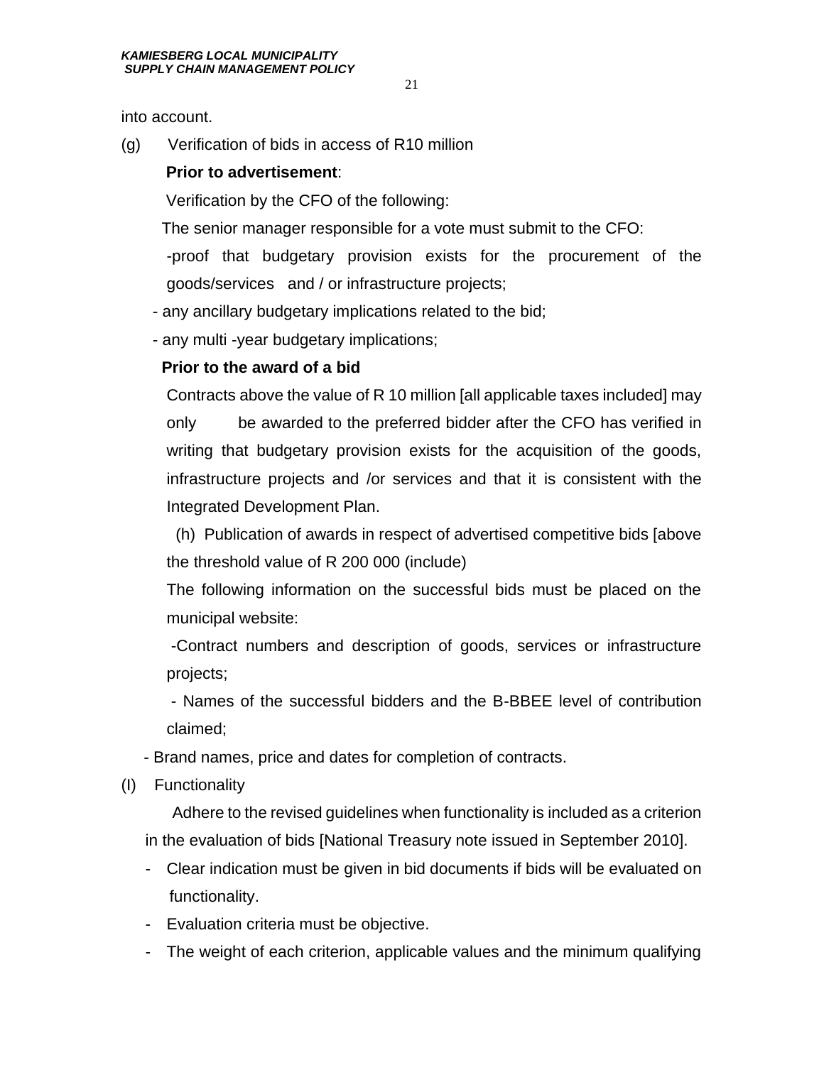into account.

(g) Verification of bids in access of R10 million

**Prior to advertisement**:

Verification by the CFO of the following:

The senior manager responsible for a vote must submit to the CFO:

-proof that budgetary provision exists for the procurement of the goods/services and / or infrastructure projects;

- any ancillary budgetary implications related to the bid;
- any multi -year budgetary implications;

**Prior to the award of a bid**

Contracts above the value of R 10 million [all applicable taxes included] may only be awarded to the preferred bidder after the CFO has verified in writing that budgetary provision exists for the acquisition of the goods, infrastructure projects and /or services and that it is consistent with the Integrated Development Plan.

(h) Publication of awards in respect of advertised competitive bids [above the threshold value of R 200 000 (include)

The following information on the successful bids must be placed on the municipal website:

-Contract numbers and description of goods, services or infrastructure projects;

- Names of the successful bidders and the B-BBEE level of contribution claimed;
- Brand names, price and dates for completion of contracts.

(I) Functionality

Adhere to the revised guidelines when functionality is included as a criterion in the evaluation of bids [National Treasury note issued in September 2010].

- Clear indication must be given in bid documents if bids will be evaluated on functionality.
- Evaluation criteria must be objective.
- The weight of each criterion, applicable values and the minimum qualifying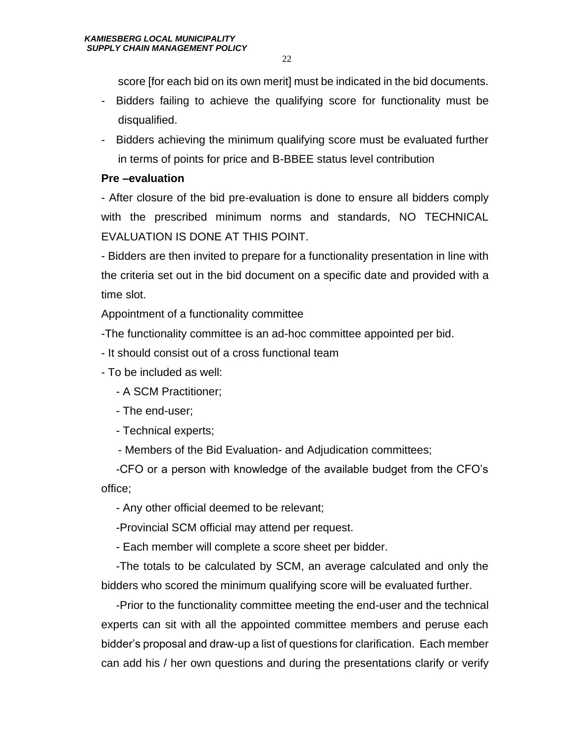score [for each bid on its own merit] must be indicated in the bid documents.

- Bidders failing to achieve the qualifying score for functionality must be disqualified.
- Bidders achieving the minimum qualifying score must be evaluated further in terms of points for price and B-BBEE status level contribution

**Pre –evaluation**

- After closure of the bid pre-evaluation is done to ensure all bidders comply with the prescribed minimum norms and standards, NO TECHNICAL EVALUATION IS DONE AT THIS POINT.

- Bidders are then invited to prepare for a functionality presentation in line with the criteria set out in the bid document on a specific date and provided with a time slot.

Appointment of a functionality committee

-The functionality committee is an ad-hoc committee appointed per bid.

- It should consist out of a cross functional team

- To be included as well:

  - A SCM Practitioner;
  - The end-user;
  - Technical experts;
  - Members of the Bid Evaluation- and Adjudication committees;
  - CFO or a person with knowledge of the available budget from the CFO's office;
  - Any other official deemed to be relevant;
  - Provincial SCM official may attend per request.
  - Each member will complete a score sheet per bidder.
  - The totals to be calculated by SCM, an average calculated and only the bidders who scored the minimum qualifying score will be evaluated further.
  - Prior to the functionality committee meeting the end-user and the technical experts can sit with all the appointed committee members and peruse each bidder's proposal and draw-up a list of questions for clarification. Each member can add his / her own questions and during the presentations clarify or verify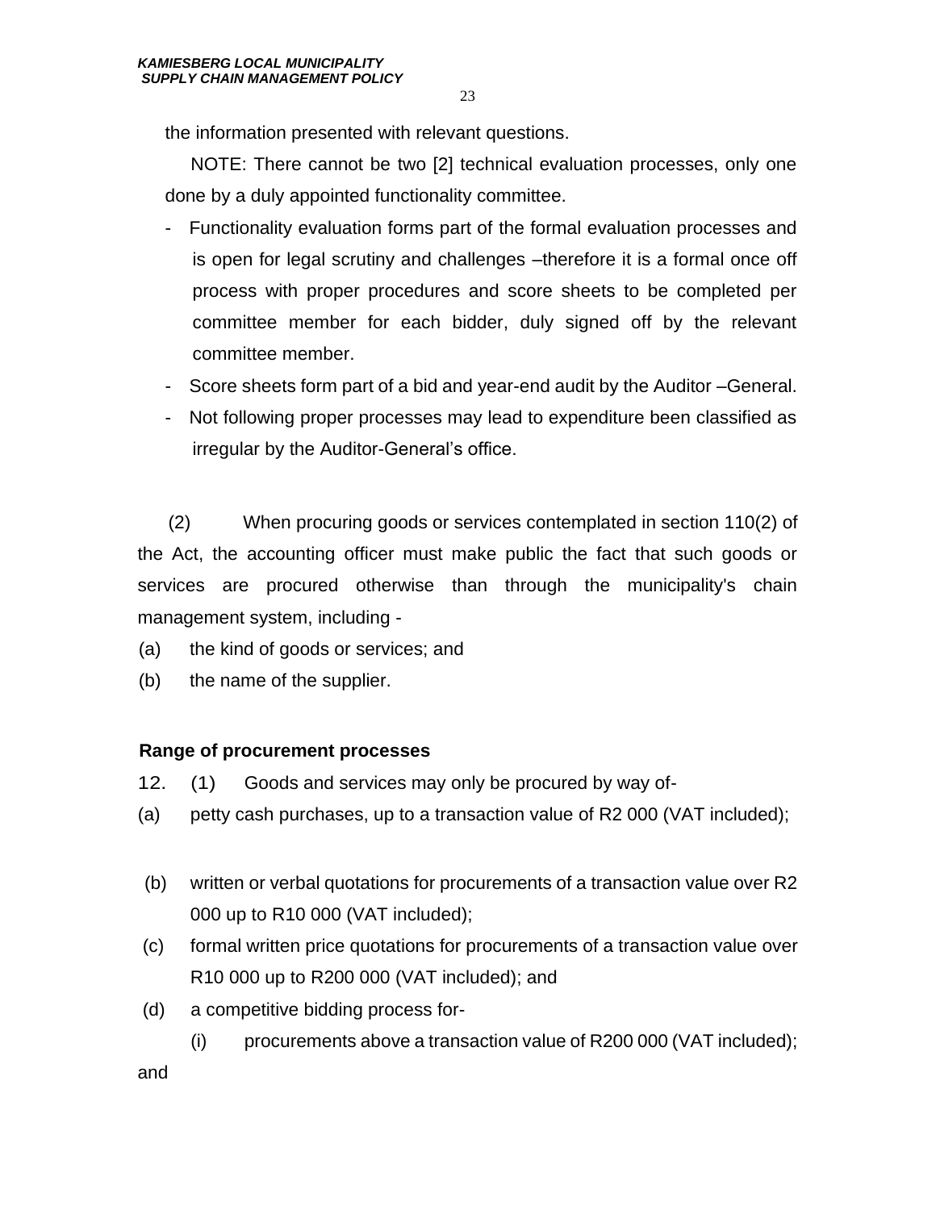the information presented with relevant questions.

NOTE: There cannot be two [2] technical evaluation processes, only one done by a duly appointed functionality committee.

- Functionality evaluation forms part of the formal evaluation processes and is open for legal scrutiny and challenges –therefore it is a formal once off process with proper procedures and score sheets to be completed per committee member for each bidder, duly signed off by the relevant committee member.
- Score sheets form part of a bid and year-end audit by the Auditor –General.
- Not following proper processes may lead to expenditure been classified as irregular by the Auditor-General's office.

(2) When procuring goods or services contemplated in section 110(2) of the Act, the accounting officer must make public the fact that such goods or services are procured otherwise than through the municipality's chain management system, including -

(a) the kind of goods or services; and

(b) the name of the supplier.

**Range of procurement processes**

12. (1) Goods and services may only be procured by way of-

(a) petty cash purchases, up to a transaction value of R2 000 (VAT included);

(b) written or verbal quotations for procurements of a transaction value over R2 000 up to R10 000 (VAT included);

(c) formal written price quotations for procurements of a transaction value over R10 000 up to R200 000 (VAT included); and

(d) a competitive bidding process for-

(i) procurements above a transaction value of R200 000 (VAT included); and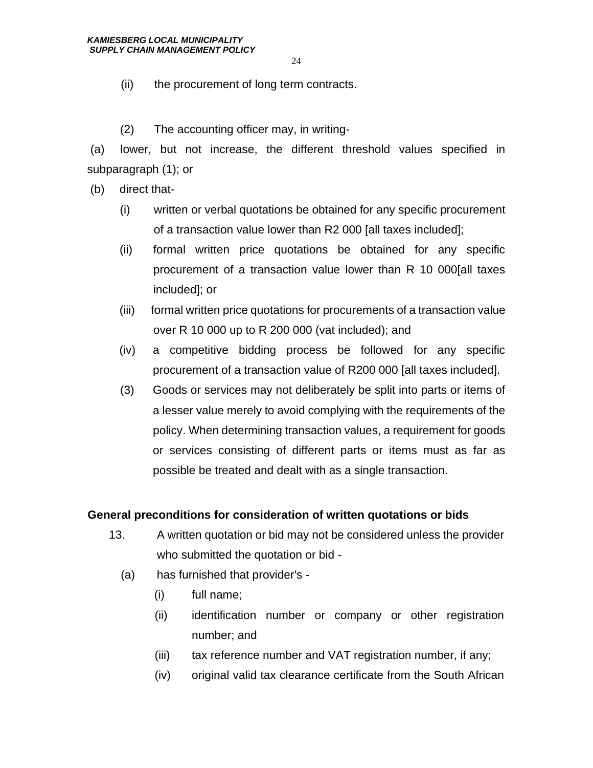(ii) the procurement of long term contracts.

(2) The accounting officer may, in writing-

(a) lower, but not increase, the different threshold values specified in subparagraph (1); or

(b) direct that-

- (i) written or verbal quotations be obtained for any specific procurement of a transaction value lower than R2 000 [all taxes included];
- (ii) formal written price quotations be obtained for any specific procurement of a transaction value lower than R 10 000[all taxes included]; or
- (iii) formal written price quotations for procurements of a transaction value over R 10 000 up to R 200 000 (vat included); and
- (iv) a competitive bidding process be followed for any specific procurement of a transaction value of R200 000 [all taxes included].

(3) Goods or services may not deliberately be split into parts or items of a lesser value merely to avoid complying with the requirements of the policy. When determining transaction values, a requirement for goods or services consisting of different parts or items must as far as possible be treated and dealt with as a single transaction.

**General preconditions for consideration of written quotations or bids**

13. A written quotation or bid may not be considered unless the provider who submitted the quotation or bid -

(a) has furnished that provider's -

- (i) full name;
- (ii) identification number or company or other registration number; and
- (iii) tax reference number and VAT registration number, if any;
- (iv) original valid tax clearance certificate from the South African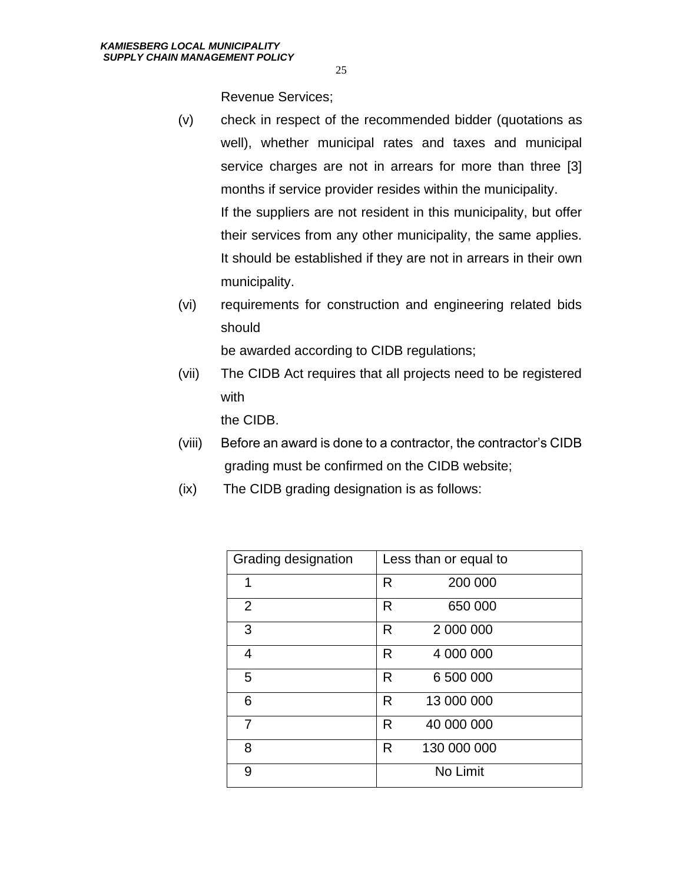Revenue Services;

(v) check in respect of the recommended bidder (quotations as well), whether municipal rates and taxes and municipal service charges are not in arrears for more than three [3] months if service provider resides within the municipality.
If the suppliers are not resident in this municipality, but offer their services from any other municipality, the same applies. It should be established if they are not in arrears in their own municipality.

(vi) requirements for construction and engineering related bids should
be awarded according to CIDB regulations;

(vii) The CIDB Act requires that all projects need to be registered with
the CIDB.

(viii) Before an award is done to a contractor, the contractor's CIDB grading must be confirmed on the CIDB website;

(ix) The CIDB grading designation is as follows:

| Grading designation | Less than or equal to |
|---|---|
| 1 | R 200 000 |
| 2 | R 650 000 |
| 3 | R 2 000 000 |
| 4 | R 4 000 000 |
| 5 | R 6 500 000 |
| 6 | R 13 000 000 |
| 7 | R 40 000 000 |
| 8 | R 130 000 000 |
| 9 | No Limit |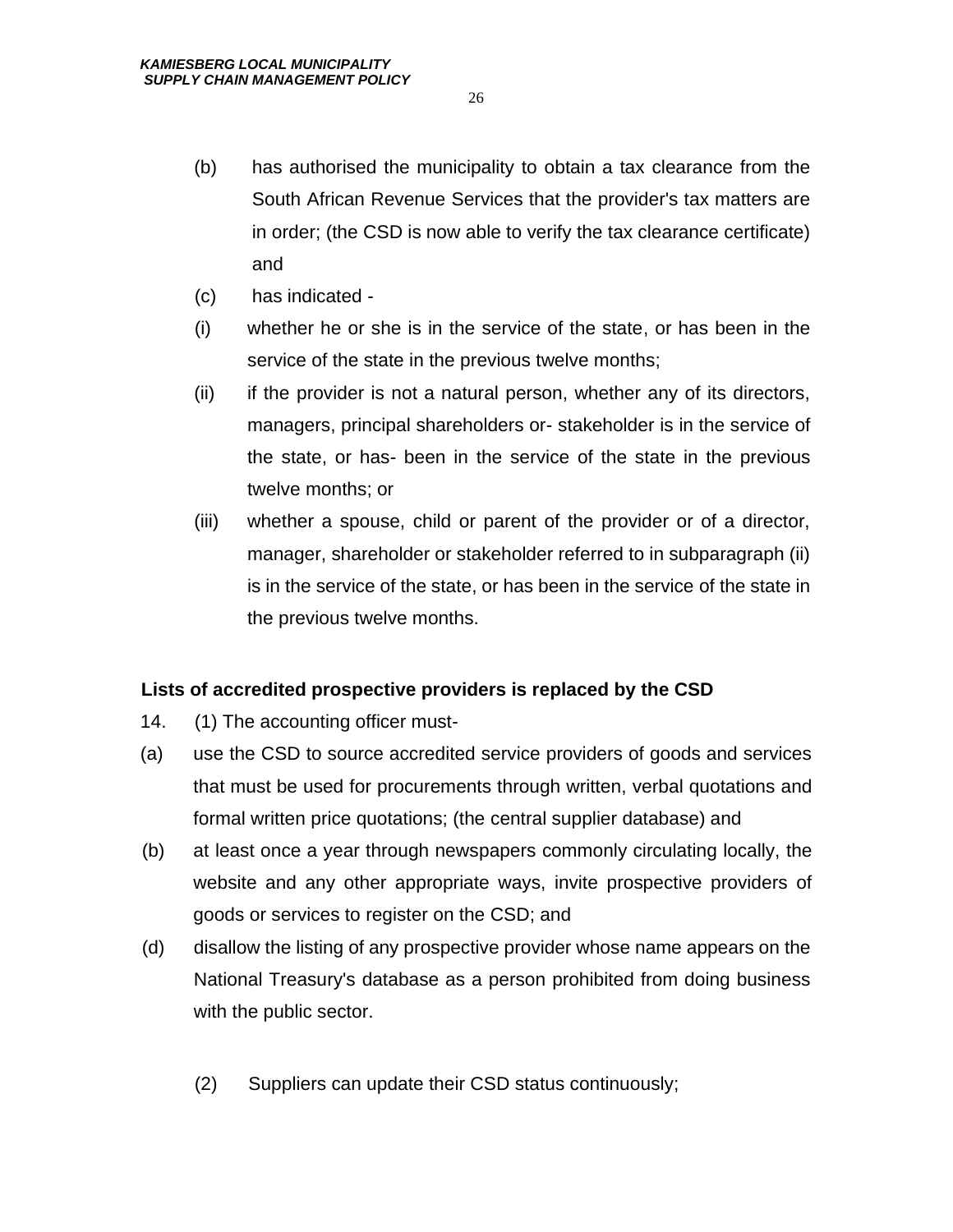(b) has authorised the municipality to obtain a tax clearance from the South African Revenue Services that the provider's tax matters are in order; (the CSD is now able to verify the tax clearance certificate) and

(c) has indicated -

(i) whether he or she is in the service of the state, or has been in the service of the state in the previous twelve months;

(ii) if the provider is not a natural person, whether any of its directors, managers, principal shareholders or- stakeholder is in the service of the state, or has- been in the service of the state in the previous twelve months; or

(iii) whether a spouse, child or parent of the provider or of a director, manager, shareholder or stakeholder referred to in subparagraph (ii) is in the service of the state, or has been in the service of the state in the previous twelve months.

**Lists of accredited prospective providers is replaced by the CSD**

14. (1) The accounting officer must-

(a) use the CSD to source accredited service providers of goods and services that must be used for procurements through written, verbal quotations and formal written price quotations; (the central supplier database) and

(b) at least once a year through newspapers commonly circulating locally, the website and any other appropriate ways, invite prospective providers of goods or services to register on the CSD; and

(d) disallow the listing of any prospective provider whose name appears on the National Treasury's database as a person prohibited from doing business with the public sector.

(2) Suppliers can update their CSD status continuously;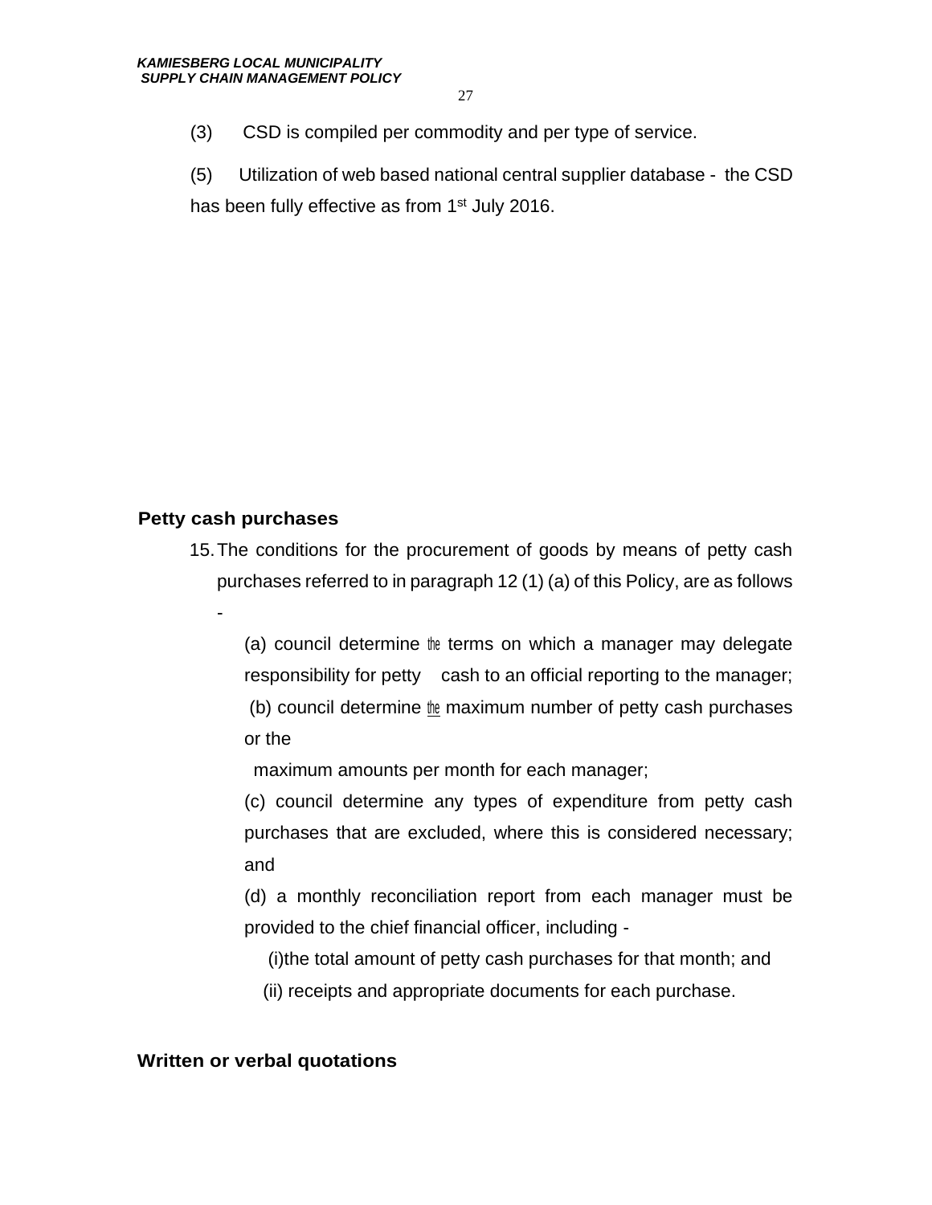(3) CSD is compiled per commodity and per type of service.

(5) Utilization of web based national central supplier database - the CSD has been fully effective as from 1st July 2016.

**Petty cash purchases**

15. The conditions for the procurement of goods by means of petty cash purchases referred to in paragraph 12 (1) (a) of this Policy, are as follows -

(a) council determine the terms on which a manager may delegate responsibility for petty cash to an official reporting to the manager;

(b) council determine the maximum number of petty cash purchases or the maximum amounts per month for each manager;

(c) council determine any types of expenditure from petty cash purchases that are excluded, where this is considered necessary; and

(d) a monthly reconciliation report from each manager must be provided to the chief financial officer, including -

(i) the total amount of petty cash purchases for that month; and

(ii) receipts and appropriate documents for each purchase.

**Written or verbal quotations**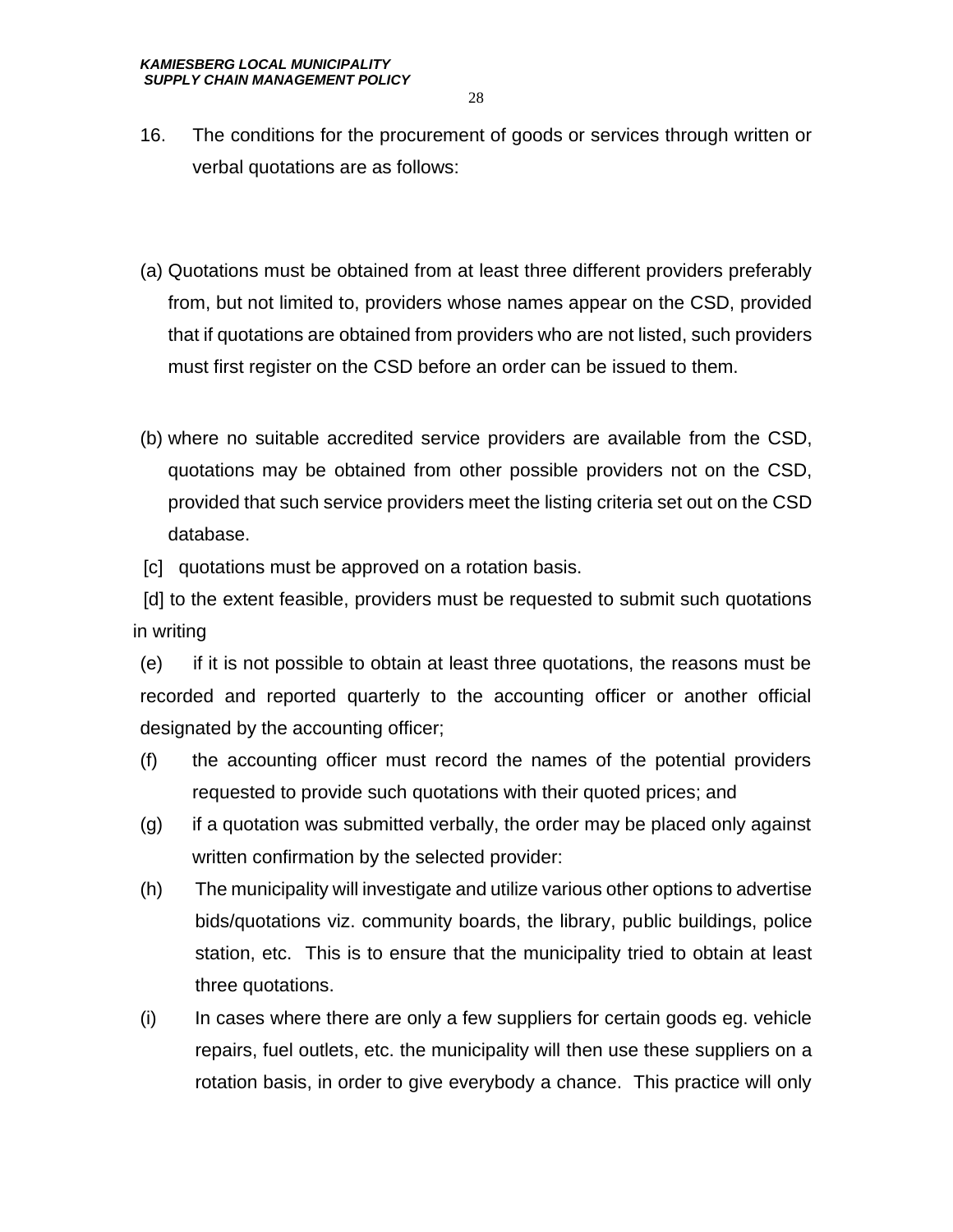16. The conditions for the procurement of goods or services through written or verbal quotations are as follows:

(a) Quotations must be obtained from at least three different providers preferably from, but not limited to, providers whose names appear on the CSD, provided that if quotations are obtained from providers who are not listed, such providers must first register on the CSD before an order can be issued to them.

(b) where no suitable accredited service providers are available from the CSD, quotations may be obtained from other possible providers not on the CSD, provided that such service providers meet the listing criteria set out on the CSD database.

[c] quotations must be approved on a rotation basis.

[d] to the extent feasible, providers must be requested to submit such quotations in writing

(e) if it is not possible to obtain at least three quotations, the reasons must be recorded and reported quarterly to the accounting officer or another official designated by the accounting officer;

(f) the accounting officer must record the names of the potential providers requested to provide such quotations with their quoted prices; and

(g) if a quotation was submitted verbally, the order may be placed only against written confirmation by the selected provider:

(h) The municipality will investigate and utilize various other options to advertise bids/quotations viz. community boards, the library, public buildings, police station, etc. This is to ensure that the municipality tried to obtain at least three quotations.

(i) In cases where there are only a few suppliers for certain goods eg. vehicle repairs, fuel outlets, etc. the municipality will then use these suppliers on a rotation basis, in order to give everybody a chance. This practice will only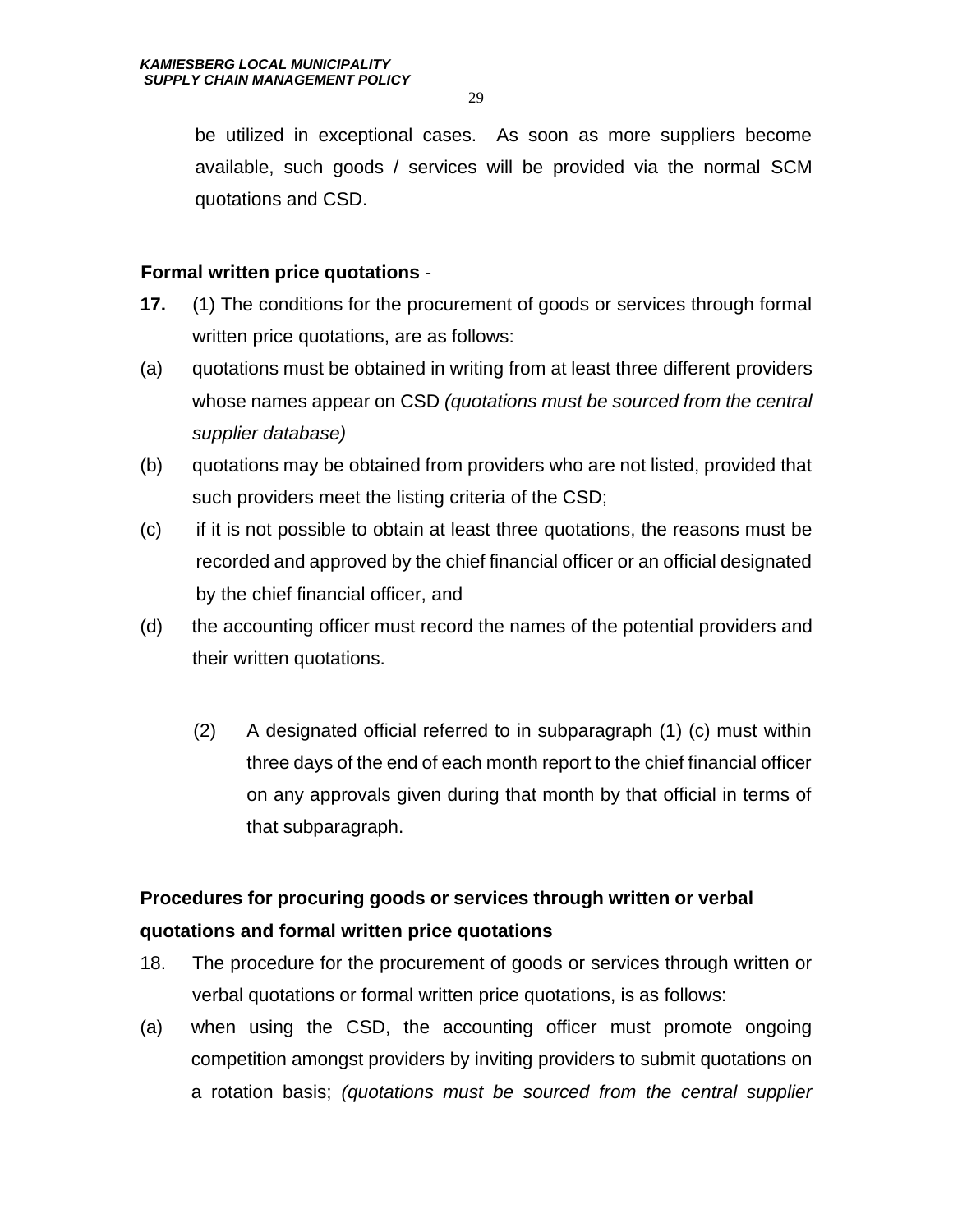be utilized in exceptional cases. As soon as more suppliers become available, such goods / services will be provided via the normal SCM quotations and CSD.

**Formal written price quotations** -

**17.** (1) The conditions for the procurement of goods or services through formal written price quotations, are as follows:

(a) quotations must be obtained in writing from at least three different providers whose names appear on CSD *(quotations must be sourced from the central supplier database)*

(b) quotations may be obtained from providers who are not listed, provided that such providers meet the listing criteria of the CSD;

(c) if it is not possible to obtain at least three quotations, the reasons must be recorded and approved by the chief financial officer or an official designated by the chief financial officer, and

(d) the accounting officer must record the names of the potential providers and their written quotations.

(2) A designated official referred to in subparagraph (1) (c) must within three days of the end of each month report to the chief financial officer on any approvals given during that month by that official in terms of that subparagraph.

**Procedures for procuring goods or services through written or verbal quotations and formal written price quotations**

18. The procedure for the procurement of goods or services through written or verbal quotations or formal written price quotations, is as follows:

(a) when using the CSD, the accounting officer must promote ongoing competition amongst providers by inviting providers to submit quotations on a rotation basis; *(quotations must be sourced from the central supplier*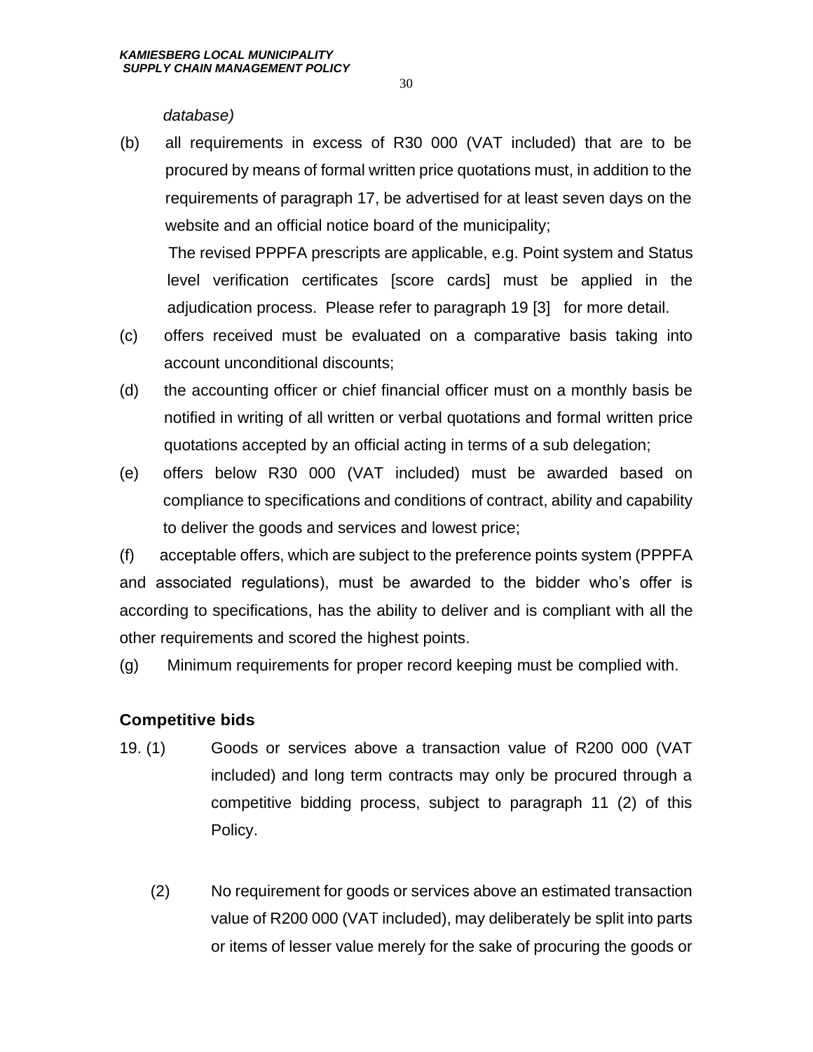*database)*

(b) all requirements in excess of R30 000 (VAT included) that are to be procured by means of formal written price quotations must, in addition to the requirements of paragraph 17, be advertised for at least seven days on the website and an official notice board of the municipality;

The revised PPPFA prescripts are applicable, e.g. Point system and Status level verification certificates [score cards] must be applied in the adjudication process. Please refer to paragraph 19 [3] for more detail.

(c) offers received must be evaluated on a comparative basis taking into account unconditional discounts;

(d) the accounting officer or chief financial officer must on a monthly basis be notified in writing of all written or verbal quotations and formal written price quotations accepted by an official acting in terms of a sub delegation;

(e) offers below R30 000 (VAT included) must be awarded based on compliance to specifications and conditions of contract, ability and capability to deliver the goods and services and lowest price;

(f) acceptable offers, which are subject to the preference points system (PPPFA and associated regulations), must be awarded to the bidder who's offer is according to specifications, has the ability to deliver and is compliant with all the other requirements and scored the highest points.

(g) Minimum requirements for proper record keeping must be complied with.

**Competitive bids**

19. (1) Goods or services above a transaction value of R200 000 (VAT included) and long term contracts may only be procured through a competitive bidding process, subject to paragraph 11 (2) of this Policy.

(2) No requirement for goods or services above an estimated transaction value of R200 000 (VAT included), may deliberately be split into parts or items of lesser value merely for the sake of procuring the goods or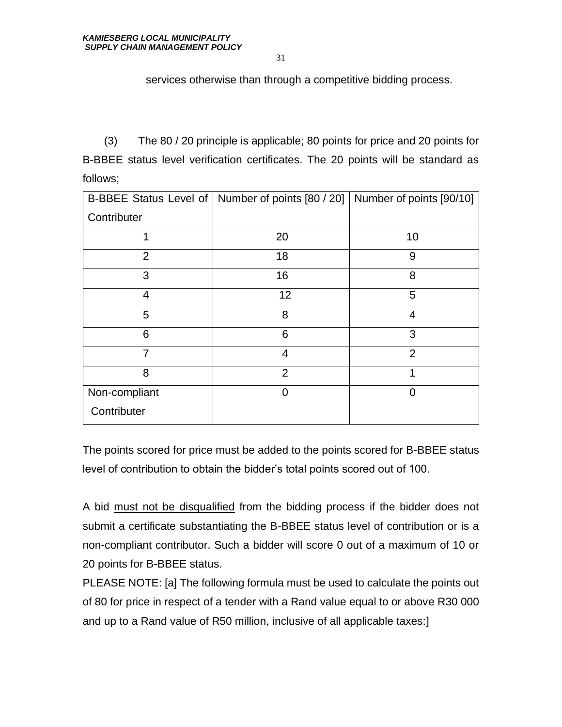services otherwise than through a competitive bidding process.

(3) The 80 / 20 principle is applicable; 80 points for price and 20 points for B-BBEE status level verification certificates. The 20 points will be standard as follows;

| B-BBEE Status Level of Contributer | Number of points [80 / 20] | Number of points [90/10] |
|---|---|---|
| 1 | 20 | 10 |
| 2 | 18 | 9 |
| 3 | 16 | 8 |
| 4 | 12 | 5 |
| 5 | 8 | 4 |
| 6 | 6 | 3 |
| 7 | 4 | 2 |
| 8 | 2 | 1 |
| Non-compliant Contributer | 0 | 0 |

The points scored for price must be added to the points scored for B-BBEE status level of contribution to obtain the bidder's total points scored out of 100.

A bid <u>must not be disqualified</u> from the bidding process if the bidder does not submit a certificate substantiating the B-BBEE status level of contribution or is a non-compliant contributor. Such a bidder will score 0 out of a maximum of 10 or 20 points for B-BBEE status.

PLEASE NOTE: [a] The following formula must be used to calculate the points out of 80 for price in respect of a tender with a Rand value equal to or above R30 000 and up to a Rand value of R50 million, inclusive of all applicable taxes:]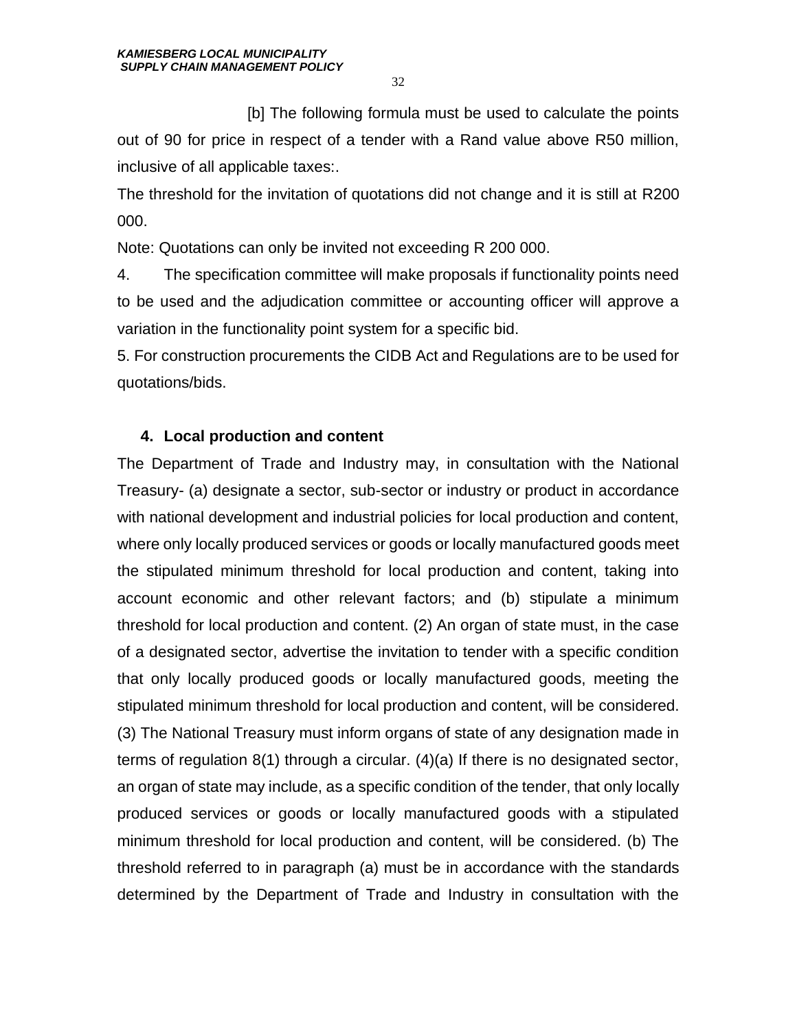[b] The following formula must be used to calculate the points out of 90 for price in respect of a tender with a Rand value above R50 million, inclusive of all applicable taxes:.

The threshold for the invitation of quotations did not change and it is still at R200 000.

Note: Quotations can only be invited not exceeding R 200 000.

4. The specification committee will make proposals if functionality points need to be used and the adjudication committee or accounting officer will approve a variation in the functionality point system for a specific bid.

5. For construction procurements the CIDB Act and Regulations are to be used for quotations/bids.

## 4. Local production and content

The Department of Trade and Industry may, in consultation with the National Treasury- (a) designate a sector, sub-sector or industry or product in accordance with national development and industrial policies for local production and content, where only locally produced services or goods or locally manufactured goods meet the stipulated minimum threshold for local production and content, taking into account economic and other relevant factors; and (b) stipulate a minimum threshold for local production and content. (2) An organ of state must, in the case of a designated sector, advertise the invitation to tender with a specific condition that only locally produced goods or locally manufactured goods, meeting the stipulated minimum threshold for local production and content, will be considered. (3) The National Treasury must inform organs of state of any designation made in terms of regulation 8(1) through a circular. (4)(a) If there is no designated sector, an organ of state may include, as a specific condition of the tender, that only locally produced services or goods or locally manufactured goods with a stipulated minimum threshold for local production and content, will be considered. (b) The threshold referred to in paragraph (a) must be in accordance with the standards determined by the Department of Trade and Industry in consultation with the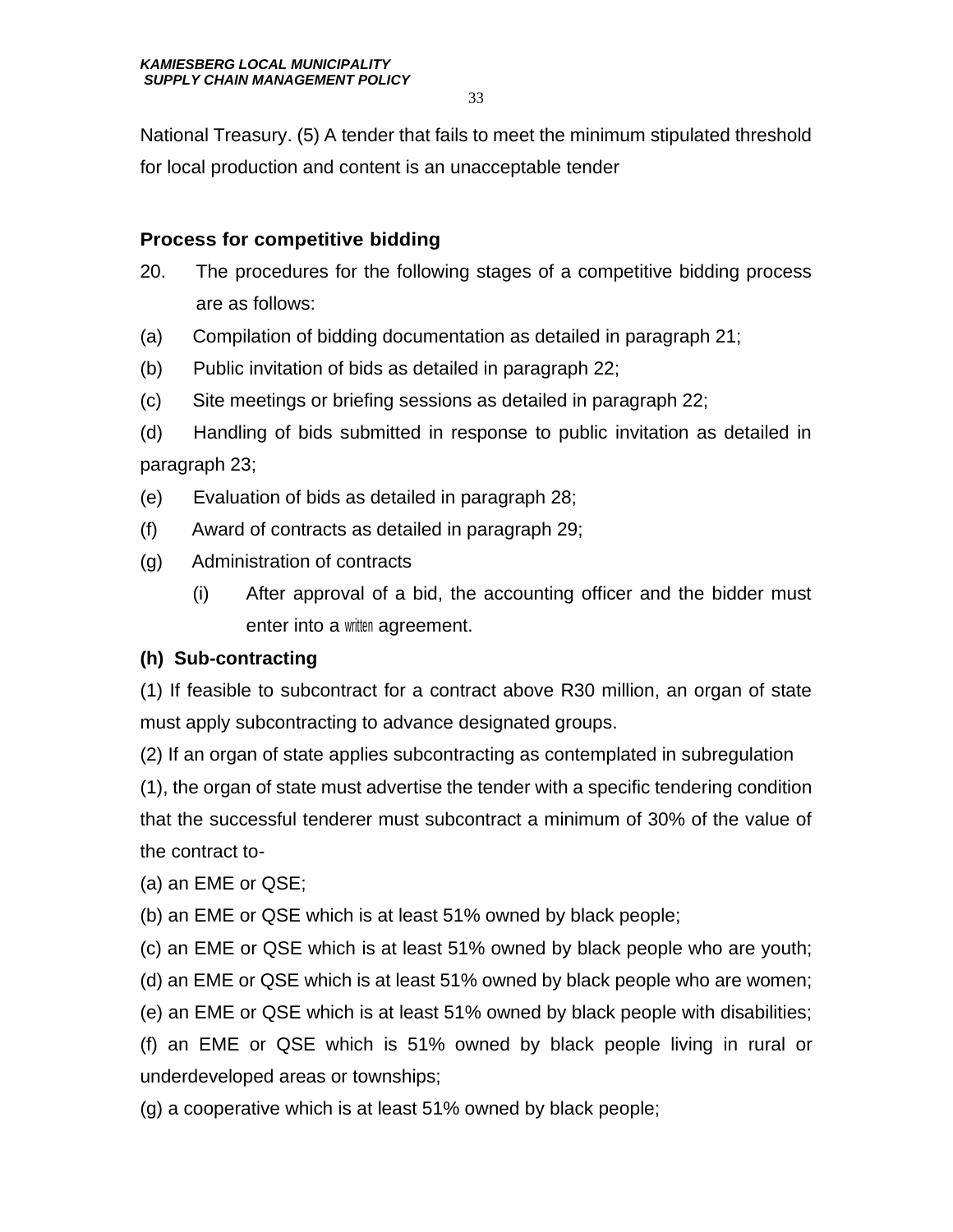National Treasury. (5) A tender that fails to meet the minimum stipulated threshold for local production and content is an unacceptable tender

**Process for competitive bidding**

20. The procedures for the following stages of a competitive bidding process are as follows:

(a) Compilation of bidding documentation as detailed in paragraph 21;

(b) Public invitation of bids as detailed in paragraph 22;

(c) Site meetings or briefing sessions as detailed in paragraph 22;

(d) Handling of bids submitted in response to public invitation as detailed in paragraph 23;

(e) Evaluation of bids as detailed in paragraph 28;

(f) Award of contracts as detailed in paragraph 29;

(g) Administration of contracts

(i) After approval of a bid, the accounting officer and the bidder must enter into a written agreement.

**(h) Sub-contracting**

(1) If feasible to subcontract for a contract above R30 million, an organ of state must apply subcontracting to advance designated groups.

(2) If an organ of state applies subcontracting as contemplated in subregulation (1), the organ of state must advertise the tender with a specific tendering condition that the successful tenderer must subcontract a minimum of 30% of the value of the contract to-

(a) an EME or QSE;

(b) an EME or QSE which is at least 51% owned by black people;

(c) an EME or QSE which is at least 51% owned by black people who are youth;

(d) an EME or QSE which is at least 51% owned by black people who are women;

(e) an EME or QSE which is at least 51% owned by black people with disabilities;

(f) an EME or QSE which is 51% owned by black people living in rural or underdeveloped areas or townships;

(g) a cooperative which is at least 51% owned by black people;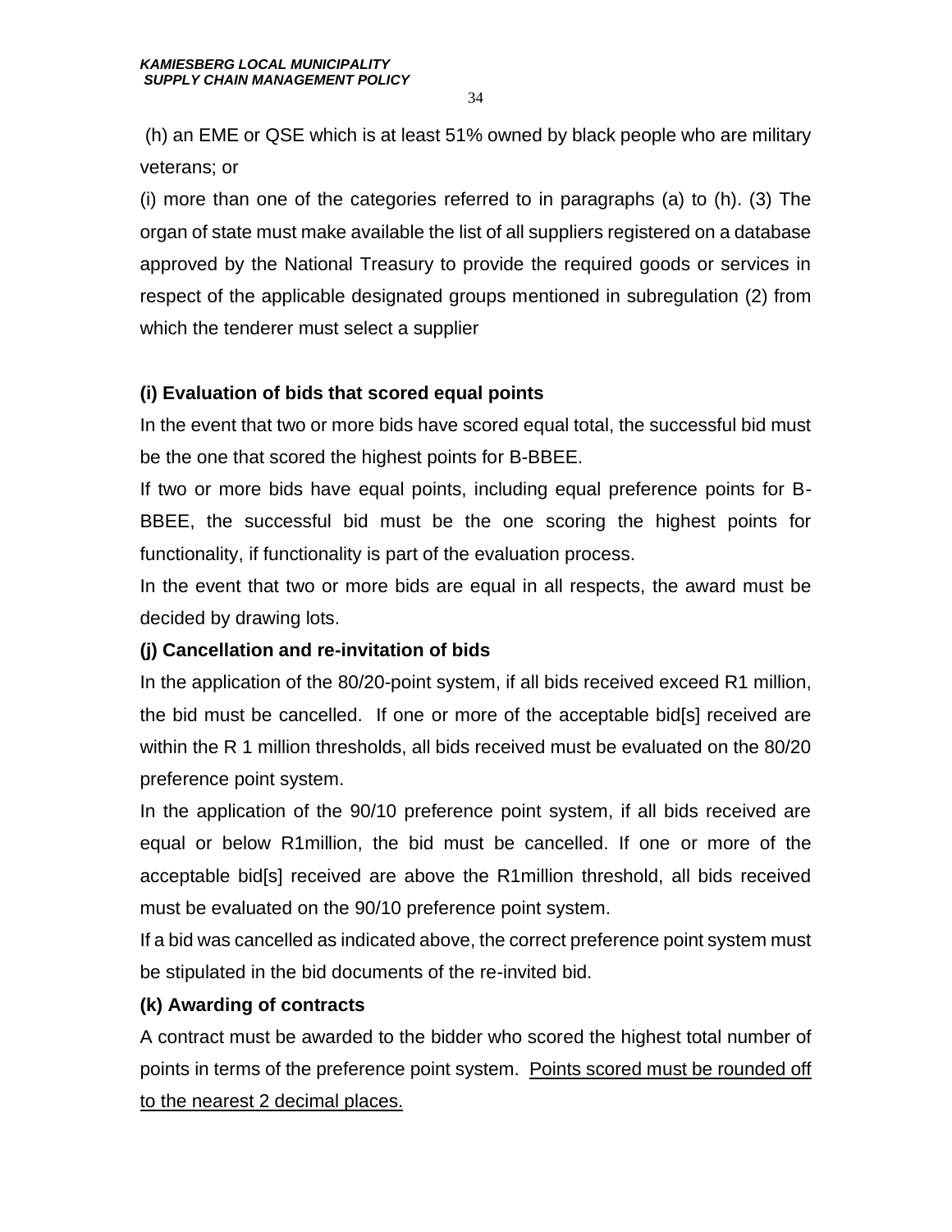(h) an EME or QSE which is at least 51% owned by black people who are military veterans; or

(i) more than one of the categories referred to in paragraphs (a) to (h). (3) The organ of state must make available the list of all suppliers registered on a database approved by the National Treasury to provide the required goods or services in respect of the applicable designated groups mentioned in subregulation (2) from which the tenderer must select a supplier

**(i) Evaluation of bids that scored equal points**

In the event that two or more bids have scored equal total, the successful bid must be the one that scored the highest points for B-BBEE.

If two or more bids have equal points, including equal preference points for B-BBEE, the successful bid must be the one scoring the highest points for functionality, if functionality is part of the evaluation process.

In the event that two or more bids are equal in all respects, the award must be decided by drawing lots.

**(j) Cancellation and re-invitation of bids**

In the application of the 80/20-point system, if all bids received exceed R1 million, the bid must be cancelled. If one or more of the acceptable bid[s] received are within the R 1 million thresholds, all bids received must be evaluated on the 80/20 preference point system.

In the application of the 90/10 preference point system, if all bids received are equal or below R1million, the bid must be cancelled. If one or more of the acceptable bid[s] received are above the R1million threshold, all bids received must be evaluated on the 90/10 preference point system.

If a bid was cancelled as indicated above, the correct preference point system must be stipulated in the bid documents of the re-invited bid.

**(k) Awarding of contracts**

A contract must be awarded to the bidder who scored the highest total number of points in terms of the preference point system. <u>Points scored must be rounded off to the nearest 2 decimal places.</u>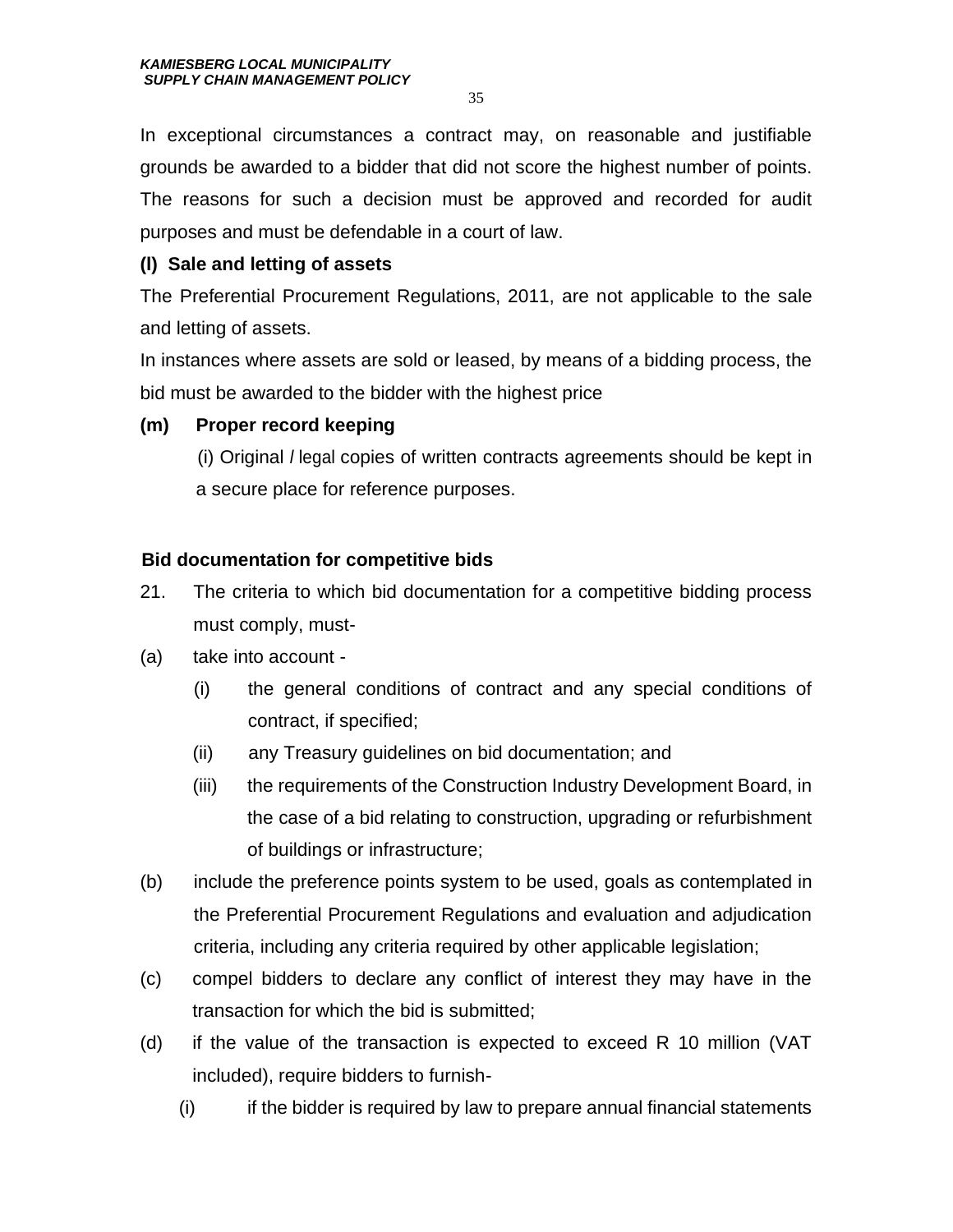In exceptional circumstances a contract may, on reasonable and justifiable grounds be awarded to a bidder that did not score the highest number of points. The reasons for such a decision must be approved and recorded for audit purposes and must be defendable in a court of law.

**(l) Sale and letting of assets**

The Preferential Procurement Regulations, 2011, are not applicable to the sale and letting of assets.

In instances where assets are sold or leased, by means of a bidding process, the bid must be awarded to the bidder with the highest price

**(m) Proper record keeping**

(i) Original / legal copies of written contracts agreements should be kept in a secure place for reference purposes.

**Bid documentation for competitive bids**

21. The criteria to which bid documentation for a competitive bidding process must comply, must-

(a) take into account -

(i) the general conditions of contract and any special conditions of contract, if specified;

(ii) any Treasury guidelines on bid documentation; and

(iii) the requirements of the Construction Industry Development Board, in the case of a bid relating to construction, upgrading or refurbishment of buildings or infrastructure;

(b) include the preference points system to be used, goals as contemplated in the Preferential Procurement Regulations and evaluation and adjudication criteria, including any criteria required by other applicable legislation;

(c) compel bidders to declare any conflict of interest they may have in the transaction for which the bid is submitted;

(d) if the value of the transaction is expected to exceed R 10 million (VAT included), require bidders to furnish-

(i) if the bidder is required by law to prepare annual financial statements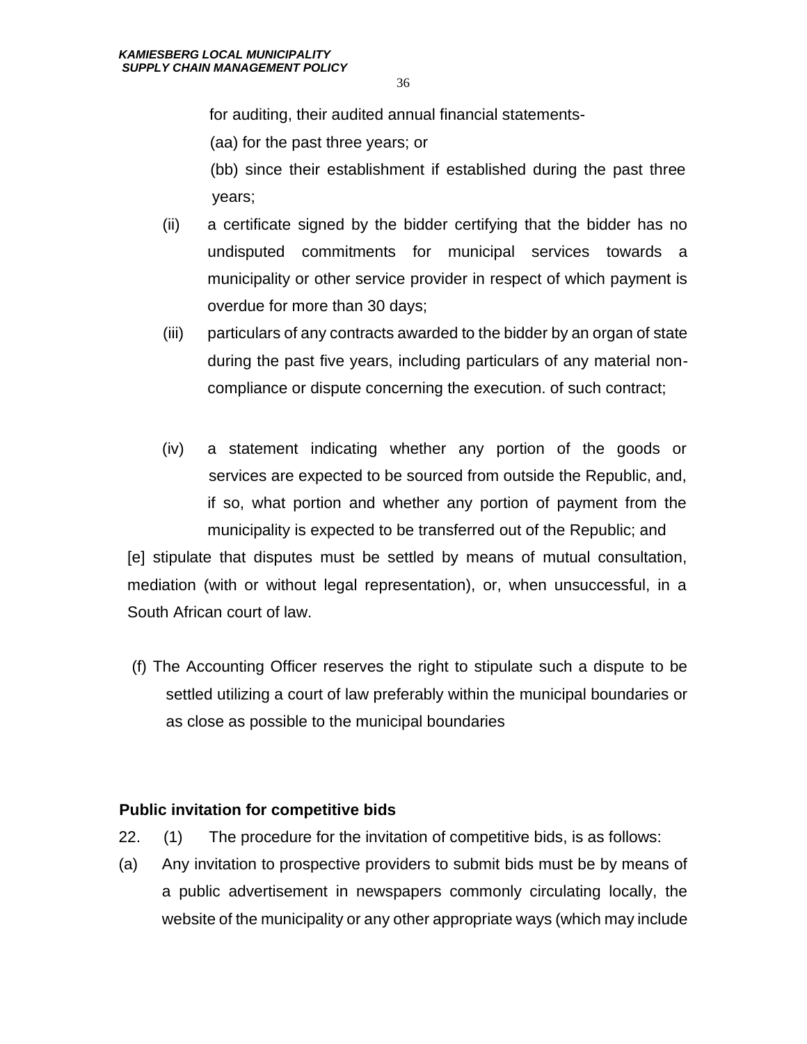for auditing, their audited annual financial statements-

(aa) for the past three years; or

(bb) since their establishment if established during the past three years;

(ii) a certificate signed by the bidder certifying that the bidder has no undisputed commitments for municipal services towards a municipality or other service provider in respect of which payment is overdue for more than 30 days;

(iii) particulars of any contracts awarded to the bidder by an organ of state during the past five years, including particulars of any material non-compliance or dispute concerning the execution. of such contract;

(iv) a statement indicating whether any portion of the goods or services are expected to be sourced from outside the Republic, and, if so, what portion and whether any portion of payment from the municipality is expected to be transferred out of the Republic; and

[e] stipulate that disputes must be settled by means of mutual consultation, mediation (with or without legal representation), or, when unsuccessful, in a South African court of law.

(f) The Accounting Officer reserves the right to stipulate such a dispute to be settled utilizing a court of law preferably within the municipal boundaries or as close as possible to the municipal boundaries

**Public invitation for competitive bids**

22. (1) The procedure for the invitation of competitive bids, is as follows:

(a) Any invitation to prospective providers to submit bids must be by means of a public advertisement in newspapers commonly circulating locally, the website of the municipality or any other appropriate ways (which may include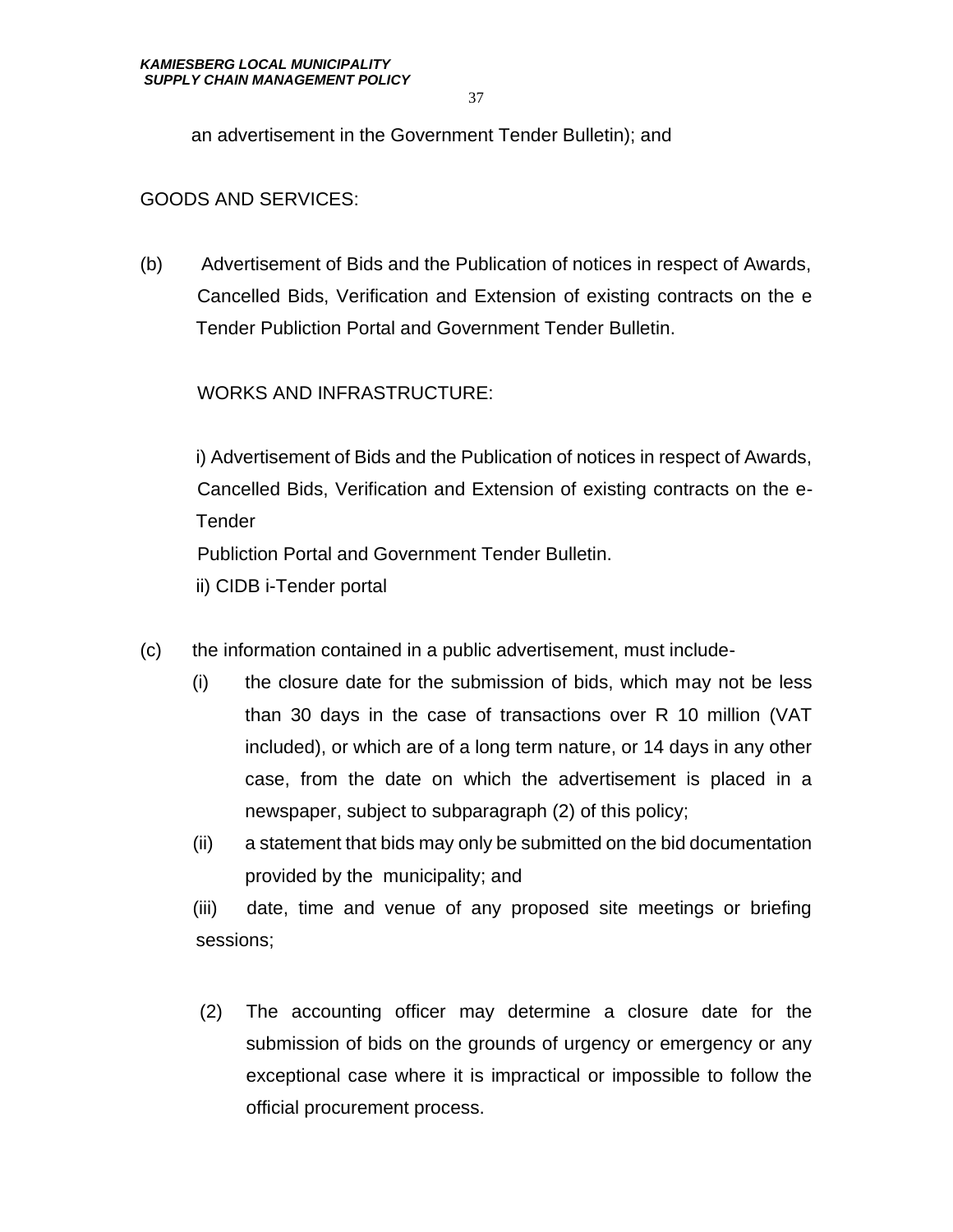an advertisement in the Government Tender Bulletin); and

GOODS AND SERVICES:

(b) Advertisement of Bids and the Publication of notices in respect of Awards, Cancelled Bids, Verification and Extension of existing contracts on the e Tender Publiction Portal and Government Tender Bulletin.

WORKS AND INFRASTRUCTURE:

i) Advertisement of Bids and the Publication of notices in respect of Awards, Cancelled Bids, Verification and Extension of existing contracts on the e-Tender
Publiction Portal and Government Tender Bulletin.
ii) CIDB i-Tender portal

(c) the information contained in a public advertisement, must include-
   (i) the closure date for the submission of bids, which may not be less than 30 days in the case of transactions over R 10 million (VAT included), or which are of a long term nature, or 14 days in any other case, from the date on which the advertisement is placed in a newspaper, subject to subparagraph (2) of this policy;
   (ii) a statement that bids may only be submitted on the bid documentation provided by the municipality; and
   (iii) date, time and venue of any proposed site meetings or briefing sessions;

(2) The accounting officer may determine a closure date for the submission of bids on the grounds of urgency or emergency or any exceptional case where it is impractical or impossible to follow the official procurement process.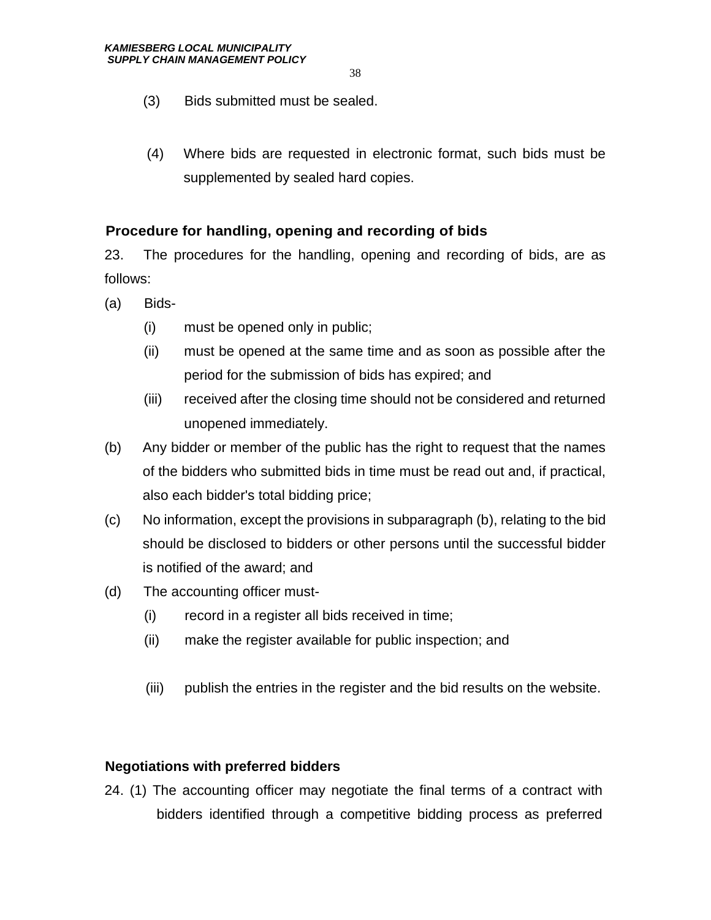(3) Bids submitted must be sealed.

(4) Where bids are requested in electronic format, such bids must be supplemented by sealed hard copies.

**Procedure for handling, opening and recording of bids**

23. The procedures for the handling, opening and recording of bids, are as follows:

(a) Bids-

  (i) must be opened only in public;

  (ii) must be opened at the same time and as soon as possible after the period for the submission of bids has expired; and

  (iii) received after the closing time should not be considered and returned unopened immediately.

(b) Any bidder or member of the public has the right to request that the names of the bidders who submitted bids in time must be read out and, if practical, also each bidder's total bidding price;

(c) No information, except the provisions in subparagraph (b), relating to the bid should be disclosed to bidders or other persons until the successful bidder is notified of the award; and

(d) The accounting officer must-

  (i) record in a register all bids received in time;

  (ii) make the register available for public inspection; and

  (iii) publish the entries in the register and the bid results on the website.

**Negotiations with preferred bidders**

24. (1) The accounting officer may negotiate the final terms of a contract with bidders identified through a competitive bidding process as preferred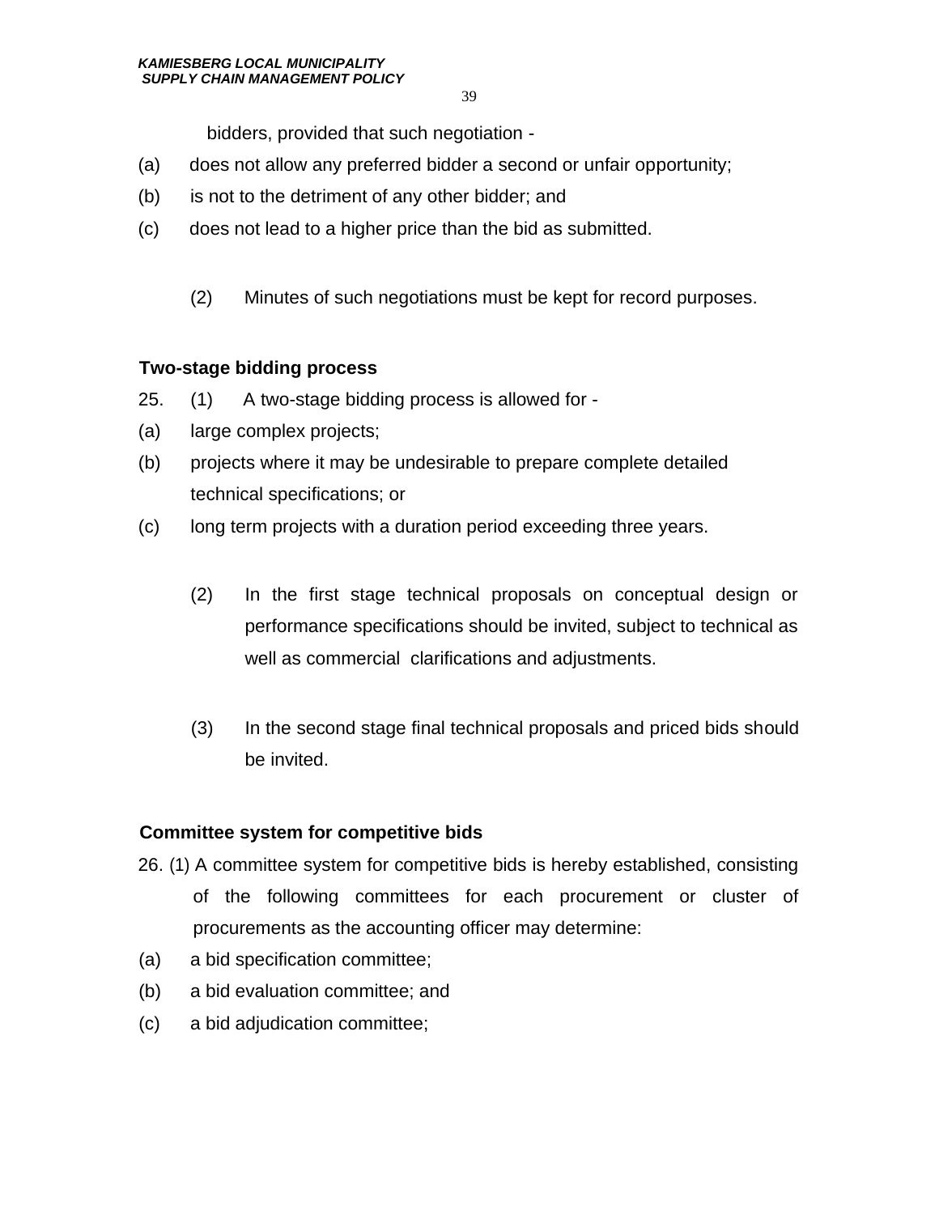bidders, provided that such negotiation -

(a) does not allow any preferred bidder a second or unfair opportunity;

(b) is not to the detriment of any other bidder; and

(c) does not lead to a higher price than the bid as submitted.

(2) Minutes of such negotiations must be kept for record purposes.

**Two-stage bidding process**

25. (1) A two-stage bidding process is allowed for -

(a) large complex projects;

(b) projects where it may be undesirable to prepare complete detailed technical specifications; or

(c) long term projects with a duration period exceeding three years.

(2) In the first stage technical proposals on conceptual design or performance specifications should be invited, subject to technical as well as commercial clarifications and adjustments.

(3) In the second stage final technical proposals and priced bids should be invited.

**Committee system for competitive bids**

26. (1) A committee system for competitive bids is hereby established, consisting of the following committees for each procurement or cluster of procurements as the accounting officer may determine:

(a) a bid specification committee;

(b) a bid evaluation committee; and

(c) a bid adjudication committee;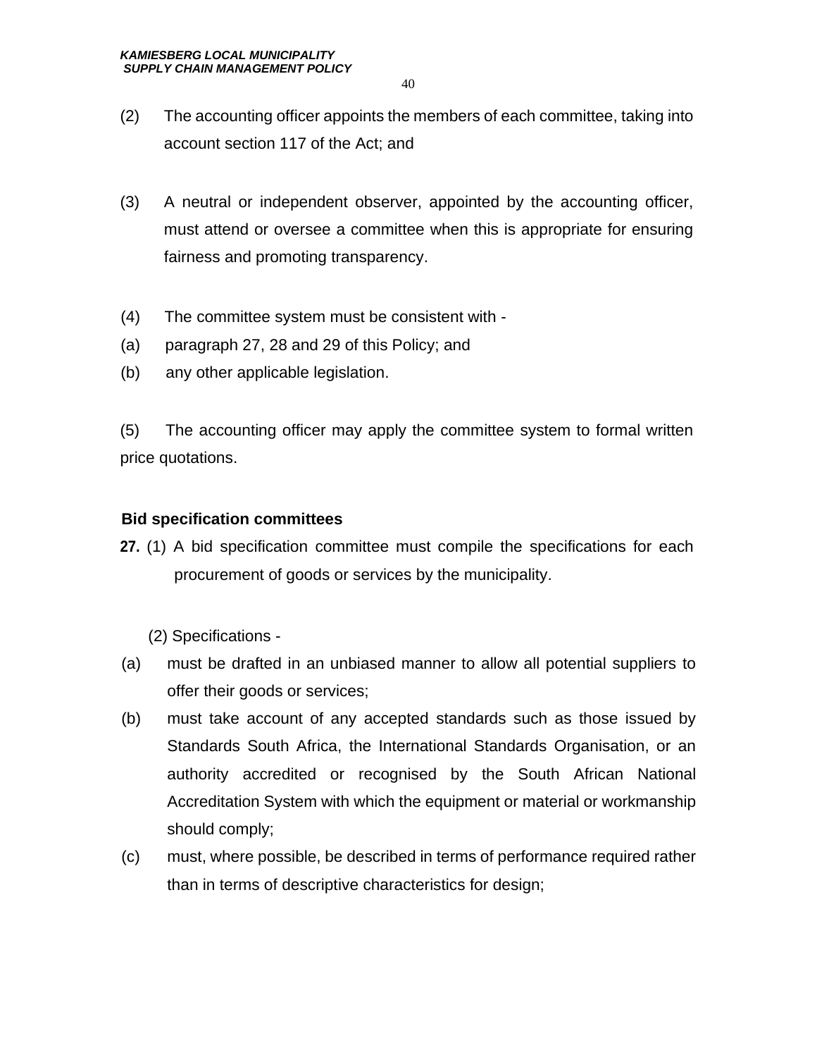(2) The accounting officer appoints the members of each committee, taking into account section 117 of the Act; and

(3) A neutral or independent observer, appointed by the accounting officer, must attend or oversee a committee when this is appropriate for ensuring fairness and promoting transparency.

(4) The committee system must be consistent with -

(a) paragraph 27, 28 and 29 of this Policy; and

(b) any other applicable legislation.

(5) The accounting officer may apply the committee system to formal written price quotations.

**Bid specification committees**

**27.** (1) A bid specification committee must compile the specifications for each procurement of goods or services by the municipality.

(2) Specifications -

(a) must be drafted in an unbiased manner to allow all potential suppliers to offer their goods or services;

(b) must take account of any accepted standards such as those issued by Standards South Africa, the International Standards Organisation, or an authority accredited or recognised by the South African National Accreditation System with which the equipment or material or workmanship should comply;

(c) must, where possible, be described in terms of performance required rather than in terms of descriptive characteristics for design;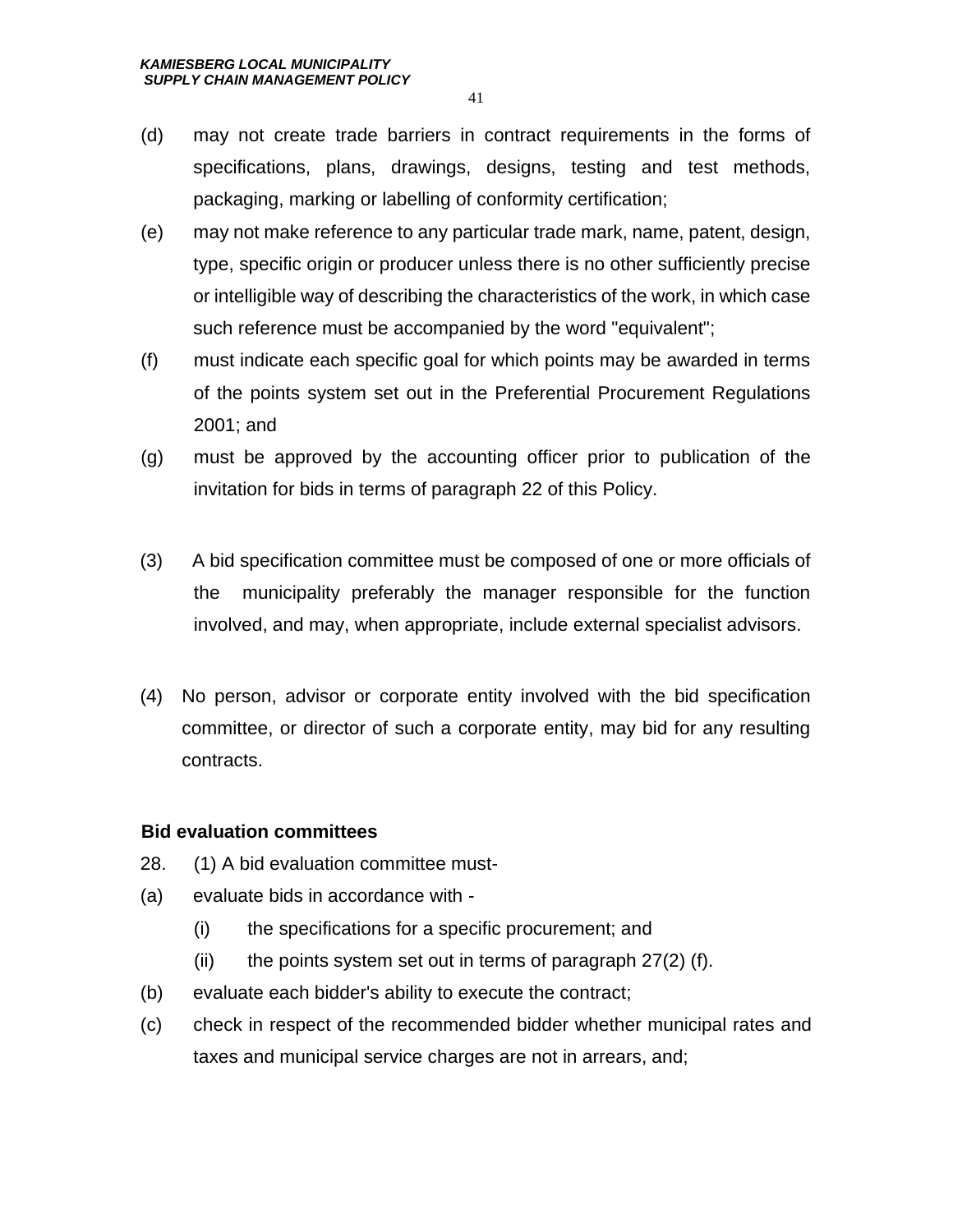(d) may not create trade barriers in contract requirements in the forms of specifications, plans, drawings, designs, testing and test methods, packaging, marking or labelling of conformity certification;

(e) may not make reference to any particular trade mark, name, patent, design, type, specific origin or producer unless there is no other sufficiently precise or intelligible way of describing the characteristics of the work, in which case such reference must be accompanied by the word "equivalent";

(f) must indicate each specific goal for which points may be awarded in terms of the points system set out in the Preferential Procurement Regulations 2001; and

(g) must be approved by the accounting officer prior to publication of the invitation for bids in terms of paragraph 22 of this Policy.

(3) A bid specification committee must be composed of one or more officials of the municipality preferably the manager responsible for the function involved, and may, when appropriate, include external specialist advisors.

(4) No person, advisor or corporate entity involved with the bid specification committee, or director of such a corporate entity, may bid for any resulting contracts.

**Bid evaluation committees**

28. (1) A bid evaluation committee must-

(a) evaluate bids in accordance with -

  (i) the specifications for a specific procurement; and

  (ii) the points system set out in terms of paragraph 27(2) (f).

(b) evaluate each bidder's ability to execute the contract;

(c) check in respect of the recommended bidder whether municipal rates and taxes and municipal service charges are not in arrears, and;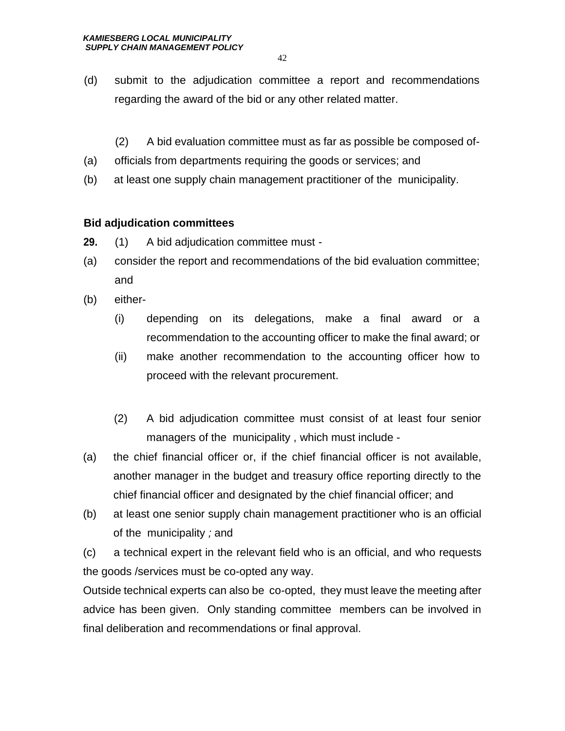(d) submit to the adjudication committee a report and recommendations regarding the award of the bid or any other related matter.

(2) A bid evaluation committee must as far as possible be composed of-

(a) officials from departments requiring the goods or services; and

(b) at least one supply chain management practitioner of the municipality.

**Bid adjudication committees**

**29.** (1) A bid adjudication committee must -

(a) consider the report and recommendations of the bid evaluation committee; and

(b) either-

  (i) depending on its delegations, make a final award or a recommendation to the accounting officer to make the final award; or

  (ii) make another recommendation to the accounting officer how to proceed with the relevant procurement.

(2) A bid adjudication committee must consist of at least four senior managers of the municipality , which must include -

(a) the chief financial officer or, if the chief financial officer is not available, another manager in the budget and treasury office reporting directly to the chief financial officer and designated by the chief financial officer; and

(b) at least one senior supply chain management practitioner who is an official of the municipality *;* and

(c) a technical expert in the relevant field who is an official, and who requests the goods /services must be co-opted any way.

Outside technical experts can also be co-opted, they must leave the meeting after advice has been given. Only standing committee members can be involved in final deliberation and recommendations or final approval.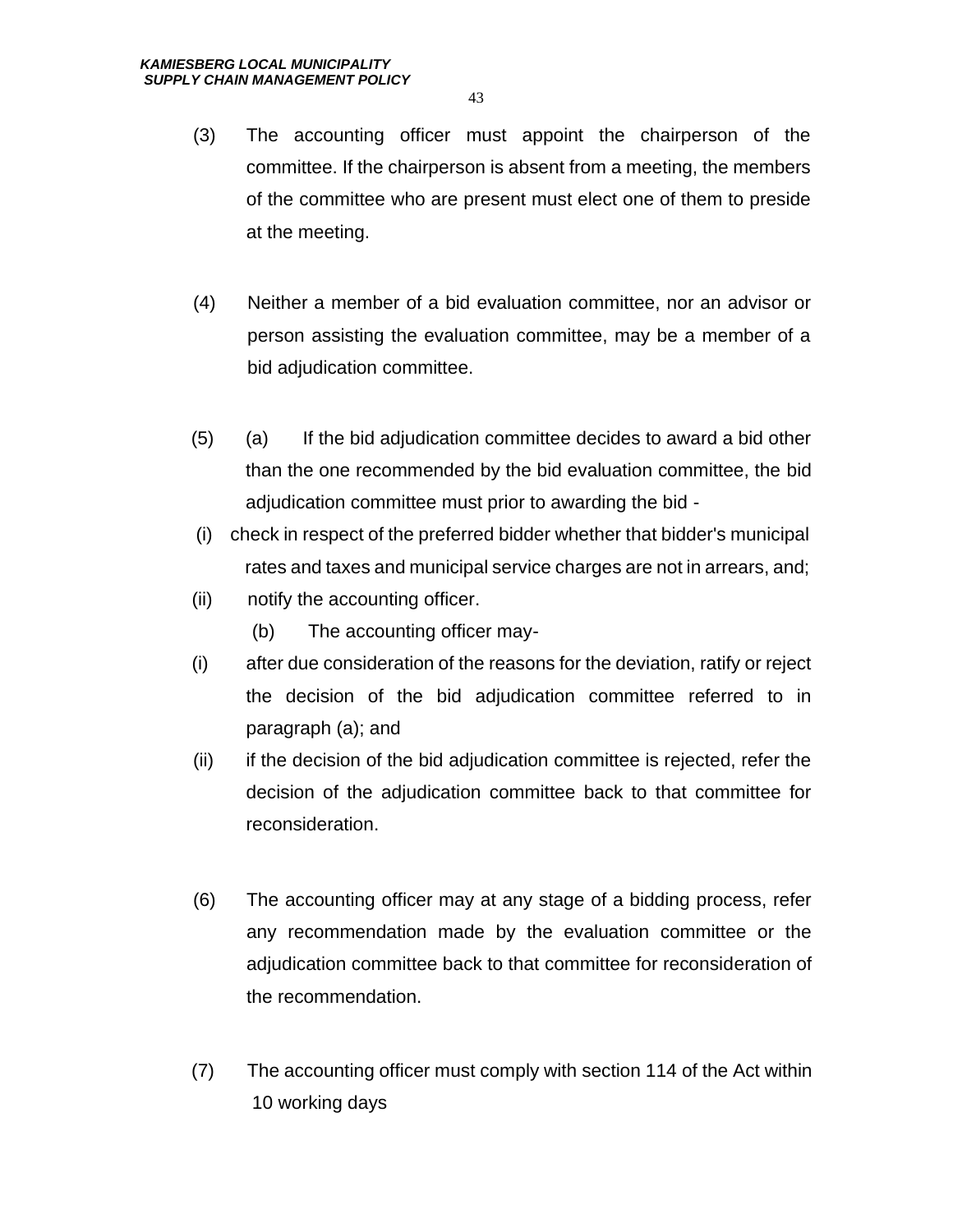(3) The accounting officer must appoint the chairperson of the committee. If the chairperson is absent from a meeting, the members of the committee who are present must elect one of them to preside at the meeting.

(4) Neither a member of a bid evaluation committee, nor an advisor or person assisting the evaluation committee, may be a member of a bid adjudication committee.

(5) (a) If the bid adjudication committee decides to award a bid other than the one recommended by the bid evaluation committee, the bid adjudication committee must prior to awarding the bid -

(i) check in respect of the preferred bidder whether that bidder's municipal rates and taxes and municipal service charges are not in arrears, and;

(ii) notify the accounting officer.

(b) The accounting officer may-

(i) after due consideration of the reasons for the deviation, ratify or reject the decision of the bid adjudication committee referred to in paragraph (a); and

(ii) if the decision of the bid adjudication committee is rejected, refer the decision of the adjudication committee back to that committee for reconsideration.

(6) The accounting officer may at any stage of a bidding process, refer any recommendation made by the evaluation committee or the adjudication committee back to that committee for reconsideration of the recommendation.

(7) The accounting officer must comply with section 114 of the Act within 10 working days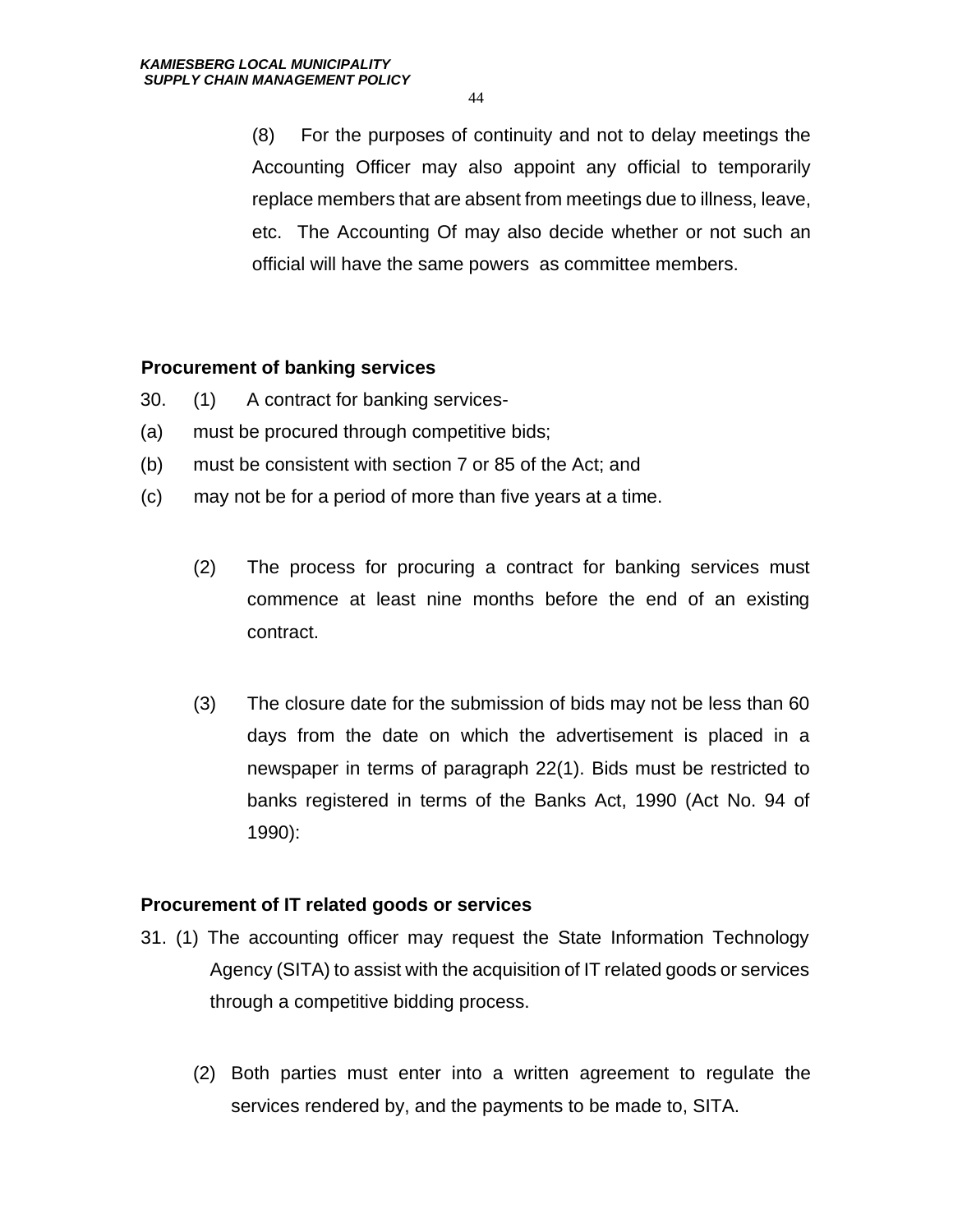(8) For the purposes of continuity and not to delay meetings the Accounting Officer may also appoint any official to temporarily replace members that are absent from meetings due to illness, leave, etc. The Accounting Of may also decide whether or not such an official will have the same powers as committee members.

**Procurement of banking services**

30. (1) A contract for banking services-

(a) must be procured through competitive bids;

(b) must be consistent with section 7 or 85 of the Act; and

(c) may not be for a period of more than five years at a time.

(2) The process for procuring a contract for banking services must commence at least nine months before the end of an existing contract.

(3) The closure date for the submission of bids may not be less than 60 days from the date on which the advertisement is placed in a newspaper in terms of paragraph 22(1). Bids must be restricted to banks registered in terms of the Banks Act, 1990 (Act No. 94 of 1990):

**Procurement of IT related goods or services**

31. (1) The accounting officer may request the State Information Technology Agency (SITA) to assist with the acquisition of IT related goods or services through a competitive bidding process.

(2) Both parties must enter into a written agreement to regulate the services rendered by, and the payments to be made to, SITA.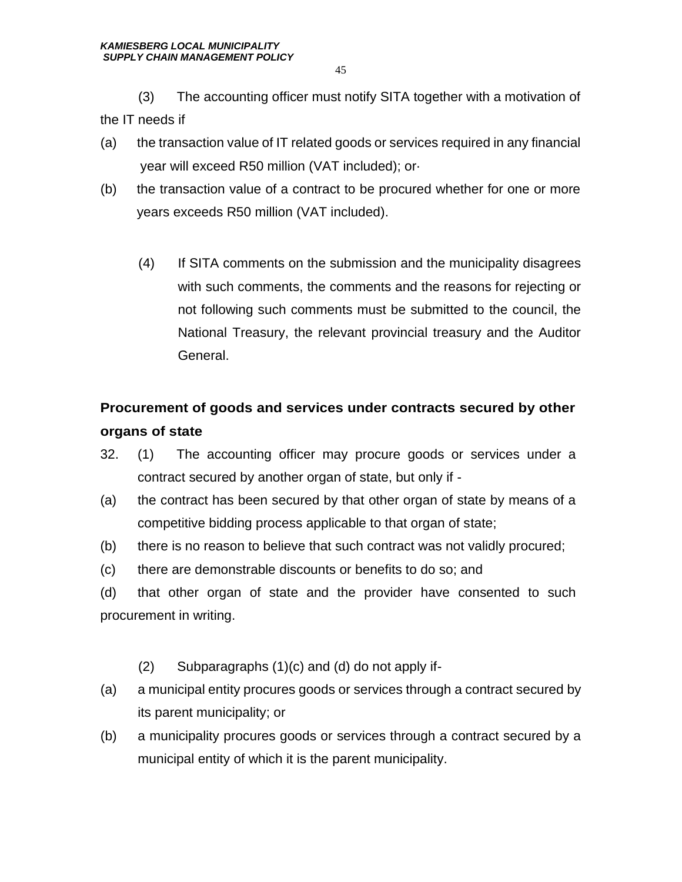(3) The accounting officer must notify SITA together with a motivation of the IT needs if

(a) the transaction value of IT related goods or services required in any financial year will exceed R50 million (VAT included); or·

(b) the transaction value of a contract to be procured whether for one or more years exceeds R50 million (VAT included).

(4) If SITA comments on the submission and the municipality disagrees with such comments, the comments and the reasons for rejecting or not following such comments must be submitted to the council, the National Treasury, the relevant provincial treasury and the Auditor General.

**Procurement of goods and services under contracts secured by other organs of state**

32. (1) The accounting officer may procure goods or services under a contract secured by another organ of state, but only if -

(a) the contract has been secured by that other organ of state by means of a competitive bidding process applicable to that organ of state;

(b) there is no reason to believe that such contract was not validly procured;

(c) there are demonstrable discounts or benefits to do so; and

(d) that other organ of state and the provider have consented to such procurement in writing.

(2) Subparagraphs (1)(c) and (d) do not apply if-

(a) a municipal entity procures goods or services through a contract secured by its parent municipality; or

(b) a municipality procures goods or services through a contract secured by a municipal entity of which it is the parent municipality.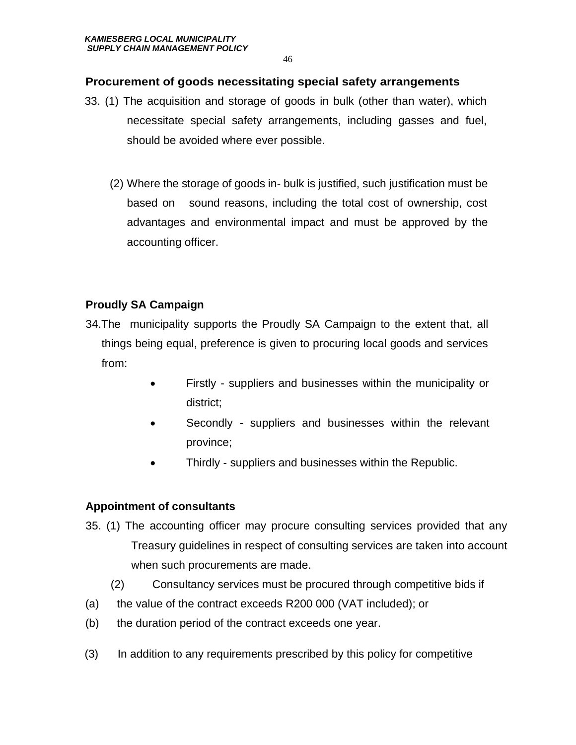## Procurement of goods necessitating special safety arrangements

33. (1) The acquisition and storage of goods in bulk (other than water), which necessitate special safety arrangements, including gasses and fuel, should be avoided where ever possible.

(2) Where the storage of goods in- bulk is justified, such justification must be based on sound reasons, including the total cost of ownership, cost advantages and environmental impact and must be approved by the accounting officer.

## Proudly SA Campaign

34. The municipality supports the Proudly SA Campaign to the extent that, all things being equal, preference is given to procuring local goods and services from:

- Firstly - suppliers and businesses within the municipality or district;
- Secondly - suppliers and businesses within the relevant province;
- Thirdly - suppliers and businesses within the Republic.

## Appointment of consultants

35. (1) The accounting officer may procure consulting services provided that any Treasury guidelines in respect of consulting services are taken into account when such procurements are made.

(2) Consultancy services must be procured through competitive bids if

(a) the value of the contract exceeds R200 000 (VAT included); or

(b) the duration period of the contract exceeds one year.

(3) In addition to any requirements prescribed by this policy for competitive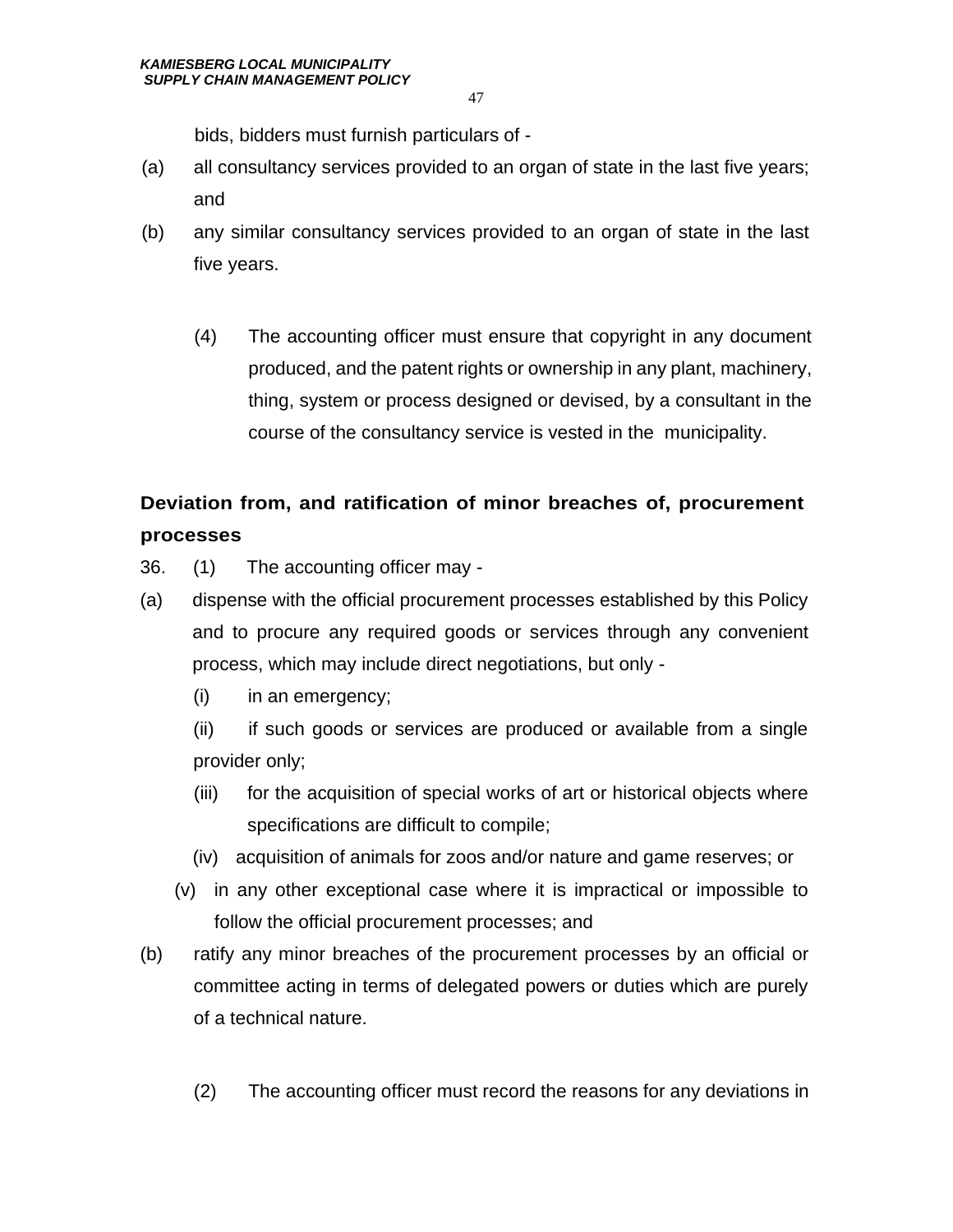bids, bidders must furnish particulars of -

(a) all consultancy services provided to an organ of state in the last five years; and

(b) any similar consultancy services provided to an organ of state in the last five years.

(4) The accounting officer must ensure that copyright in any document produced, and the patent rights or ownership in any plant, machinery, thing, system or process designed or devised, by a consultant in the course of the consultancy service is vested in the municipality.

**Deviation from, and ratification of minor breaches of, procurement processes**

36. (1) The accounting officer may -

(a) dispense with the official procurement processes established by this Policy and to procure any required goods or services through any convenient process, which may include direct negotiations, but only -

(i) in an emergency;

(ii) if such goods or services are produced or available from a single provider only;

(iii) for the acquisition of special works of art or historical objects where specifications are difficult to compile;

(iv) acquisition of animals for zoos and/or nature and game reserves; or

(v) in any other exceptional case where it is impractical or impossible to follow the official procurement processes; and

(b) ratify any minor breaches of the procurement processes by an official or committee acting in terms of delegated powers or duties which are purely of a technical nature.

(2) The accounting officer must record the reasons for any deviations in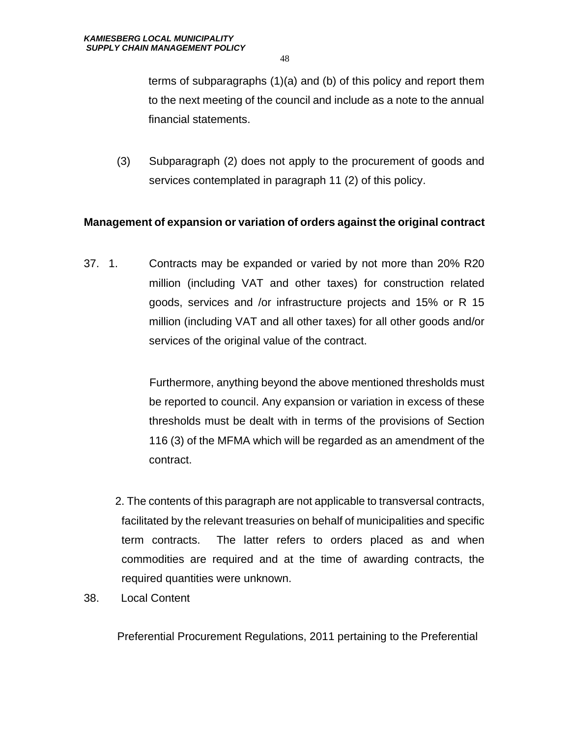terms of subparagraphs (1)(a) and (b) of this policy and report them to the next meeting of the council and include as a note to the annual financial statements.

(3) Subparagraph (2) does not apply to the procurement of goods and services contemplated in paragraph 11 (2) of this policy.

**Management of expansion or variation of orders against the original contract**

37. 1. Contracts may be expanded or varied by not more than 20% R20 million (including VAT and other taxes) for construction related goods, services and /or infrastructure projects and 15% or R 15 million (including VAT and all other taxes) for all other goods and/or services of the original value of the contract.

Furthermore, anything beyond the above mentioned thresholds must be reported to council. Any expansion or variation in excess of these thresholds must be dealt with in terms of the provisions of Section 116 (3) of the MFMA which will be regarded as an amendment of the contract.

2. The contents of this paragraph are not applicable to transversal contracts, facilitated by the relevant treasuries on behalf of municipalities and specific term contracts. The latter refers to orders placed as and when commodities are required and at the time of awarding contracts, the required quantities were unknown.

38. Local Content

Preferential Procurement Regulations, 2011 pertaining to the Preferential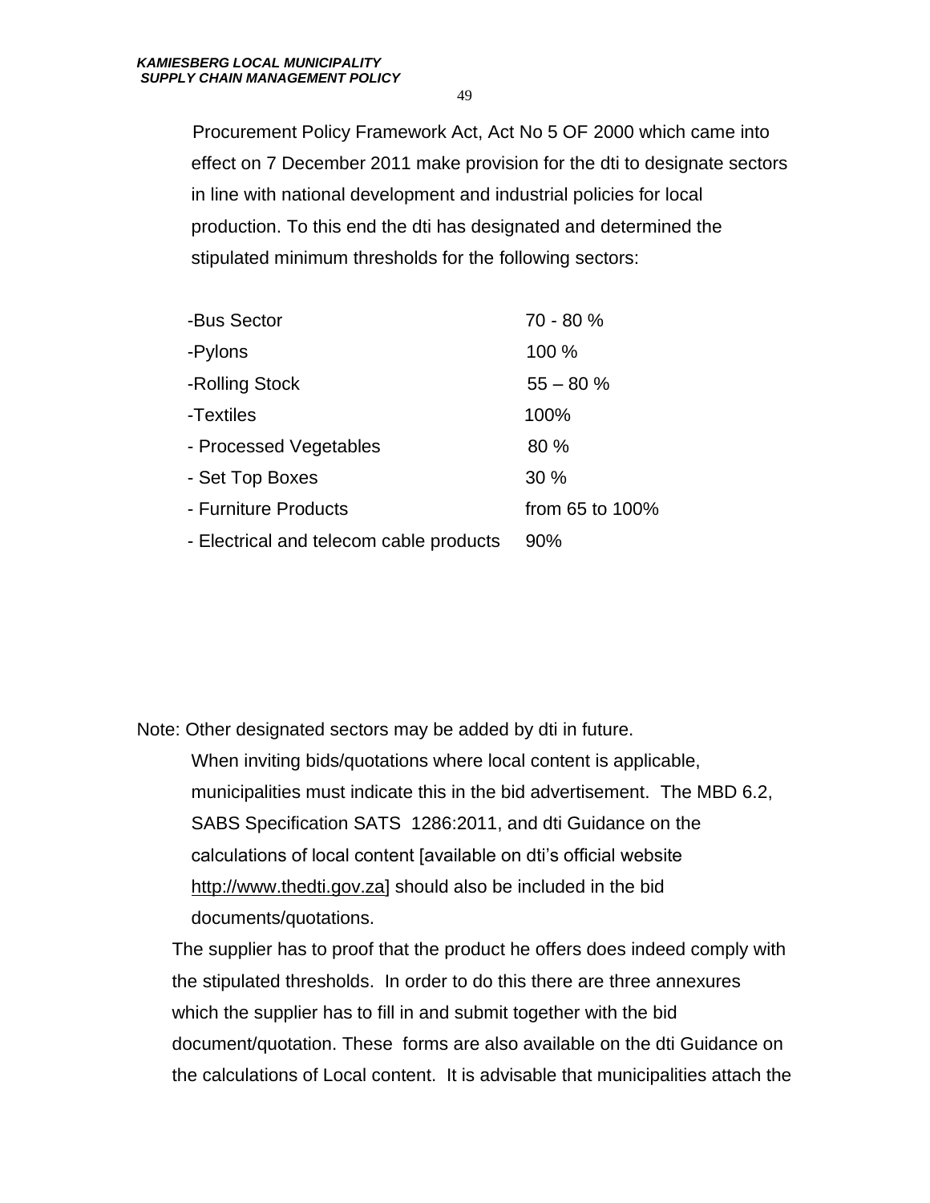Procurement Policy Framework Act, Act No 5 OF 2000 which came into effect on 7 December 2011 make provision for the dti to designate sectors in line with national development and industrial policies for local production. To this end the dti has designated and determined the stipulated minimum thresholds for the following sectors:

| Sector | Threshold |
|---|---|
| -Bus Sector | 70 - 80 % |
| -Pylons | 100 % |
| -Rolling Stock | 55 – 80 % |
| -Textiles | 100% |
| - Processed Vegetables | 80 % |
| - Set Top Boxes | 30 % |
| - Furniture Products | from 65 to 100% |
| - Electrical and telecom cable products | 90% |

Note: Other designated sectors may be added by dti in future.

When inviting bids/quotations where local content is applicable, municipalities must indicate this in the bid advertisement. The MBD 6.2, SABS Specification SATS 1286:2011, and dti Guidance on the calculations of local content [available on dti's official website http://www.thedti.gov.za] should also be included in the bid documents/quotations.

The supplier has to proof that the product he offers does indeed comply with the stipulated thresholds. In order to do this there are three annexures which the supplier has to fill in and submit together with the bid document/quotation. These forms are also available on the dti Guidance on the calculations of Local content. It is advisable that municipalities attach the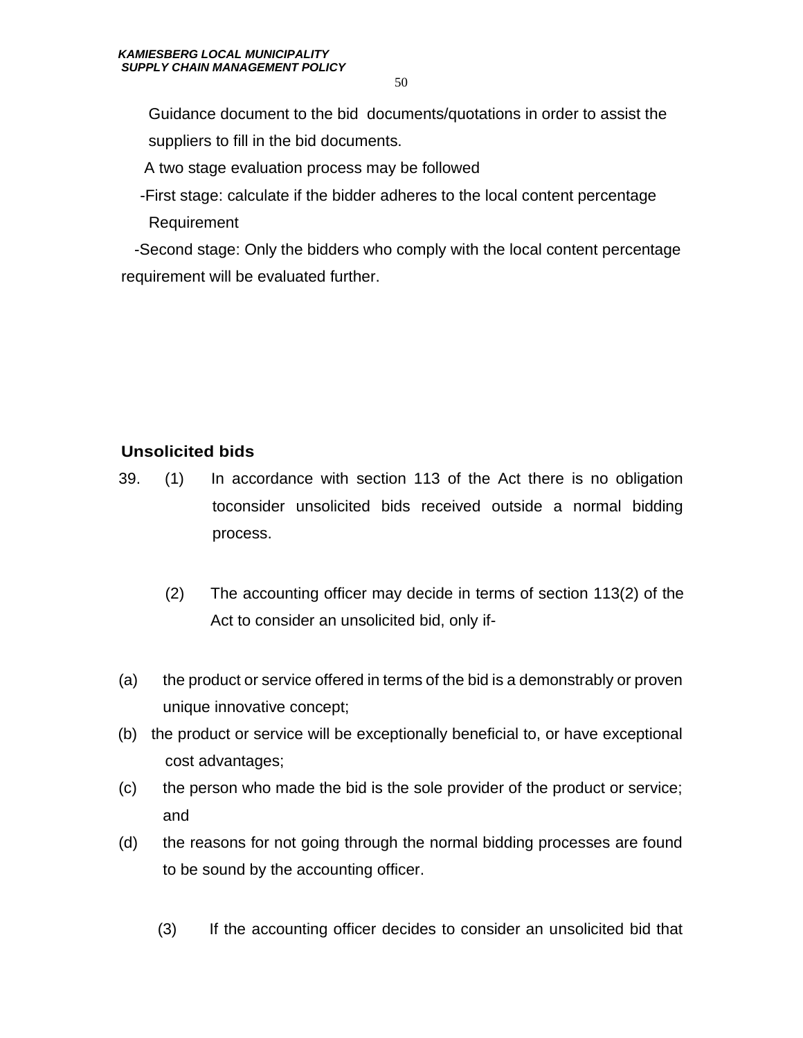Guidance document to the bid documents/quotations in order to assist the suppliers to fill in the bid documents.

A two stage evaluation process may be followed

-First stage: calculate if the bidder adheres to the local content percentage Requirement

-Second stage: Only the bidders who comply with the local content percentage requirement will be evaluated further.

**Unsolicited bids**

39. (1) In accordance with section 113 of the Act there is no obligation toconsider unsolicited bids received outside a normal bidding process.

(2) The accounting officer may decide in terms of section 113(2) of the Act to consider an unsolicited bid, only if-

(a) the product or service offered in terms of the bid is a demonstrably or proven unique innovative concept;

(b) the product or service will be exceptionally beneficial to, or have exceptional cost advantages;

(c) the person who made the bid is the sole provider of the product or service; and

(d) the reasons for not going through the normal bidding processes are found to be sound by the accounting officer.

(3) If the accounting officer decides to consider an unsolicited bid that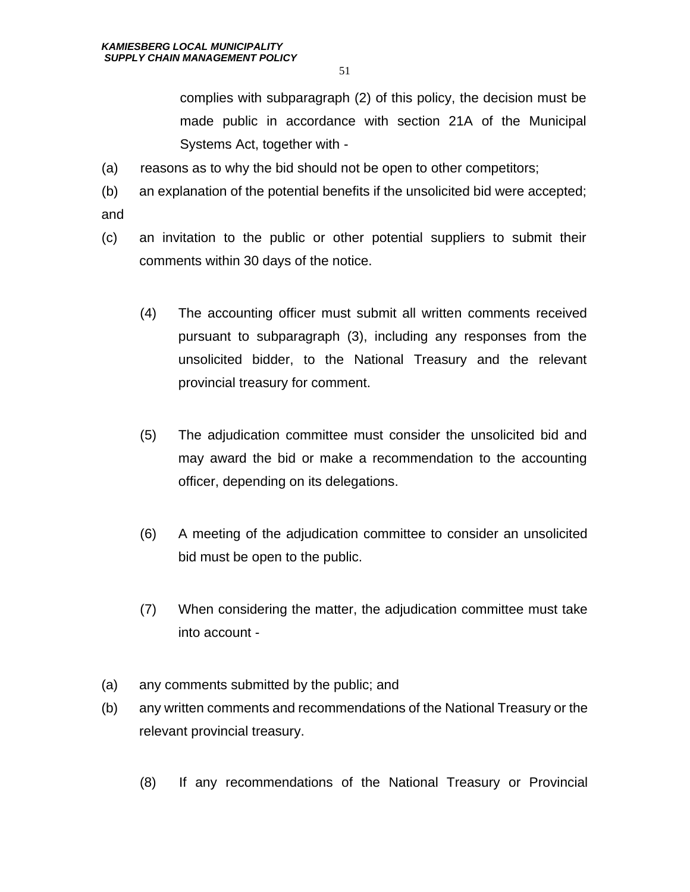complies with subparagraph (2) of this policy, the decision must be made public in accordance with section 21A of the Municipal Systems Act, together with -

(a) reasons as to why the bid should not be open to other competitors;

(b) an explanation of the potential benefits if the unsolicited bid were accepted; and

(c) an invitation to the public or other potential suppliers to submit their comments within 30 days of the notice.

(4) The accounting officer must submit all written comments received pursuant to subparagraph (3), including any responses from the unsolicited bidder, to the National Treasury and the relevant provincial treasury for comment.

(5) The adjudication committee must consider the unsolicited bid and may award the bid or make a recommendation to the accounting officer, depending on its delegations.

(6) A meeting of the adjudication committee to consider an unsolicited bid must be open to the public.

(7) When considering the matter, the adjudication committee must take into account -

(a) any comments submitted by the public; and

(b) any written comments and recommendations of the National Treasury or the relevant provincial treasury.

(8) If any recommendations of the National Treasury or Provincial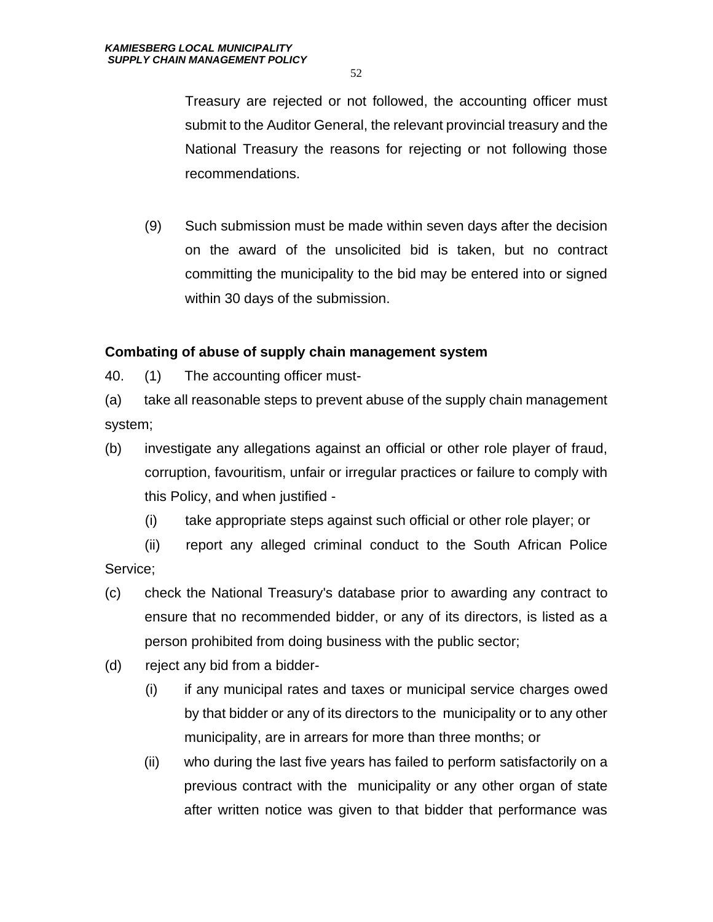Treasury are rejected or not followed, the accounting officer must submit to the Auditor General, the relevant provincial treasury and the National Treasury the reasons for rejecting or not following those recommendations.

(9) Such submission must be made within seven days after the decision on the award of the unsolicited bid is taken, but no contract committing the municipality to the bid may be entered into or signed within 30 days of the submission.

**Combating of abuse of supply chain management system**

40. (1) The accounting officer must-

(a) take all reasonable steps to prevent abuse of the supply chain management system;

(b) investigate any allegations against an official or other role player of fraud, corruption, favouritism, unfair or irregular practices or failure to comply with this Policy, and when justified -

 (i) take appropriate steps against such official or other role player; or

 (ii) report any alleged criminal conduct to the South African Police Service;

(c) check the National Treasury's database prior to awarding any contract to ensure that no recommended bidder, or any of its directors, is listed as a person prohibited from doing business with the public sector;

(d) reject any bid from a bidder-

 (i) if any municipal rates and taxes or municipal service charges owed by that bidder or any of its directors to the municipality or to any other municipality, are in arrears for more than three months; or

 (ii) who during the last five years has failed to perform satisfactorily on a previous contract with the municipality or any other organ of state after written notice was given to that bidder that performance was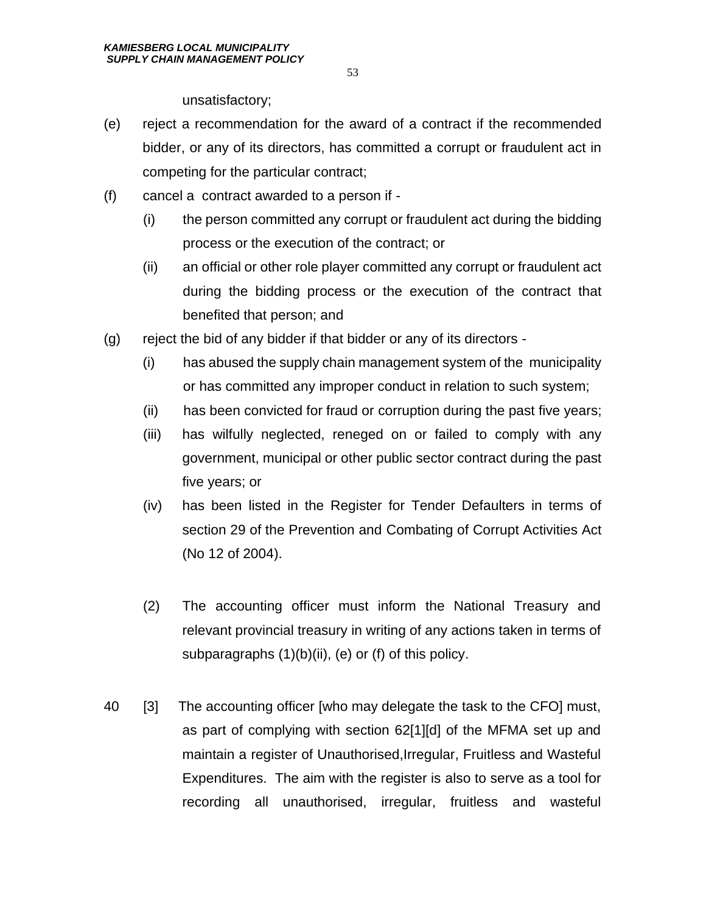unsatisfactory;

(e) reject a recommendation for the award of a contract if the recommended bidder, or any of its directors, has committed a corrupt or fraudulent act in competing for the particular contract;

(f) cancel a contract awarded to a person if -

  (i) the person committed any corrupt or fraudulent act during the bidding process or the execution of the contract; or

  (ii) an official or other role player committed any corrupt or fraudulent act during the bidding process or the execution of the contract that benefited that person; and

(g) reject the bid of any bidder if that bidder or any of its directors -

  (i) has abused the supply chain management system of the municipality or has committed any improper conduct in relation to such system;

  (ii) has been convicted for fraud or corruption during the past five years;

  (iii) has wilfully neglected, reneged on or failed to comply with any government, municipal or other public sector contract during the past five years; or

  (iv) has been listed in the Register for Tender Defaulters in terms of section 29 of the Prevention and Combating of Corrupt Activities Act (No 12 of 2004).

(2) The accounting officer must inform the National Treasury and relevant provincial treasury in writing of any actions taken in terms of subparagraphs (1)(b)(ii), (e) or (f) of this policy.

40 [3] The accounting officer [who may delegate the task to the CFO] must, as part of complying with section 62[1][d] of the MFMA set up and maintain a register of Unauthorised,Irregular, Fruitless and Wasteful Expenditures. The aim with the register is also to serve as a tool for recording all unauthorised, irregular, fruitless and wasteful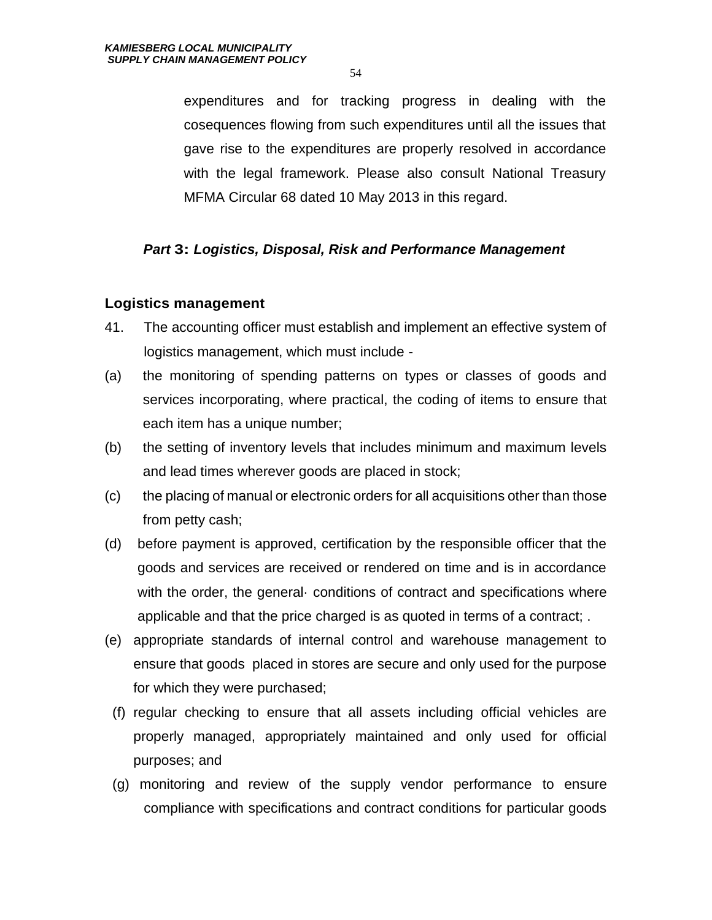expenditures and for tracking progress in dealing with the cosequences flowing from such expenditures until all the issues that gave rise to the expenditures are properly resolved in accordance with the legal framework. Please also consult National Treasury MFMA Circular 68 dated 10 May 2013 in this regard.

### *Part 3: Logistics, Disposal, Risk and Performance Management*

**Logistics management**

41. The accounting officer must establish and implement an effective system of logistics management, which must include -

(a) the monitoring of spending patterns on types or classes of goods and services incorporating, where practical, the coding of items to ensure that each item has a unique number;

(b) the setting of inventory levels that includes minimum and maximum levels and lead times wherever goods are placed in stock;

(c) the placing of manual or electronic orders for all acquisitions other than those from petty cash;

(d) before payment is approved, certification by the responsible officer that the goods and services are received or rendered on time and is in accordance with the order, the general· conditions of contract and specifications where applicable and that the price charged is as quoted in terms of a contract; .

(e) appropriate standards of internal control and warehouse management to ensure that goods placed in stores are secure and only used for the purpose for which they were purchased;

(f) regular checking to ensure that all assets including official vehicles are properly managed, appropriately maintained and only used for official purposes; and

(g) monitoring and review of the supply vendor performance to ensure compliance with specifications and contract conditions for particular goods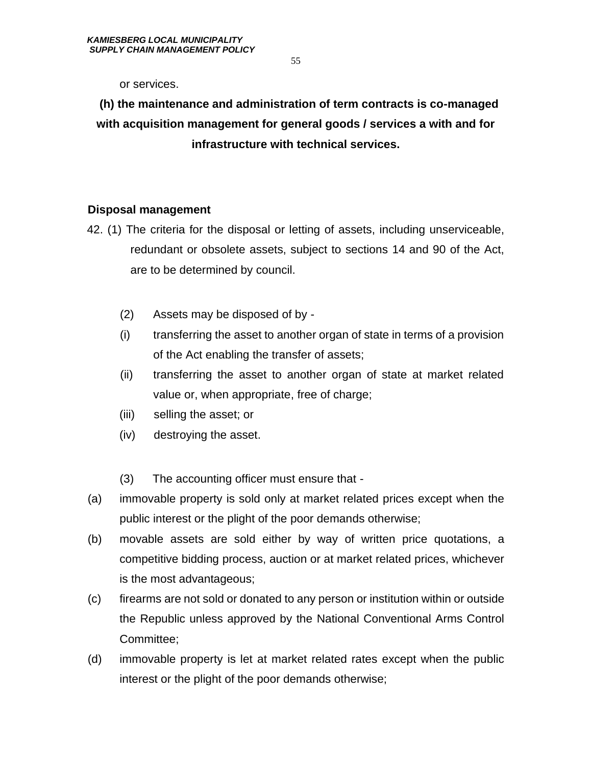or services.

**(h) the maintenance and administration of term contracts is co-managed with acquisition management for general goods / services a with and for infrastructure with technical services.**

**Disposal management**

42. (1) The criteria for the disposal or letting of assets, including unserviceable, redundant or obsolete assets, subject to sections 14 and 90 of the Act, are to be determined by council.

(2) Assets may be disposed of by -

(i) transferring the asset to another organ of state in terms of a provision of the Act enabling the transfer of assets;

(ii) transferring the asset to another organ of state at market related value or, when appropriate, free of charge;

(iii) selling the asset; or

(iv) destroying the asset.

(3) The accounting officer must ensure that -

(a) immovable property is sold only at market related prices except when the public interest or the plight of the poor demands otherwise;

(b) movable assets are sold either by way of written price quotations, a competitive bidding process, auction or at market related prices, whichever is the most advantageous;

(c) firearms are not sold or donated to any person or institution within or outside the Republic unless approved by the National Conventional Arms Control Committee;

(d) immovable property is let at market related rates except when the public interest or the plight of the poor demands otherwise;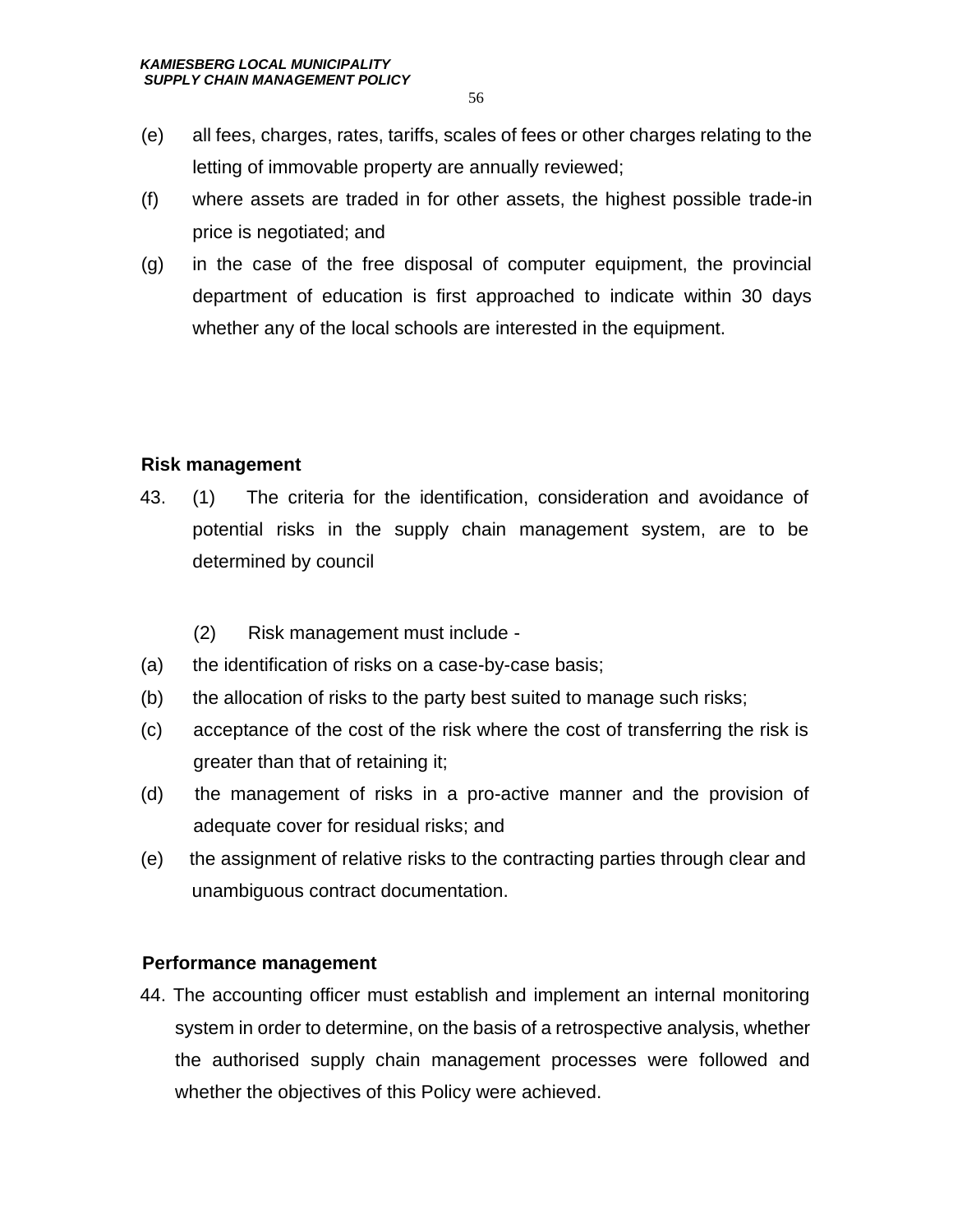(e) all fees, charges, rates, tariffs, scales of fees or other charges relating to the letting of immovable property are annually reviewed;

(f) where assets are traded in for other assets, the highest possible trade-in price is negotiated; and

(g) in the case of the free disposal of computer equipment, the provincial department of education is first approached to indicate within 30 days whether any of the local schools are interested in the equipment.

**Risk management**

43. (1) The criteria for the identification, consideration and avoidance of potential risks in the supply chain management system, are to be determined by council

(2) Risk management must include -

(a) the identification of risks on a case-by-case basis;

(b) the allocation of risks to the party best suited to manage such risks;

(c) acceptance of the cost of the risk where the cost of transferring the risk is greater than that of retaining it;

(d) the management of risks in a pro-active manner and the provision of adequate cover for residual risks; and

(e) the assignment of relative risks to the contracting parties through clear and unambiguous contract documentation.

**Performance management**

44. The accounting officer must establish and implement an internal monitoring system in order to determine, on the basis of a retrospective analysis, whether the authorised supply chain management processes were followed and whether the objectives of this Policy were achieved.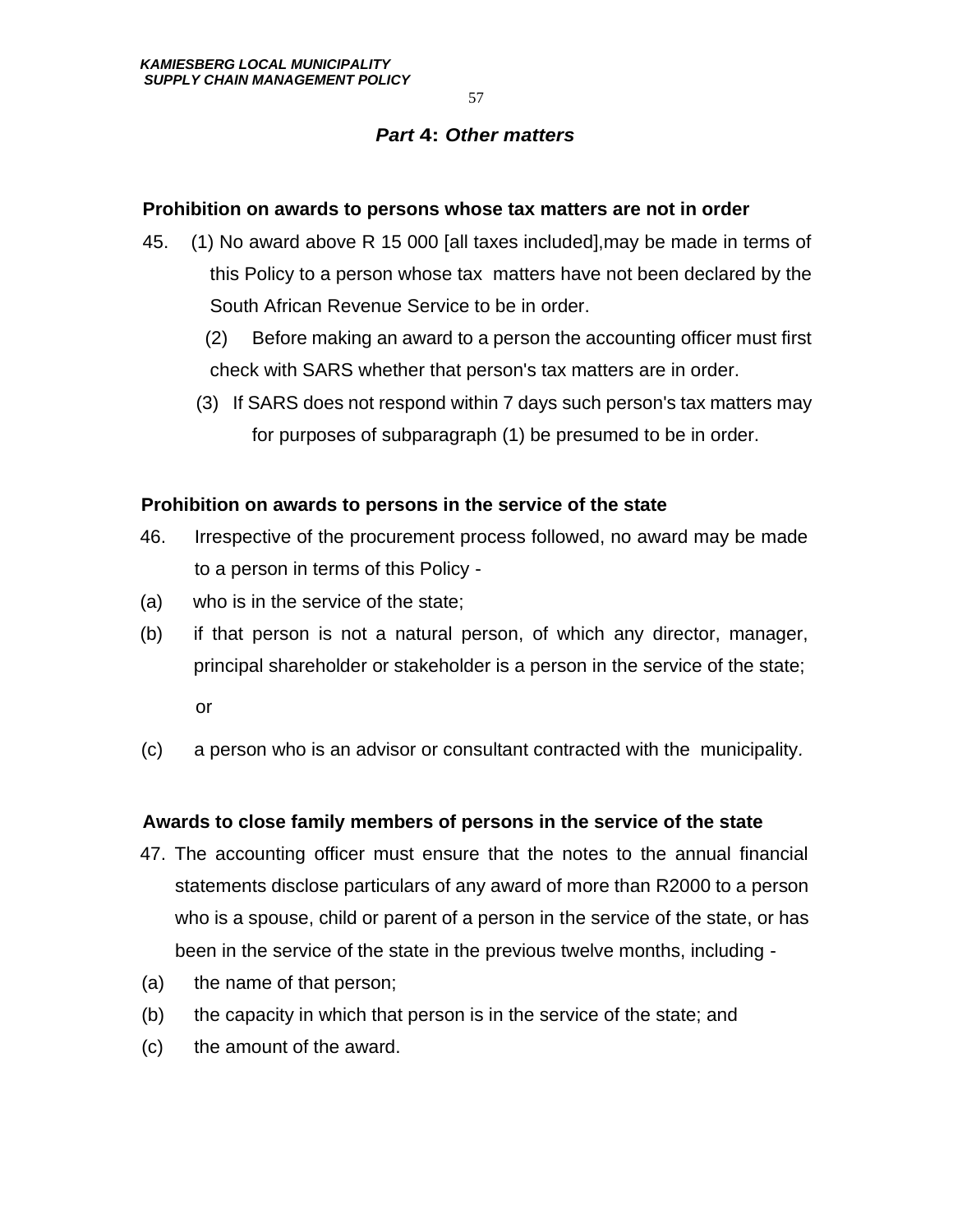## *Part 4: Other matters*

**Prohibition on awards to persons whose tax matters are not in order**

45. (1) No award above R 15 000 [all taxes included],may be made in terms of this Policy to a person whose tax matters have not been declared by the South African Revenue Service to be in order.

(2) Before making an award to a person the accounting officer must first check with SARS whether that person's tax matters are in order.

(3) If SARS does not respond within 7 days such person's tax matters may for purposes of subparagraph (1) be presumed to be in order.

**Prohibition on awards to persons in the service of the state**

46. Irrespective of the procurement process followed, no award may be made to a person in terms of this Policy -

(a) who is in the service of the state;

(b) if that person is not a natural person, of which any director, manager, principal shareholder or stakeholder is a person in the service of the state; or

(c) a person who is an advisor or consultant contracted with the municipality.

**Awards to close family members of persons in the service of the state**

47. The accounting officer must ensure that the notes to the annual financial statements disclose particulars of any award of more than R2000 to a person who is a spouse, child or parent of a person in the service of the state, or has been in the service of the state in the previous twelve months, including -

(a) the name of that person;

(b) the capacity in which that person is in the service of the state; and

(c) the amount of the award.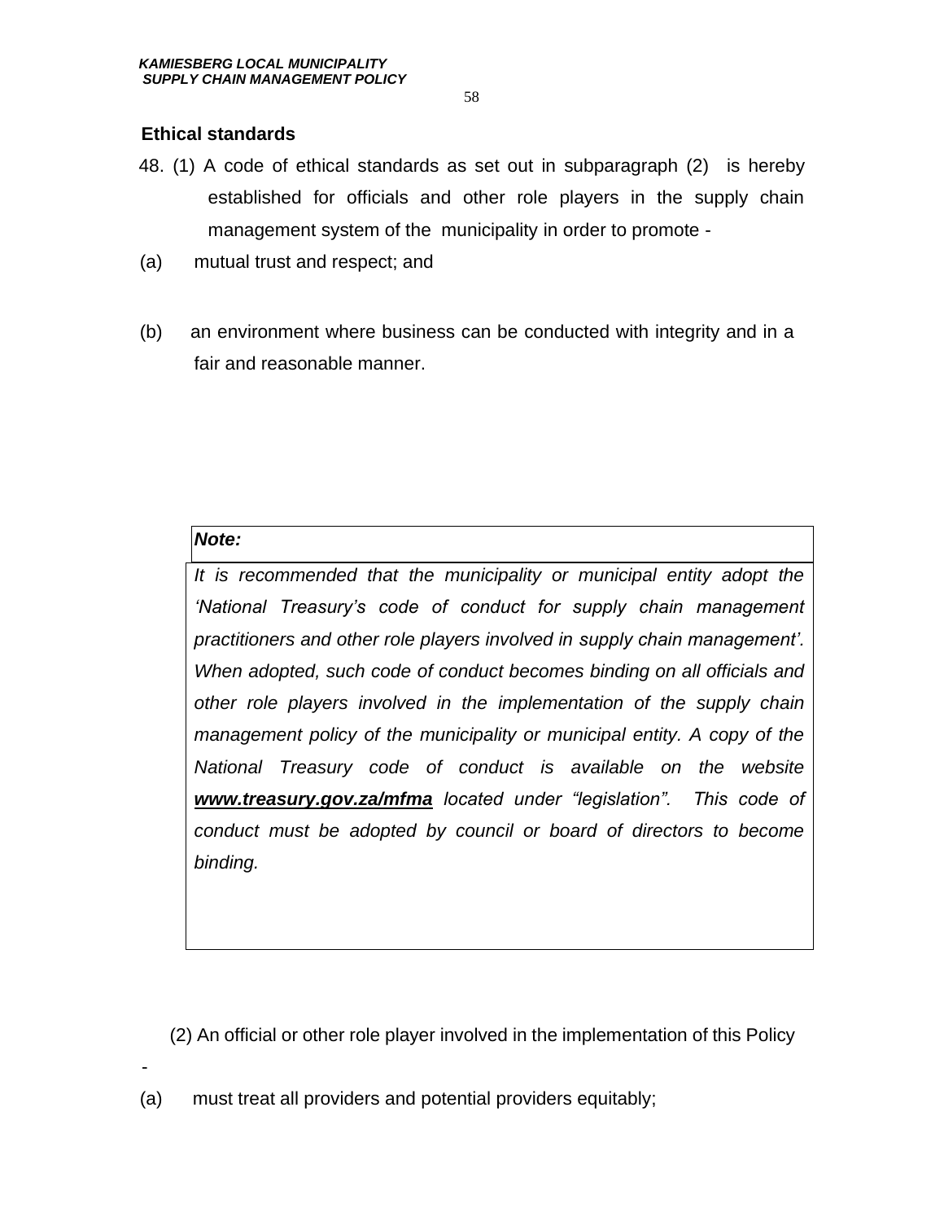### Ethical standards

48. (1) A code of ethical standards as set out in subparagraph (2) is hereby established for officials and other role players in the supply chain management system of the municipality in order to promote -

(a) mutual trust and respect; and

(b) an environment where business can be conducted with integrity and in a fair and reasonable manner.

> ***Note:***
>
> *It is recommended that the municipality or municipal entity adopt the 'National Treasury's code of conduct for supply chain management practitioners and other role players involved in supply chain management'. When adopted, such code of conduct becomes binding on all officials and other role players involved in the implementation of the supply chain management policy of the municipality or municipal entity. A copy of the National Treasury code of conduct is available on the website* ***www.treasury.gov.za/mfma*** *located under "legislation". This code of conduct must be adopted by council or board of directors to become binding.*

(2) An official or other role player involved in the implementation of this Policy -

(a) must treat all providers and potential providers equitably;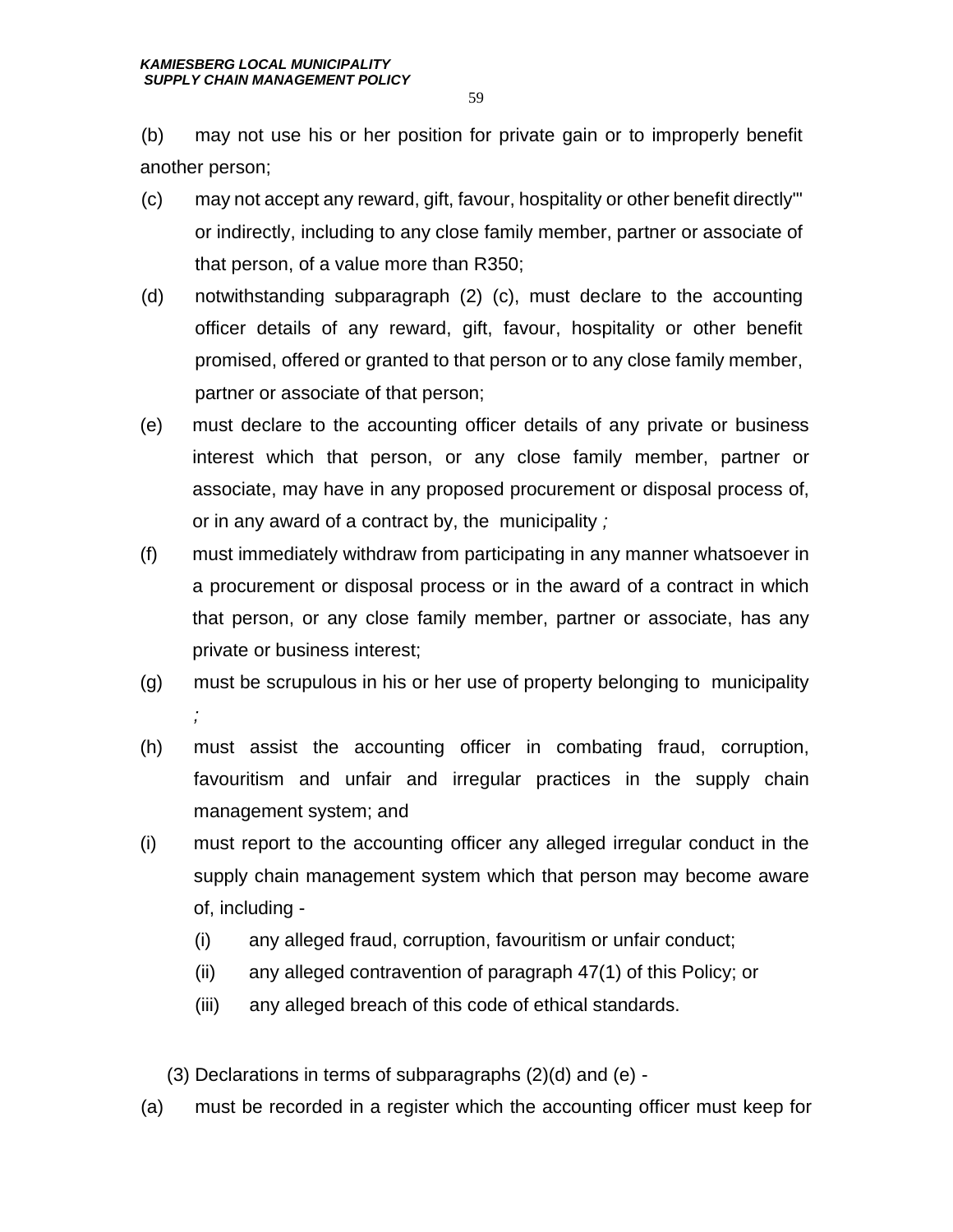(b) may not use his or her position for private gain or to improperly benefit another person;

(c) may not accept any reward, gift, favour, hospitality or other benefit directly"' or indirectly, including to any close family member, partner or associate of that person, of a value more than R350;

(d) notwithstanding subparagraph (2) (c), must declare to the accounting officer details of any reward, gift, favour, hospitality or other benefit promised, offered or granted to that person or to any close family member, partner or associate of that person;

(e) must declare to the accounting officer details of any private or business interest which that person, or any close family member, partner or associate, may have in any proposed procurement or disposal process of, or in any award of a contract by, the municipality *;*

(f) must immediately withdraw from participating in any manner whatsoever in a procurement or disposal process or in the award of a contract in which that person, or any close family member, partner or associate, has any private or business interest;

(g) must be scrupulous in his or her use of property belonging to municipality *;*

(h) must assist the accounting officer in combating fraud, corruption, favouritism and unfair and irregular practices in the supply chain management system; and

(i) must report to the accounting officer any alleged irregular conduct in the supply chain management system which that person may become aware of, including -

  (i) any alleged fraud, corruption, favouritism or unfair conduct;

  (ii) any alleged contravention of paragraph 47(1) of this Policy; or

  (iii) any alleged breach of this code of ethical standards.

(3) Declarations in terms of subparagraphs (2)(d) and (e) -

(a) must be recorded in a register which the accounting officer must keep for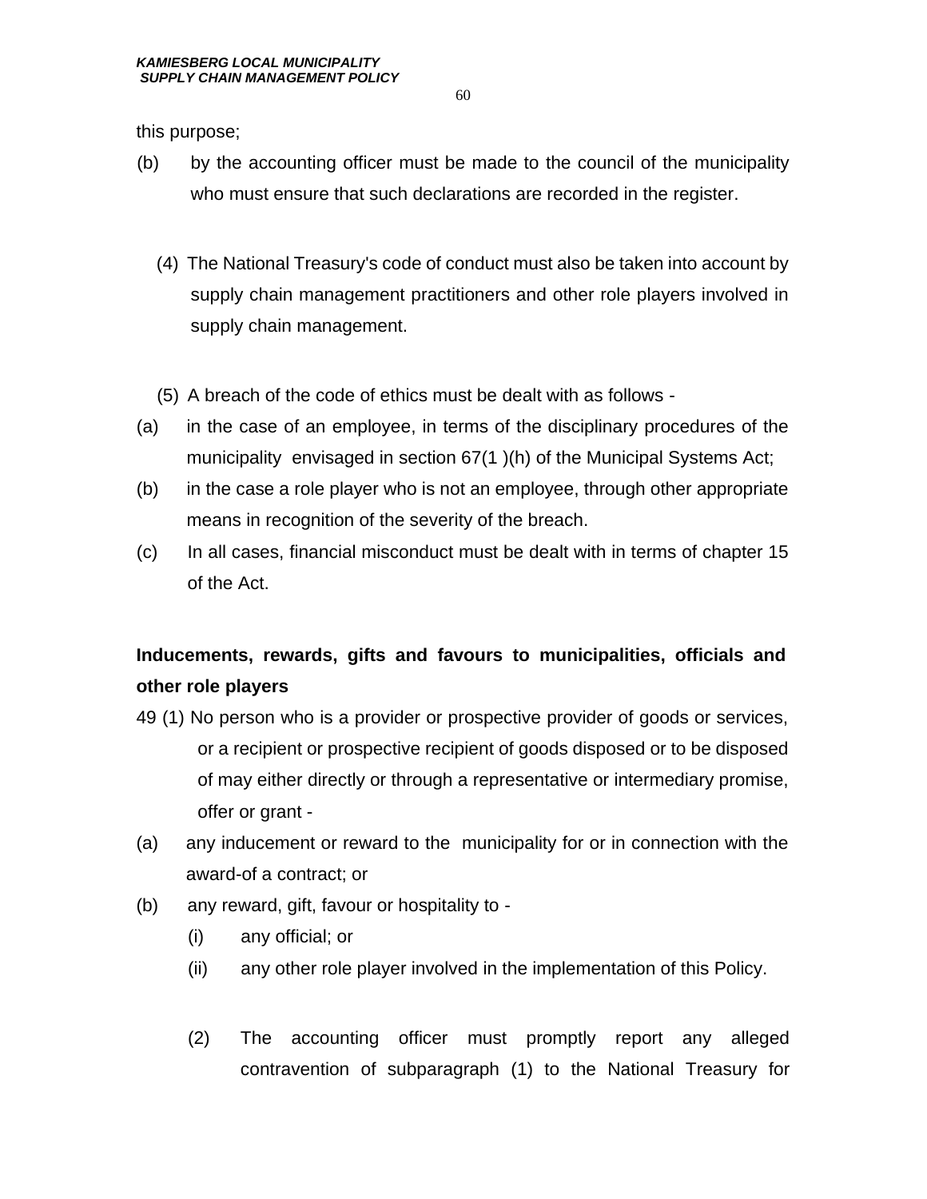this purpose;

(b) by the accounting officer must be made to the council of the municipality who must ensure that such declarations are recorded in the register.

(4) The National Treasury's code of conduct must also be taken into account by supply chain management practitioners and other role players involved in supply chain management.

(5) A breach of the code of ethics must be dealt with as follows -

(a) in the case of an employee, in terms of the disciplinary procedures of the municipality envisaged in section 67(1 )(h) of the Municipal Systems Act;

(b) in the case a role player who is not an employee, through other appropriate means in recognition of the severity of the breach.

(c) In all cases, financial misconduct must be dealt with in terms of chapter 15 of the Act.

**Inducements, rewards, gifts and favours to municipalities, officials and other role players**

49 (1) No person who is a provider or prospective provider of goods or services, or a recipient or prospective recipient of goods disposed or to be disposed of may either directly or through a representative or intermediary promise, offer or grant -

(a) any inducement or reward to the municipality for or in connection with the award-of a contract; or

(b) any reward, gift, favour or hospitality to -

  (i) any official; or

  (ii) any other role player involved in the implementation of this Policy.

(2) The accounting officer must promptly report any alleged contravention of subparagraph (1) to the National Treasury for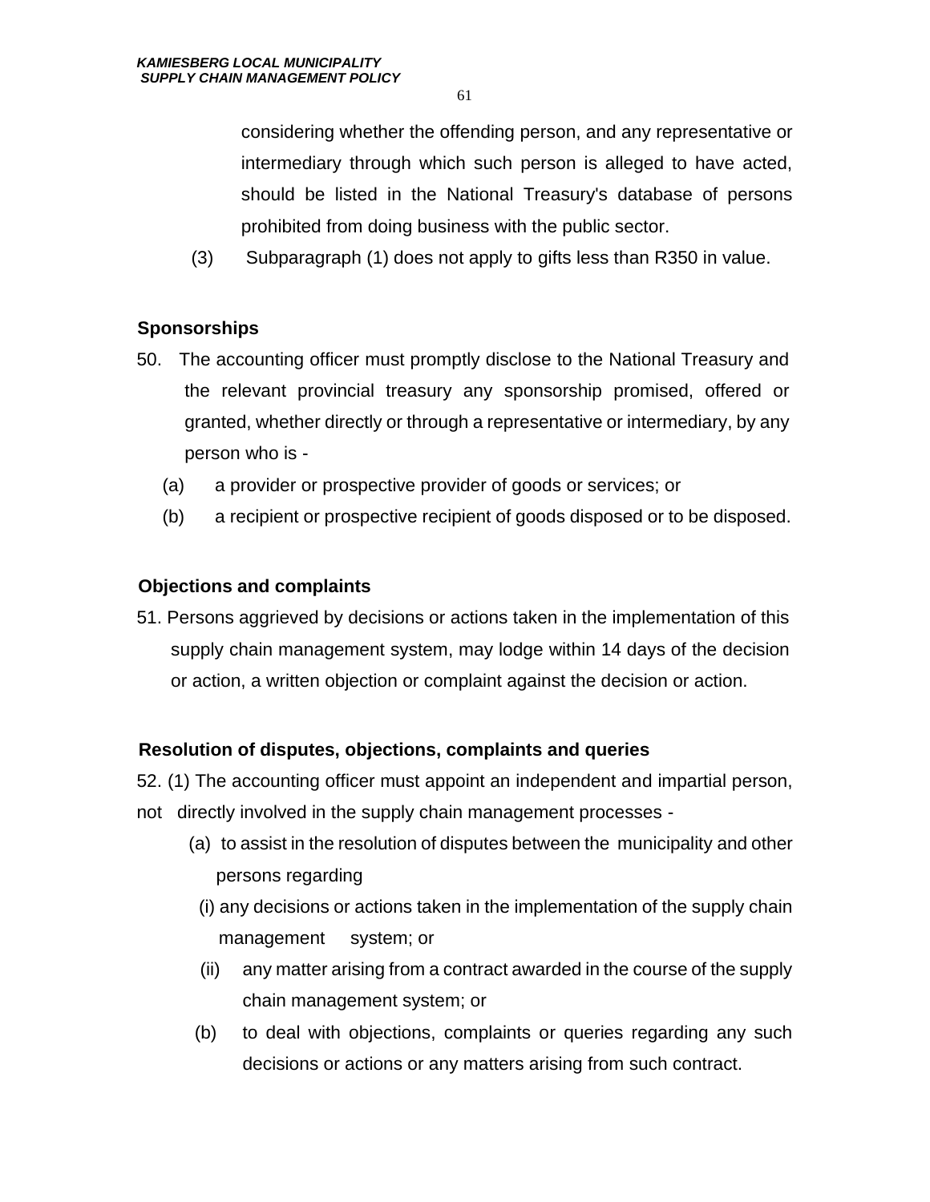considering whether the offending person, and any representative or intermediary through which such person is alleged to have acted, should be listed in the National Treasury's database of persons prohibited from doing business with the public sector.

(3) Subparagraph (1) does not apply to gifts less than R350 in value.

**Sponsorships**

50. The accounting officer must promptly disclose to the National Treasury and the relevant provincial treasury any sponsorship promised, offered or granted, whether directly or through a representative or intermediary, by any person who is -

(a) a provider or prospective provider of goods or services; or

(b) a recipient or prospective recipient of goods disposed or to be disposed.

**Objections and complaints**

51. Persons aggrieved by decisions or actions taken in the implementation of this supply chain management system, may lodge within 14 days of the decision or action, a written objection or complaint against the decision or action.

**Resolution of disputes, objections, complaints and queries**

52. (1) The accounting officer must appoint an independent and impartial person, not directly involved in the supply chain management processes -

(a) to assist in the resolution of disputes between the municipality and other persons regarding

(i) any decisions or actions taken in the implementation of the supply chain management system; or

(ii) any matter arising from a contract awarded in the course of the supply chain management system; or

(b) to deal with objections, complaints or queries regarding any such decisions or actions or any matters arising from such contract.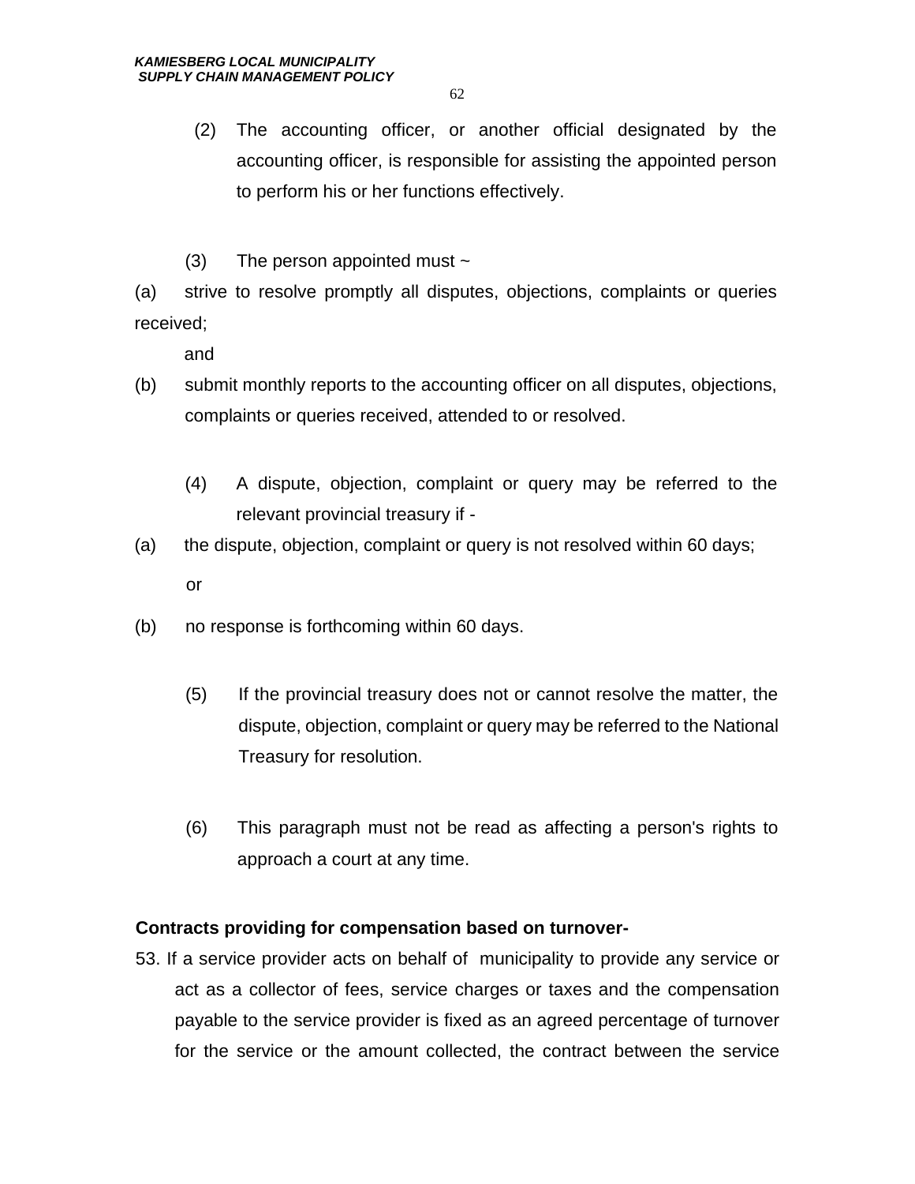(2) The accounting officer, or another official designated by the accounting officer, is responsible for assisting the appointed person to perform his or her functions effectively.

(3) The person appointed must ~

(a) strive to resolve promptly all disputes, objections, complaints or queries received;

and

(b) submit monthly reports to the accounting officer on all disputes, objections, complaints or queries received, attended to or resolved.

(4) A dispute, objection, complaint or query may be referred to the relevant provincial treasury if -

(a) the dispute, objection, complaint or query is not resolved within 60 days;

or

(b) no response is forthcoming within 60 days.

(5) If the provincial treasury does not or cannot resolve the matter, the dispute, objection, complaint or query may be referred to the National Treasury for resolution.

(6) This paragraph must not be read as affecting a person's rights to approach a court at any time.

**Contracts providing for compensation based on turnover-**

53. If a service provider acts on behalf of municipality to provide any service or act as a collector of fees, service charges or taxes and the compensation payable to the service provider is fixed as an agreed percentage of turnover for the service or the amount collected, the contract between the service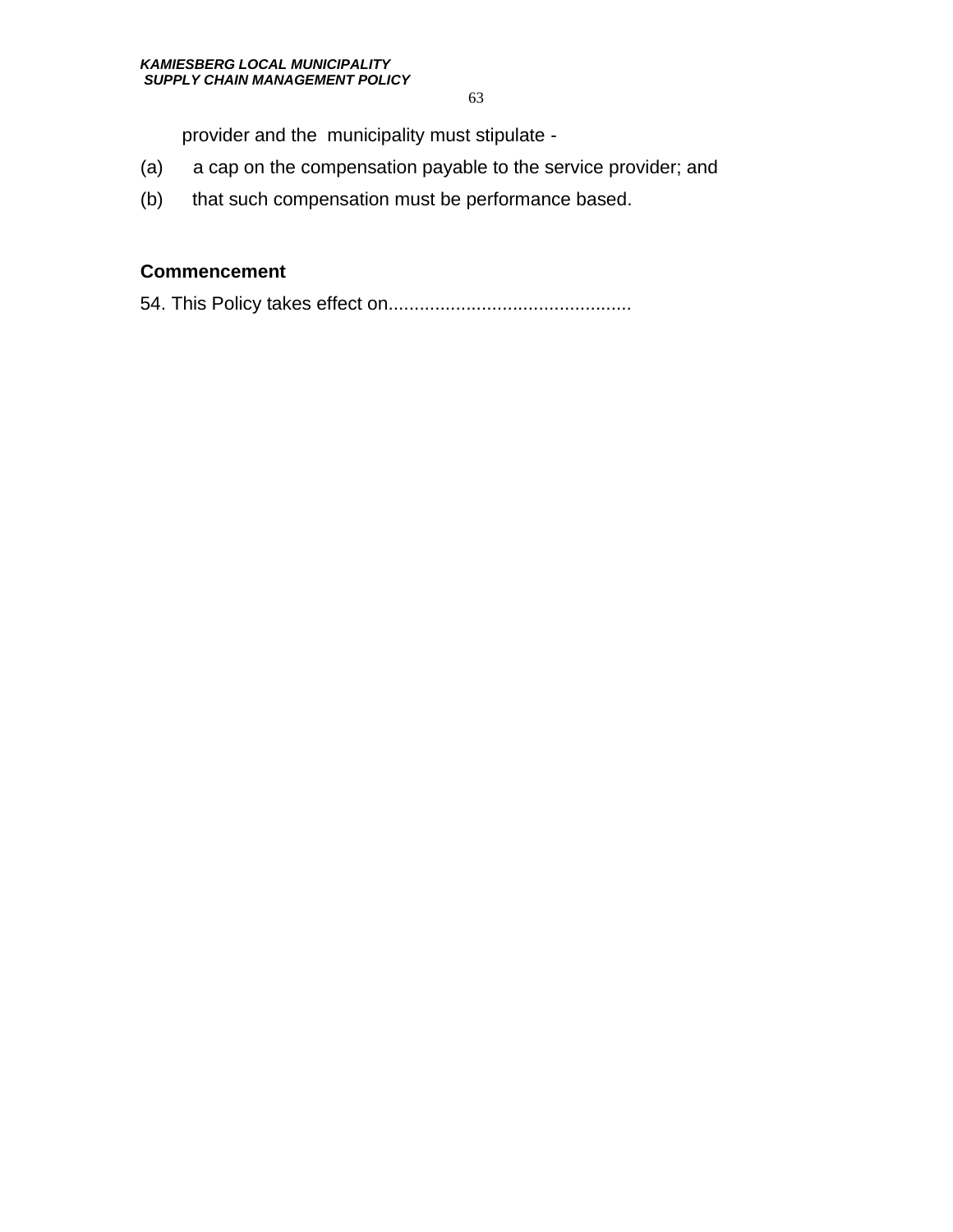provider and the municipality must stipulate -

(a) a cap on the compensation payable to the service provider; and

(b) that such compensation must be performance based.

**Commencement**

54. This Policy takes effect on...............................................